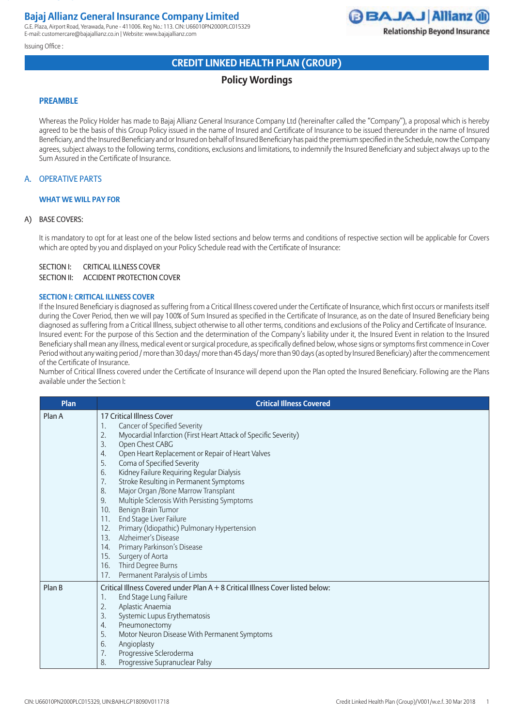# Bajaj Allianz General Insurance Company Limited

G.E. Plaza, Airport Road, Yerawada, Pune - 411006. Reg No.: 113. CIN: U66010PN2000PLC015329
E-mail: customercare@bajajallianz.co.in | Website: www.bajajallianz.com

Relationship Beyond Insurance

Issuing Office :

## CREDIT LINKED HEALTH PLAN (GROUP)

### Policy Wordings

### PREAMBLE

Whereas the Policy Holder has made to Bajaj Allianz General Insurance Company Ltd (hereinafter called the "Company"), a proposal which is hereby agreed to be the basis of this Group Policy issued in the name of Insured and Certificate of Insurance to be issued thereunder in the name of Insured Beneficiary, and the Insured Beneficiary and or Insured on behalf of Insured Beneficiary has paid the premium specified in the Schedule, now the Company agrees, subject always to the following terms, conditions, exclusions and limitations, to indemnify the Insured Beneficiary and subject always up to the Sum Assured in the Certificate of Insurance.

## A. OPERATIVE PARTS

### WHAT WE WILL PAY FOR

A) BASE COVERS:

It is mandatory to opt for at least one of the below listed sections and below terms and conditions of respective section will be applicable for Covers which are opted by you and displayed on your Policy Schedule read with the Certificate of Insurance:

SECTION I: CRITICAL ILLNESS COVER
SECTION II: ACCIDENT PROTECTION COVER

### SECTION I: CRITICAL ILLNESS COVER

If the Insured Beneficiary is diagnosed as suffering from a Critical Illness covered under the Certificate of Insurance, which first occurs or manifests itself during the Cover Period, then we will pay 100% of Sum Insured as specified in the Certificate of Insurance, as on the date of Insured Beneficiary being diagnosed as suffering from a Critical Illness, subject otherwise to all other terms, conditions and exclusions of the Policy and Certificate of Insurance.

Insured event: For the purpose of this Section and the determination of the Company's liability under it, the Insured Event in relation to the Insured Beneficiary shall mean any illness, medical event or surgical procedure, as specifically defined below, whose signs or symptoms first commence in Cover Period without any waiting period / more than 30 days/ more than 45 days/ more than 90 days (as opted by Insured Beneficiary) after the commencement of the Certificate of Insurance.

Number of Critical Illness covered under the Certificate of Insurance will depend upon the Plan opted the Insured Beneficiary. Following are the Plans available under the Section I:

| Plan | Critical Illness Covered |
|---|---|
| Plan A | 17 Critical Illness Cover<br>1. Cancer of Specified Severity<br>2. Myocardial Infarction (First Heart Attack of Specific Severity)<br>3. Open Chest CABG<br>4. Open Heart Replacement or Repair of Heart Valves<br>5. Coma of Specified Severity<br>6. Kidney Failure Requiring Regular Dialysis<br>7. Stroke Resulting in Permanent Symptoms<br>8. Major Organ /Bone Marrow Transplant<br>9. Multiple Sclerosis With Persisting Symptoms<br>10. Benign Brain Tumor<br>11. End Stage Liver Failure<br>12. Primary (Idiopathic) Pulmonary Hypertension<br>13. Alzheimer's Disease<br>14. Primary Parkinson's Disease<br>15. Surgery of Aorta<br>16. Third Degree Burns<br>17. Permanent Paralysis of Limbs |
| Plan B | Critical Illness Covered under Plan A + 8 Critical Illness Cover listed below:<br>1. End Stage Lung Failure<br>2. Aplastic Anaemia<br>3. Systemic Lupus Erythematosis<br>4. Pneumonectomy<br>5. Motor Neuron Disease With Permanent Symptoms<br>6. Angioplasty<br>7. Progressive Scleroderma<br>8. Progressive Supranuclear Palsy |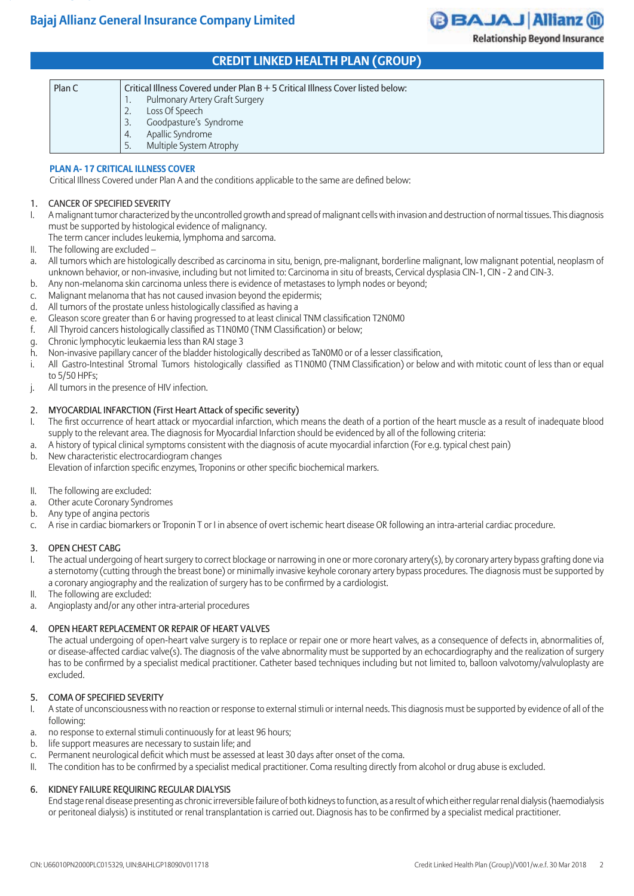| | |
|---|---|
| Plan C | Critical Illness Covered under Plan B + 5 Critical Illness Cover listed below:<br>1. Pulmonary Artery Graft Surgery<br>2. Loss Of Speech<br>3. Goodpasture's Syndrome<br>4. Apallic Syndrome<br>5. Multiple System Atrophy |

### PLAN A- 17 CRITICAL ILLNESS COVER

Critical Illness Covered under Plan A and the conditions applicable to the same are defined below:

1. CANCER OF SPECIFIED SEVERITY

I. A malignant tumor characterized by the uncontrolled growth and spread of malignant cells with invasion and destruction of normal tissues. This diagnosis must be supported by histological evidence of malignancy.
The term cancer includes leukemia, lymphoma and sarcoma.

II. The following are excluded –

a. All tumors which are histologically described as carcinoma in situ, benign, pre-malignant, borderline malignant, low malignant potential, neoplasm of unknown behavior, or non-invasive, including but not limited to: Carcinoma in situ of breasts, Cervical dysplasia CIN-1, CIN - 2 and CIN-3.

b. Any non-melanoma skin carcinoma unless there is evidence of metastases to lymph nodes or beyond;

c. Malignant melanoma that has not caused invasion beyond the epidermis;

d. All tumors of the prostate unless histologically classified as having a

e. Gleason score greater than 6 or having progressed to at least clinical TNM classification T2N0M0

f. All Thyroid cancers histologically classified as T1N0M0 (TNM Classification) or below;

g. Chronic lymphocytic leukaemia less than RAI stage 3

h. Non-invasive papillary cancer of the bladder histologically described as TaN0M0 or of a lesser classification,

i. All Gastro-Intestinal Stromal Tumors histologically classified as T1N0M0 (TNM Classification) or below and with mitotic count of less than or equal to 5/50 HPFs;

j. All tumors in the presence of HIV infection.

2. MYOCARDIAL INFARCTION (First Heart Attack of specific severity)

I. The first occurrence of heart attack or myocardial infarction, which means the death of a portion of the heart muscle as a result of inadequate blood supply to the relevant area. The diagnosis for Myocardial Infarction should be evidenced by all of the following criteria:

a. A history of typical clinical symptoms consistent with the diagnosis of acute myocardial infarction (For e.g. typical chest pain)

b. New characteristic electrocardiogram changes
Elevation of infarction specific enzymes, Troponins or other specific biochemical markers.

II. The following are excluded:

a. Other acute Coronary Syndromes

b. Any type of angina pectoris

c. A rise in cardiac biomarkers or Troponin T or I in absence of overt ischemic heart disease OR following an intra-arterial cardiac procedure.

3. OPEN CHEST CABG

I. The actual undergoing of heart surgery to correct blockage or narrowing in one or more coronary artery(s), by coronary artery bypass grafting done via a sternotomy (cutting through the breast bone) or minimally invasive keyhole coronary artery bypass procedures. The diagnosis must be supported by a coronary angiography and the realization of surgery has to be confirmed by a cardiologist.

II. The following are excluded:

a. Angioplasty and/or any other intra-arterial procedures

4. OPEN HEART REPLACEMENT OR REPAIR OF HEART VALVES

The actual undergoing of open-heart valve surgery is to replace or repair one or more heart valves, as a consequence of defects in, abnormalities of, or disease-affected cardiac valve(s). The diagnosis of the valve abnormality must be supported by an echocardiography and the realization of surgery has to be confirmed by a specialist medical practitioner. Catheter based techniques including but not limited to, balloon valvotomy/valvuloplasty are excluded.

5. COMA OF SPECIFIED SEVERITY

I. A state of unconsciousness with no reaction or response to external stimuli or internal needs. This diagnosis must be supported by evidence of all of the following:

a. no response to external stimuli continuously for at least 96 hours;

b. life support measures are necessary to sustain life; and

c. Permanent neurological deficit which must be assessed at least 30 days after onset of the coma.

II. The condition has to be confirmed by a specialist medical practitioner. Coma resulting directly from alcohol or drug abuse is excluded.

6. KIDNEY FAILURE REQUIRING REGULAR DIALYSIS

End stage renal disease presenting as chronic irreversible failure of both kidneys to function, as a result of which either regular renal dialysis (haemodialysis or peritoneal dialysis) is instituted or renal transplantation is carried out. Diagnosis has to be confirmed by a specialist medical practitioner.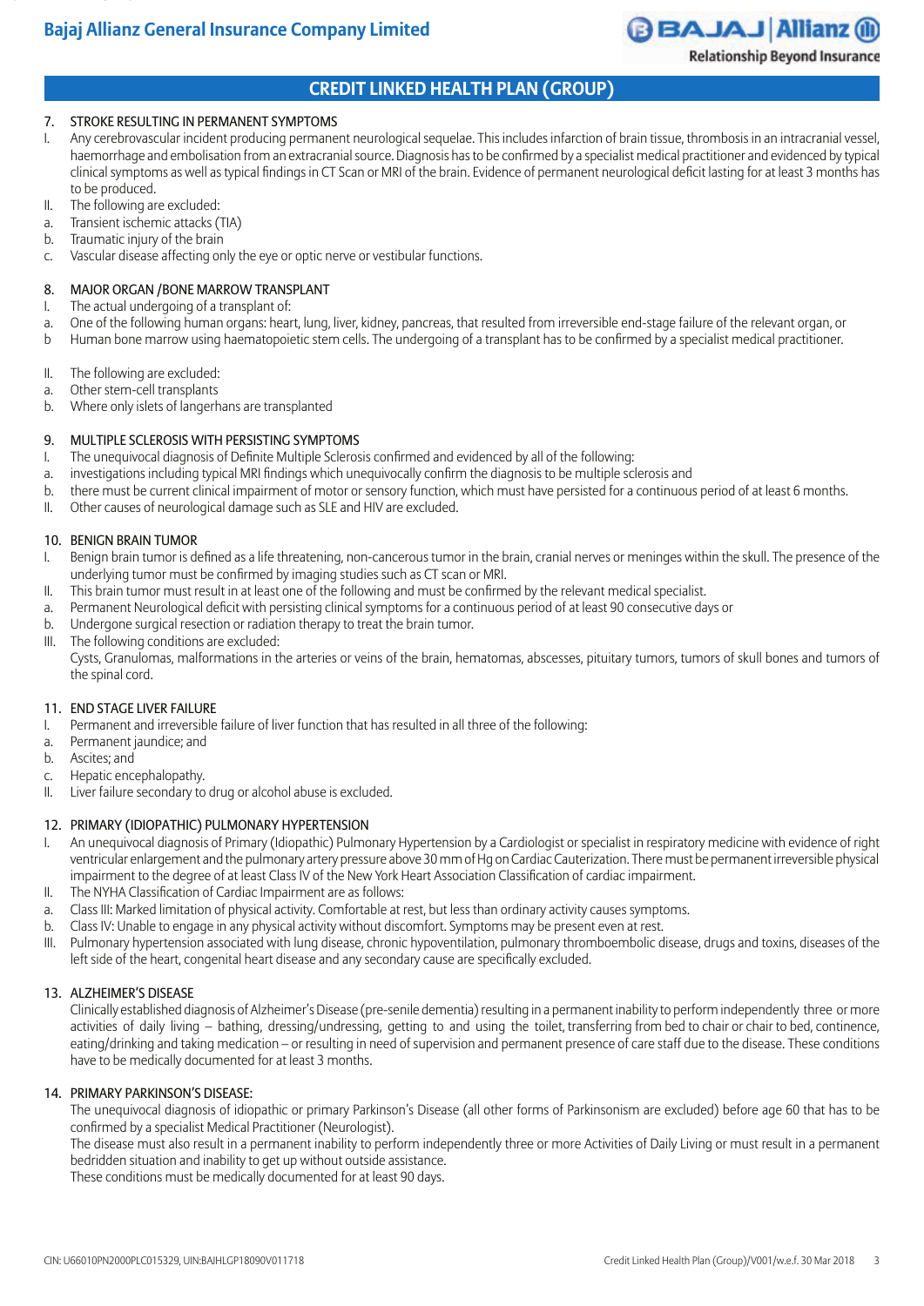## CREDIT LINKED HEALTH PLAN (GROUP)

7. STROKE RESULTING IN PERMANENT SYMPTOMS

I. Any cerebrovascular incident producing permanent neurological sequelae. This includes infarction of brain tissue, thrombosis in an intracranial vessel, haemorrhage and embolisation from an extracranial source. Diagnosis has to be confirmed by a specialist medical practitioner and evidenced by typical clinical symptoms as well as typical findings in CT Scan or MRI of the brain. Evidence of permanent neurological deficit lasting for at least 3 months has to be produced.

II. The following are excluded:

a. Transient ischemic attacks (TIA)

b. Traumatic injury of the brain

c. Vascular disease affecting only the eye or optic nerve or vestibular functions.

8. MAJOR ORGAN /BONE MARROW TRANSPLANT

I. The actual undergoing of a transplant of:

a. One of the following human organs: heart, lung, liver, kidney, pancreas, that resulted from irreversible end-stage failure of the relevant organ, or

b Human bone marrow using haematopoietic stem cells. The undergoing of a transplant has to be confirmed by a specialist medical practitioner.

II. The following are excluded:

a. Other stem-cell transplants

b. Where only islets of langerhans are transplanted

9. MULTIPLE SCLEROSIS WITH PERSISTING SYMPTOMS

I. The unequivocal diagnosis of Definite Multiple Sclerosis confirmed and evidenced by all of the following:

a. investigations including typical MRI findings which unequivocally confirm the diagnosis to be multiple sclerosis and

b. there must be current clinical impairment of motor or sensory function, which must have persisted for a continuous period of at least 6 months.

II. Other causes of neurological damage such as SLE and HIV are excluded.

10. BENIGN BRAIN TUMOR

I. Benign brain tumor is defined as a life threatening, non-cancerous tumor in the brain, cranial nerves or meninges within the skull. The presence of the underlying tumor must be confirmed by imaging studies such as CT scan or MRI.

II. This brain tumor must result in at least one of the following and must be confirmed by the relevant medical specialist.

a. Permanent Neurological deficit with persisting clinical symptoms for a continuous period of at least 90 consecutive days or

b. Undergone surgical resection or radiation therapy to treat the brain tumor.

III. The following conditions are excluded:
Cysts, Granulomas, malformations in the arteries or veins of the brain, hematomas, abscesses, pituitary tumors, tumors of skull bones and tumors of the spinal cord.

11. END STAGE LIVER FAILURE

I. Permanent and irreversible failure of liver function that has resulted in all three of the following:

a. Permanent jaundice; and

b. Ascites; and

c. Hepatic encephalopathy.

II. Liver failure secondary to drug or alcohol abuse is excluded.

12. PRIMARY (IDIOPATHIC) PULMONARY HYPERTENSION

I. An unequivocal diagnosis of Primary (Idiopathic) Pulmonary Hypertension by a Cardiologist or specialist in respiratory medicine with evidence of right ventricular enlargement and the pulmonary artery pressure above 30 mm of Hg on Cardiac Cauterization. There must be permanent irreversible physical impairment to the degree of at least Class IV of the New York Heart Association Classification of cardiac impairment.

II. The NYHA Classification of Cardiac Impairment are as follows:

a. Class III: Marked limitation of physical activity. Comfortable at rest, but less than ordinary activity causes symptoms.

b. Class IV: Unable to engage in any physical activity without discomfort. Symptoms may be present even at rest.

III. Pulmonary hypertension associated with lung disease, chronic hypoventilation, pulmonary thromboembolic disease, drugs and toxins, diseases of the left side of the heart, congenital heart disease and any secondary cause are specifically excluded.

13. ALZHEIMER'S DISEASE

Clinically established diagnosis of Alzheimer's Disease (pre-senile dementia) resulting in a permanent inability to perform independently three or more activities of daily living – bathing, dressing/undressing, getting to and using the toilet, transferring from bed to chair or chair to bed, continence, eating/drinking and taking medication – or resulting in need of supervision and permanent presence of care staff due to the disease. These conditions have to be medically documented for at least 3 months.

14. PRIMARY PARKINSON'S DISEASE:

The unequivocal diagnosis of idiopathic or primary Parkinson's Disease (all other forms of Parkinsonism are excluded) before age 60 that has to be confirmed by a specialist Medical Practitioner (Neurologist).

The disease must also result in a permanent inability to perform independently three or more Activities of Daily Living or must result in a permanent bedridden situation and inability to get up without outside assistance.

These conditions must be medically documented for at least 90 days.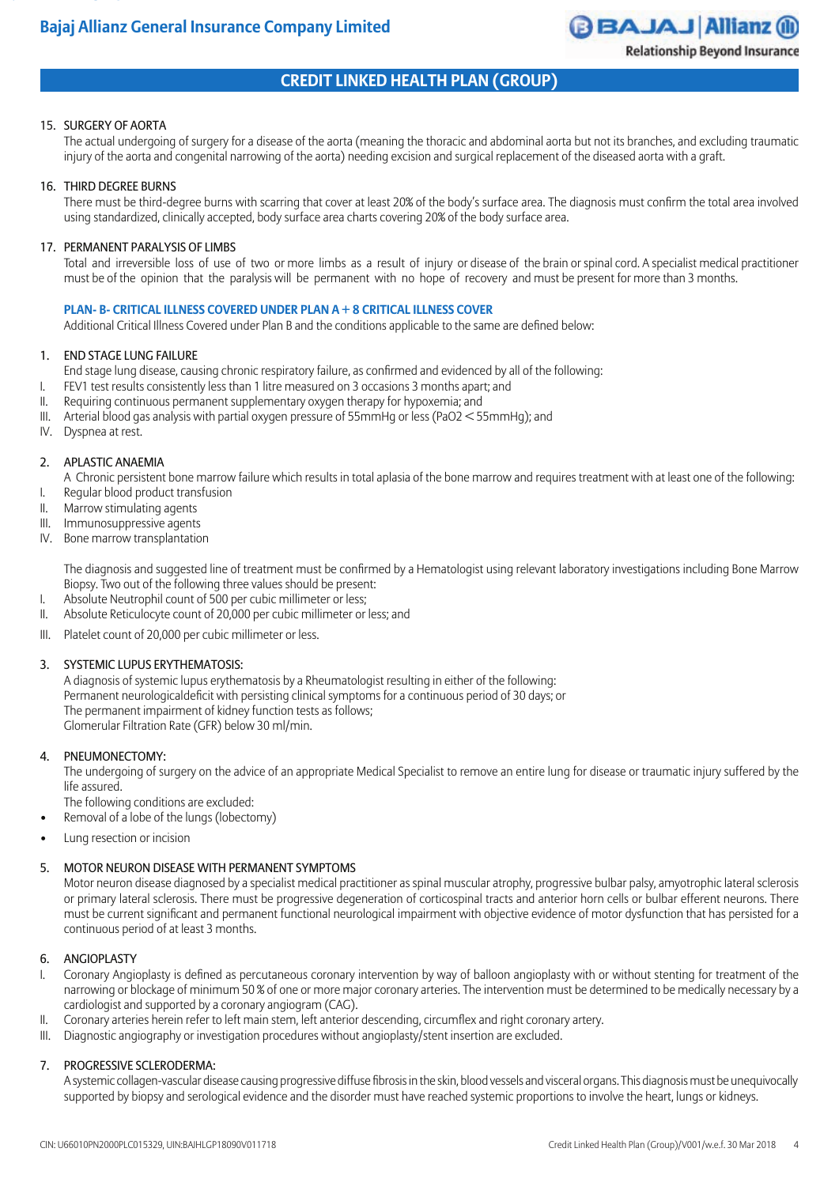15. SURGERY OF AORTA

    The actual undergoing of surgery for a disease of the aorta (meaning the thoracic and abdominal aorta but not its branches, and excluding traumatic injury of the aorta and congenital narrowing of the aorta) needing excision and surgical replacement of the diseased aorta with a graft.

16. THIRD DEGREE BURNS

    There must be third-degree burns with scarring that cover at least 20% of the body's surface area. The diagnosis must confirm the total area involved using standardized, clinically accepted, body surface area charts covering 20% of the body surface area.

17. PERMANENT PARALYSIS OF LIMBS

    Total and irreversible loss of use of two or more limbs as a result of injury or disease of the brain or spinal cord. A specialist medical practitioner must be of the opinion that the paralysis will be permanent with no hope of recovery and must be present for more than 3 months.

### PLAN- B- CRITICAL ILLNESS COVERED UNDER PLAN A + 8 CRITICAL ILLNESS COVER

Additional Critical Illness Covered under Plan B and the conditions applicable to the same are defined below:

1. END STAGE LUNG FAILURE

   End stage lung disease, causing chronic respiratory failure, as confirmed and evidenced by all of the following:

   I. FEV1 test results consistently less than 1 litre measured on 3 occasions 3 months apart; and
   II. Requiring continuous permanent supplementary oxygen therapy for hypoxemia; and
   III. Arterial blood gas analysis with partial oxygen pressure of 55mmHg or less ($PaO_2 < 55$mmHg); and
   IV. Dyspnea at rest.

2. APLASTIC ANAEMIA

   A Chronic persistent bone marrow failure which results in total aplasia of the bone marrow and requires treatment with at least one of the following:

   I. Regular blood product transfusion
   II. Marrow stimulating agents
   III. Immunosuppressive agents
   IV. Bone marrow transplantation

   The diagnosis and suggested line of treatment must be confirmed by a Hematologist using relevant laboratory investigations including Bone Marrow Biopsy. Two out of the following three values should be present:

   I. Absolute Neutrophil count of 500 per cubic millimeter or less;
   II. Absolute Reticulocyte count of 20,000 per cubic millimeter or less; and
   III. Platelet count of 20,000 per cubic millimeter or less.

3. SYSTEMIC LUPUS ERYTHEMATOSIS:

   A diagnosis of systemic lupus erythematosis by a Rheumatologist resulting in either of the following:
   Permanent neurologicaldeficit with persisting clinical symptoms for a continuous period of 30 days; or
   The permanent impairment of kidney function tests as follows;
   Glomerular Filtration Rate (GFR) below 30 ml/min.

4. PNEUMONECTOMY:

   The undergoing of surgery on the advice of an appropriate Medical Specialist to remove an entire lung for disease or traumatic injury suffered by the life assured.

   The following conditions are excluded:

   - Removal of a lobe of the lungs (lobectomy)
   - Lung resection or incision

5. MOTOR NEURON DISEASE WITH PERMANENT SYMPTOMS

   Motor neuron disease diagnosed by a specialist medical practitioner as spinal muscular atrophy, progressive bulbar palsy, amyotrophic lateral sclerosis or primary lateral sclerosis. There must be progressive degeneration of corticospinal tracts and anterior horn cells or bulbar efferent neurons. There must be current significant and permanent functional neurological impairment with objective evidence of motor dysfunction that has persisted for a continuous period of at least 3 months.

6. ANGIOPLASTY

   I. Coronary Angioplasty is defined as percutaneous coronary intervention by way of balloon angioplasty with or without stenting for treatment of the narrowing or blockage of minimum 50 % of one or more major coronary arteries. The intervention must be determined to be medically necessary by a cardiologist and supported by a coronary angiogram (CAG).
   II. Coronary arteries herein refer to left main stem, left anterior descending, circumflex and right coronary artery.
   III. Diagnostic angiography or investigation procedures without angioplasty/stent insertion are excluded.

7. PROGRESSIVE SCLERODERMA:

   A systemic collagen-vascular disease causing progressive diffuse fibrosis in the skin, blood vessels and visceral organs. This diagnosis must be unequivocally supported by biopsy and serological evidence and the disorder must have reached systemic proportions to involve the heart, lungs or kidneys.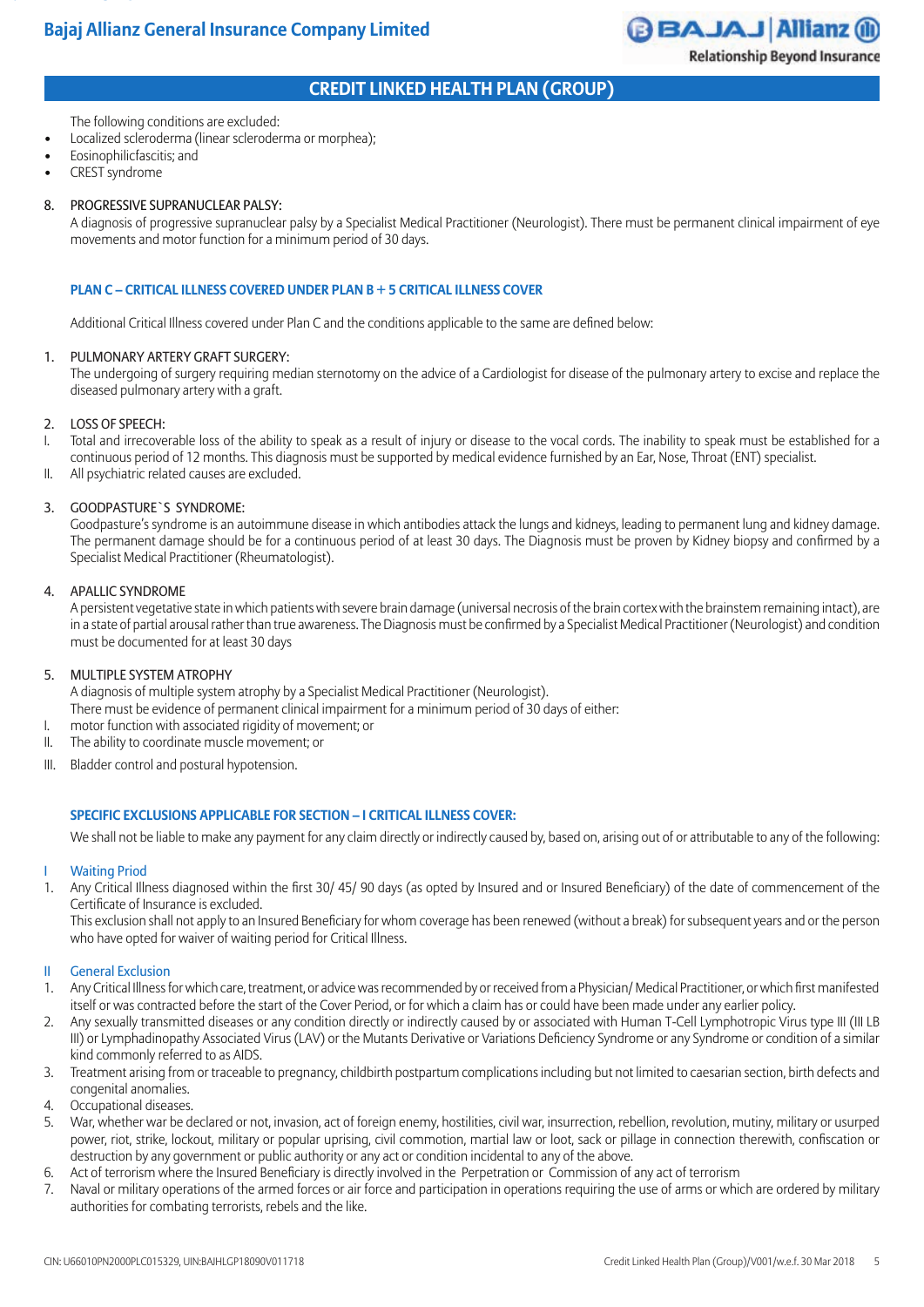The following conditions are excluded:

- Localized scleroderma (linear scleroderma or morphea);
- Eosinophilicfascitis; and
- CREST syndrome

8. PROGRESSIVE SUPRANUCLEAR PALSY:
   A diagnosis of progressive supranuclear palsy by a Specialist Medical Practitioner (Neurologist). There must be permanent clinical impairment of eye movements and motor function for a minimum period of 30 days.

### PLAN C – CRITICAL ILLNESS COVERED UNDER PLAN B + 5 CRITICAL ILLNESS COVER

Additional Critical Illness covered under Plan C and the conditions applicable to the same are defined below:

1. PULMONARY ARTERY GRAFT SURGERY:
   The undergoing of surgery requiring median sternotomy on the advice of a Cardiologist for disease of the pulmonary artery to excise and replace the diseased pulmonary artery with a graft.

2. LOSS OF SPEECH:
   I. Total and irrecoverable loss of the ability to speak as a result of injury or disease to the vocal cords. The inability to speak must be established for a continuous period of 12 months. This diagnosis must be supported by medical evidence furnished by an Ear, Nose, Throat (ENT) specialist.
   II. All psychiatric related causes are excluded.

3. GOODPASTURE`S SYNDROME:
   Goodpasture's syndrome is an autoimmune disease in which antibodies attack the lungs and kidneys, leading to permanent lung and kidney damage. The permanent damage should be for a continuous period of at least 30 days. The Diagnosis must be proven by Kidney biopsy and confirmed by a Specialist Medical Practitioner (Rheumatologist).

4. APALLIC SYNDROME
   A persistent vegetative state in which patients with severe brain damage (universal necrosis of the brain cortex with the brainstem remaining intact), are in a state of partial arousal rather than true awareness. The Diagnosis must be confirmed by a Specialist Medical Practitioner (Neurologist) and condition must be documented for at least 30 days

5. MULTIPLE SYSTEM ATROPHY
   A diagnosis of multiple system atrophy by a Specialist Medical Practitioner (Neurologist).
   There must be evidence of permanent clinical impairment for a minimum period of 30 days of either:
   I. motor function with associated rigidity of movement; or
   II. The ability to coordinate muscle movement; or
   III. Bladder control and postural hypotension.

### SPECIFIC EXCLUSIONS APPLICABLE FOR SECTION – I CRITICAL ILLNESS COVER:

We shall not be liable to make any payment for any claim directly or indirectly caused by, based on, arising out of or attributable to any of the following:

#### I Waiting Priod

1. Any Critical Illness diagnosed within the first 30/ 45/ 90 days (as opted by Insured and or Insured Beneficiary) of the date of commencement of the Certificate of Insurance is excluded.
   This exclusion shall not apply to an Insured Beneficiary for whom coverage has been renewed (without a break) for subsequent years and or the person who have opted for waiver of waiting period for Critical Illness.

#### II General Exclusion

1. Any Critical Illness for which care, treatment, or advice was recommended by or received from a Physician/ Medical Practitioner, or which first manifested itself or was contracted before the start of the Cover Period, or for which a claim has or could have been made under any earlier policy.
2. Any sexually transmitted diseases or any condition directly or indirectly caused by or associated with Human T-Cell Lymphotropic Virus type III (III LB III) or Lymphadinopathy Associated Virus (LAV) or the Mutants Derivative or Variations Deficiency Syndrome or any Syndrome or condition of a similar kind commonly referred to as AIDS.
3. Treatment arising from or traceable to pregnancy, childbirth postpartum complications including but not limited to caesarian section, birth defects and congenital anomalies.
4. Occupational diseases.
5. War, whether war be declared or not, invasion, act of foreign enemy, hostilities, civil war, insurrection, rebellion, revolution, mutiny, military or usurped power, riot, strike, lockout, military or popular uprising, civil commotion, martial law or loot, sack or pillage in connection therewith, confiscation or destruction by any government or public authority or any act or condition incidental to any of the above.
6. Act of terrorism where the Insured Beneficiary is directly involved in the Perpetration or Commission of any act of terrorism
7. Naval or military operations of the armed forces or air force and participation in operations requiring the use of arms or which are ordered by military authorities for combating terrorists, rebels and the like.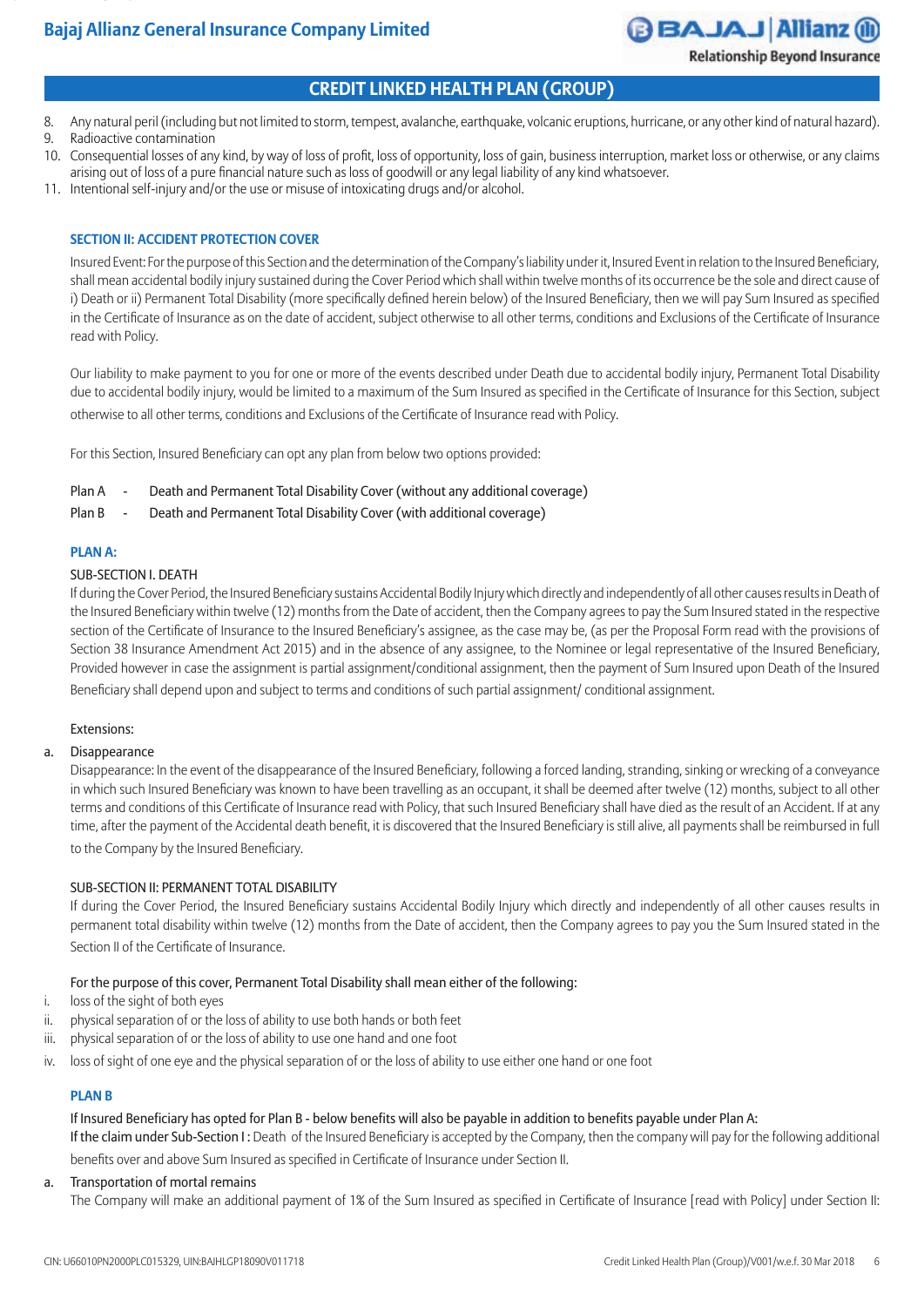8. Any natural peril (including but not limited to storm, tempest, avalanche, earthquake, volcanic eruptions, hurricane, or any other kind of natural hazard).
9. Radioactive contamination
10. Consequential losses of any kind, by way of loss of profit, loss of opportunity, loss of gain, business interruption, market loss or otherwise, or any claims arising out of loss of a pure financial nature such as loss of goodwill or any legal liability of any kind whatsoever.
11. Intentional self-injury and/or the use or misuse of intoxicating drugs and/or alcohol.

### SECTION II: ACCIDENT PROTECTION COVER

Insured Event: For the purpose of this Section and the determination of the Company's liability under it, Insured Event in relation to the Insured Beneficiary, shall mean accidental bodily injury sustained during the Cover Period which shall within twelve months of its occurrence be the sole and direct cause of i) Death or ii) Permanent Total Disability (more specifically defined herein below) of the Insured Beneficiary, then we will pay Sum Insured as specified in the Certificate of Insurance as on the date of accident, subject otherwise to all other terms, conditions and Exclusions of the Certificate of Insurance read with Policy.

Our liability to make payment to you for one or more of the events described under Death due to accidental bodily injury, Permanent Total Disability due to accidental bodily injury, would be limited to a maximum of the Sum Insured as specified in the Certificate of Insurance for this Section, subject otherwise to all other terms, conditions and Exclusions of the Certificate of Insurance read with Policy.

For this Section, Insured Beneficiary can opt any plan from below two options provided:

Plan A - Death and Permanent Total Disability Cover (without any additional coverage)

Plan B - Death and Permanent Total Disability Cover (with additional coverage)

### PLAN A:

SUB-SECTION I. DEATH

If during the Cover Period, the Insured Beneficiary sustains Accidental Bodily Injury which directly and independently of all other causes results in Death of the Insured Beneficiary within twelve (12) months from the Date of accident, then the Company agrees to pay the Sum Insured stated in the respective section of the Certificate of Insurance to the Insured Beneficiary's assignee, as the case may be, (as per the Proposal Form read with the provisions of Section 38 Insurance Amendment Act 2015) and in the absence of any assignee, to the Nominee or legal representative of the Insured Beneficiary, Provided however in case the assignment is partial assignment/conditional assignment, then the payment of Sum Insured upon Death of the Insured Beneficiary shall depend upon and subject to terms and conditions of such partial assignment/ conditional assignment.

Extensions:

a. Disappearance

Disappearance: In the event of the disappearance of the Insured Beneficiary, following a forced landing, stranding, sinking or wrecking of a conveyance in which such Insured Beneficiary was known to have been travelling as an occupant, it shall be deemed after twelve (12) months, subject to all other terms and conditions of this Certificate of Insurance read with Policy, that such Insured Beneficiary shall have died as the result of an Accident. If at any time, after the payment of the Accidental death benefit, it is discovered that the Insured Beneficiary is still alive, all payments shall be reimbursed in full to the Company by the Insured Beneficiary.

SUB-SECTION II: PERMANENT TOTAL DISABILITY

If during the Cover Period, the Insured Beneficiary sustains Accidental Bodily Injury which directly and independently of all other causes results in permanent total disability within twelve (12) months from the Date of accident, then the Company agrees to pay you the Sum Insured stated in the Section II of the Certificate of Insurance.

For the purpose of this cover, Permanent Total Disability shall mean either of the following:

i. loss of the sight of both eyes
ii. physical separation of or the loss of ability to use both hands or both feet
iii. physical separation of or the loss of ability to use one hand and one foot
iv. loss of sight of one eye and the physical separation of or the loss of ability to use either one hand or one foot

### PLAN B

If Insured Beneficiary has opted for Plan B - below benefits will also be payable in addition to benefits payable under Plan A:

**If the claim under Sub-Section I :** Death of the Insured Beneficiary is accepted by the Company, then the company will pay for the following additional benefits over and above Sum Insured as specified in Certificate of Insurance under Section II.

a. Transportation of mortal remains

The Company will make an additional payment of 1% of the Sum Insured as specified in Certificate of Insurance [read with Policy] under Section II: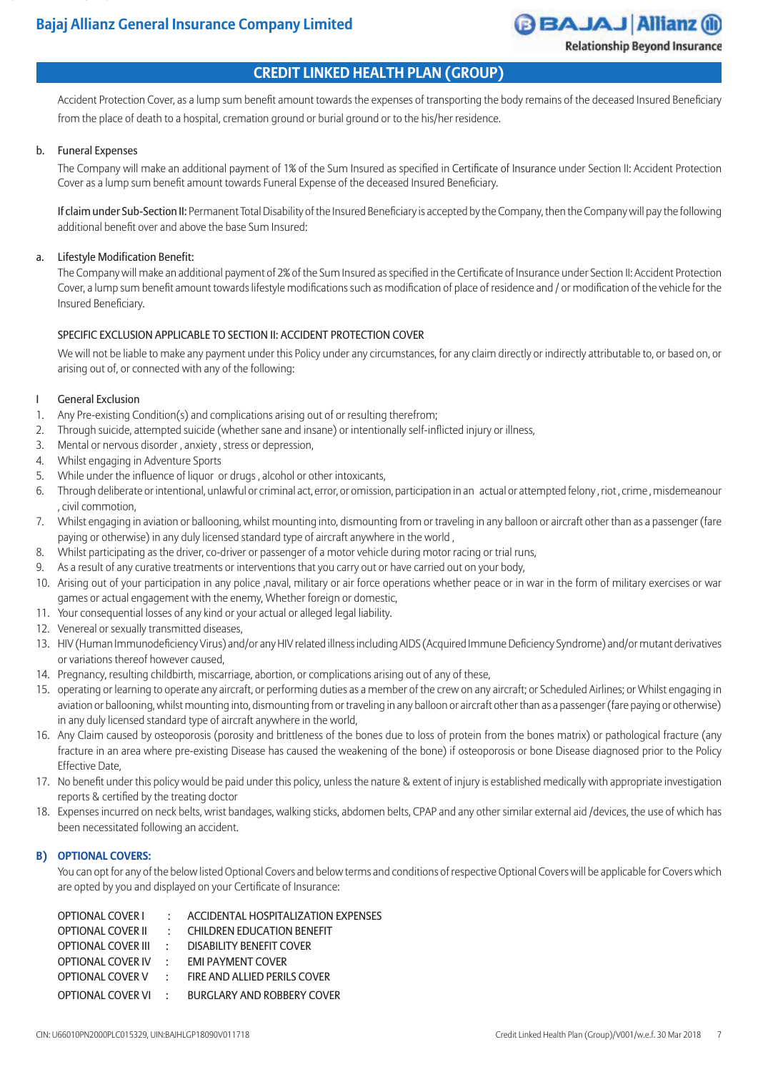Accident Protection Cover, as a lump sum benefit amount towards the expenses of transporting the body remains of the deceased Insured Beneficiary from the place of death to a hospital, cremation ground or burial ground or to the his/her residence.

b. Funeral Expenses

The Company will make an additional payment of 1% of the Sum Insured as specified in Certificate of Insurance under Section II: Accident Protection Cover as a lump sum benefit amount towards Funeral Expense of the deceased Insured Beneficiary.

**If claim under Sub-Section II:** Permanent Total Disability of the Insured Beneficiary is accepted by the Company, then the Company will pay the following additional benefit over and above the base Sum Insured:

a. Lifestyle Modification Benefit:

The Company will make an additional payment of 2% of the Sum Insured as specified in the Certificate of Insurance under Section II: Accident Protection Cover, a lump sum benefit amount towards lifestyle modifications such as modification of place of residence and / or modification of the vehicle for the Insured Beneficiary.

SPECIFIC EXCLUSION APPLICABLE TO SECTION II: ACCIDENT PROTECTION COVER

We will not be liable to make any payment under this Policy under any circumstances, for any claim directly or indirectly attributable to, or based on, or arising out of, or connected with any of the following:

I General Exclusion

1. Any Pre-existing Condition(s) and complications arising out of or resulting therefrom;
2. Through suicide, attempted suicide (whether sane and insane) or intentionally self-inflicted injury or illness,
3. Mental or nervous disorder , anxiety , stress or depression,
4. Whilst engaging in Adventure Sports
5. While under the influence of liquor or drugs , alcohol or other intoxicants,
6. Through deliberate or intentional, unlawful or criminal act, error, or omission, participation in an actual or attempted felony , riot , crime , misdemeanour , civil commotion,
7. Whilst engaging in aviation or ballooning, whilst mounting into, dismounting from or traveling in any balloon or aircraft other than as a passenger (fare paying or otherwise) in any duly licensed standard type of aircraft anywhere in the world ,
8. Whilst participating as the driver, co-driver or passenger of a motor vehicle during motor racing or trial runs,
9. As a result of any curative treatments or interventions that you carry out or have carried out on your body,
10. Arising out of your participation in any police ,naval, military or air force operations whether peace or in war in the form of military exercises or war games or actual engagement with the enemy, Whether foreign or domestic,
11. Your consequential losses of any kind or your actual or alleged legal liability.
12. Venereal or sexually transmitted diseases,
13. HIV (Human Immunodeficiency Virus) and/or any HIV related illness including AIDS (Acquired Immune Deficiency Syndrome) and/or mutant derivatives or variations thereof however caused,
14. Pregnancy, resulting childbirth, miscarriage, abortion, or complications arising out of any of these,
15. operating or learning to operate any aircraft, or performing duties as a member of the crew on any aircraft; or Scheduled Airlines; or Whilst engaging in aviation or ballooning, whilst mounting into, dismounting from or traveling in any balloon or aircraft other than as a passenger (fare paying or otherwise) in any duly licensed standard type of aircraft anywhere in the world,
16. Any Claim caused by osteoporosis (porosity and brittleness of the bones due to loss of protein from the bones matrix) or pathological fracture (any fracture in an area where pre-existing Disease has caused the weakening of the bone) if osteoporosis or bone Disease diagnosed prior to the Policy Effective Date,
17. No benefit under this policy would be paid under this policy, unless the nature & extent of injury is established medically with appropriate investigation reports & certified by the treating doctor
18. Expenses incurred on neck belts, wrist bandages, walking sticks, abdomen belts, CPAP and any other similar external aid /devices, the use of which has been necessitated following an accident.

## B) OPTIONAL COVERS:

You can opt for any of the below listed Optional Covers and below terms and conditions of respective Optional Covers will be applicable for Covers which are opted by you and displayed on your Certificate of Insurance:

| | | |
|---|---|---|
| OPTIONAL COVER I | : | ACCIDENTAL HOSPITALIZATION EXPENSES |
| OPTIONAL COVER II | : | CHILDREN EDUCATION BENEFIT |
| OPTIONAL COVER III | : | DISABILITY BENEFIT COVER |
| OPTIONAL COVER IV | : | EMI PAYMENT COVER |
| OPTIONAL COVER V | : | FIRE AND ALLIED PERILS COVER |
| OPTIONAL COVER VI | : | BURGLARY AND ROBBERY COVER |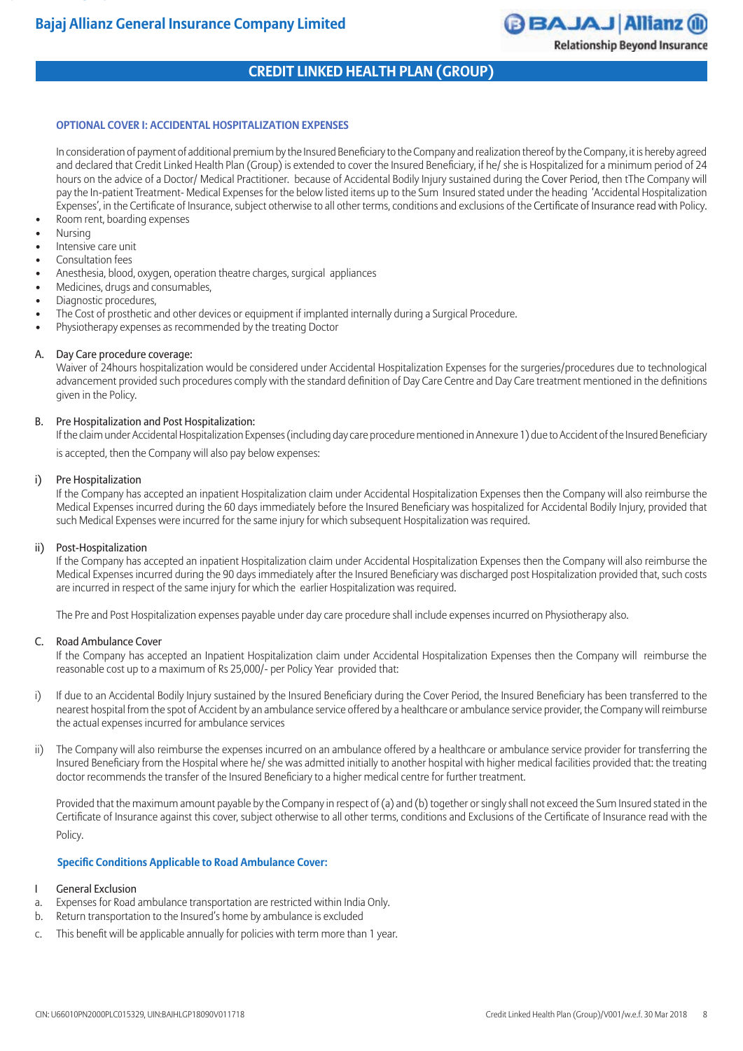### OPTIONAL COVER I: ACCIDENTAL HOSPITALIZATION EXPENSES

In consideration of payment of additional premium by the Insured Beneficiary to the Company and realization thereof by the Company, it is hereby agreed and declared that Credit Linked Health Plan (Group) is extended to cover the Insured Beneficiary, if he/ she is Hospitalized for a minimum period of 24 hours on the advice of a Doctor/ Medical Practitioner. because of Accidental Bodily Injury sustained during the Cover Period, then tThe Company will pay the In-patient Treatment- Medical Expenses for the below listed items up to the Sum Insured stated under the heading 'Accidental Hospitalization Expenses', in the Certificate of Insurance, subject otherwise to all other terms, conditions and exclusions of the Certificate of Insurance read with Policy.

- Room rent, boarding expenses
- Nursing
- Intensive care unit
- Consultation fees
- Anesthesia, blood, oxygen, operation theatre charges, surgical appliances
- Medicines, drugs and consumables,
- Diagnostic procedures,
- The Cost of prosthetic and other devices or equipment if implanted internally during a Surgical Procedure.
- Physiotherapy expenses as recommended by the treating Doctor

A. Day Care procedure coverage:
Waiver of 24hours hospitalization would be considered under Accidental Hospitalization Expenses for the surgeries/procedures due to technological advancement provided such procedures comply with the standard definition of Day Care Centre and Day Care treatment mentioned in the definitions given in the Policy.

B. Pre Hospitalization and Post Hospitalization:
If the claim under Accidental Hospitalization Expenses (including day care procedure mentioned in Annexure 1) due to Accident of the Insured Beneficiary is accepted, then the Company will also pay below expenses:

i) Pre Hospitalization
If the Company has accepted an inpatient Hospitalization claim under Accidental Hospitalization Expenses then the Company will also reimburse the Medical Expenses incurred during the 60 days immediately before the Insured Beneficiary was hospitalized for Accidental Bodily Injury, provided that such Medical Expenses were incurred for the same injury for which subsequent Hospitalization was required.

ii) Post-Hospitalization
If the Company has accepted an inpatient Hospitalization claim under Accidental Hospitalization Expenses then the Company will also reimburse the Medical Expenses incurred during the 90 days immediately after the Insured Beneficiary was discharged post Hospitalization provided that, such costs are incurred in respect of the same injury for which the earlier Hospitalization was required.

The Pre and Post Hospitalization expenses payable under day care procedure shall include expenses incurred on Physiotherapy also.

C. Road Ambulance Cover
If the Company has accepted an Inpatient Hospitalization claim under Accidental Hospitalization Expenses then the Company will reimburse the reasonable cost up to a maximum of Rs 25,000/- per Policy Year provided that:

i) If due to an Accidental Bodily Injury sustained by the Insured Beneficiary during the Cover Period, the Insured Beneficiary has been transferred to the nearest hospital from the spot of Accident by an ambulance service offered by a healthcare or ambulance service provider, the Company will reimburse the actual expenses incurred for ambulance services

ii) The Company will also reimburse the expenses incurred on an ambulance offered by a healthcare or ambulance service provider for transferring the Insured Beneficiary from the Hospital where he/ she was admitted initially to another hospital with higher medical facilities provided that: the treating doctor recommends the transfer of the Insured Beneficiary to a higher medical centre for further treatment.

Provided that the maximum amount payable by the Company in respect of (a) and (b) together or singly shall not exceed the Sum Insured stated in the Certificate of Insurance against this cover, subject otherwise to all other terms, conditions and Exclusions of the Certificate of Insurance read with the Policy.

#### Specific Conditions Applicable to Road Ambulance Cover:

I General Exclusion

a. Expenses for Road ambulance transportation are restricted within India Only.
b. Return transportation to the Insured's home by ambulance is excluded
c. This benefit will be applicable annually for policies with term more than 1 year.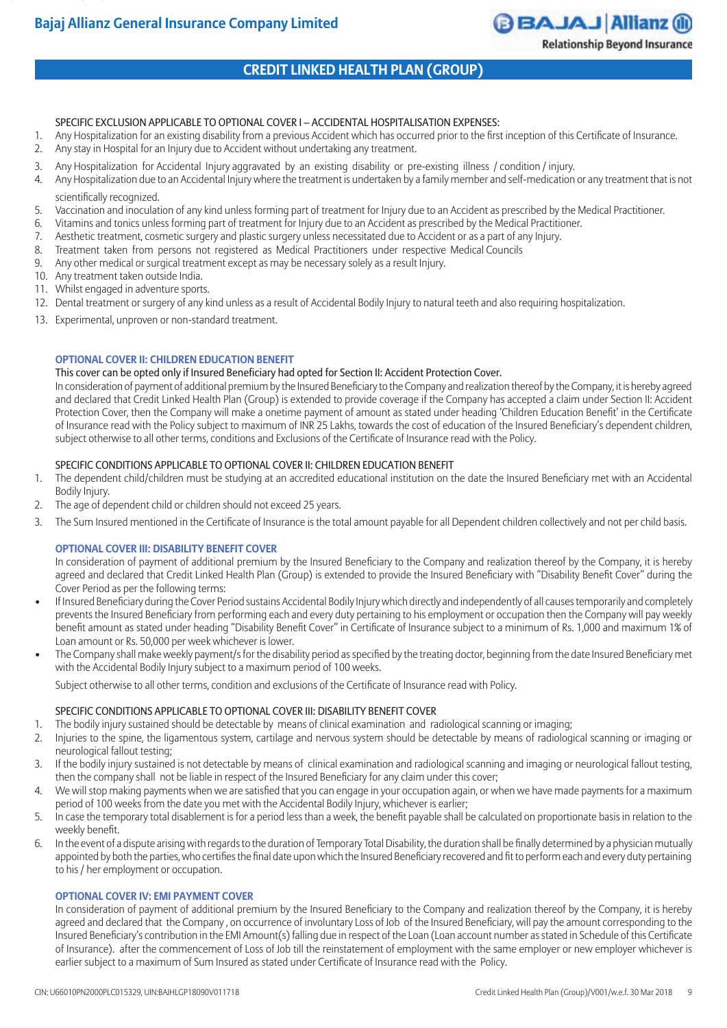SPECIFIC EXCLUSION APPLICABLE TO OPTIONAL COVER I – ACCIDENTAL HOSPITALISATION EXPENSES:

1. Any Hospitalization for an existing disability from a previous Accident which has occurred prior to the first inception of this Certificate of Insurance.
2. Any stay in Hospital for an Injury due to Accident without undertaking any treatment.
3. Any Hospitalization for Accidental Injury aggravated by an existing disability or pre-existing illness / condition / injury.
4. Any Hospitalization due to an Accidental Injury where the treatment is undertaken by a family member and self-medication or any treatment that is not scientifically recognized.
5. Vaccination and inoculation of any kind unless forming part of treatment for Injury due to an Accident as prescribed by the Medical Practitioner.
6. Vitamins and tonics unless forming part of treatment for Injury due to an Accident as prescribed by the Medical Practitioner.
7. Aesthetic treatment, cosmetic surgery and plastic surgery unless necessitated due to Accident or as a part of any Injury.
8. Treatment taken from persons not registered as Medical Practitioners under respective Medical Councils
9. Any other medical or surgical treatment except as may be necessary solely as a result Injury.
10. Any treatment taken outside India.
11. Whilst engaged in adventure sports.
12. Dental treatment or surgery of any kind unless as a result of Accidental Bodily Injury to natural teeth and also requiring hospitalization.
13. Experimental, unproven or non-standard treatment.

### OPTIONAL COVER II: CHILDREN EDUCATION BENEFIT

This cover can be opted only if Insured Beneficiary had opted for Section II: Accident Protection Cover.

In consideration of payment of additional premium by the Insured Beneficiary to the Company and realization thereof by the Company, it is hereby agreed and declared that Credit Linked Health Plan (Group) is extended to provide coverage if the Company has accepted a claim under Section II: Accident Protection Cover, then the Company will make a onetime payment of amount as stated under heading 'Children Education Benefit' in the Certificate of Insurance read with the Policy subject to maximum of INR 25 Lakhs, towards the cost of education of the Insured Beneficiary's dependent children, subject otherwise to all other terms, conditions and Exclusions of the Certificate of Insurance read with the Policy.

SPECIFIC CONDITIONS APPLICABLE TO OPTIONAL COVER II: CHILDREN EDUCATION BENEFIT

1. The dependent child/children must be studying at an accredited educational institution on the date the Insured Beneficiary met with an Accidental Bodily Injury.
2. The age of dependent child or children should not exceed 25 years.
3. The Sum Insured mentioned in the Certificate of Insurance is the total amount payable for all Dependent children collectively and not per child basis.

### OPTIONAL COVER III: DISABILITY BENEFIT COVER

In consideration of payment of additional premium by the Insured Beneficiary to the Company and realization thereof by the Company, it is hereby agreed and declared that Credit Linked Health Plan (Group) is extended to provide the Insured Beneficiary with "Disability Benefit Cover" during the Cover Period as per the following terms:

- If Insured Beneficiary during the Cover Period sustains Accidental Bodily Injury which directly and independently of all causes temporarily and completely prevents the Insured Beneficiary from performing each and every duty pertaining to his employment or occupation then the Company will pay weekly benefit amount as stated under heading "Disability Benefit Cover" in Certificate of Insurance subject to a minimum of Rs. 1,000 and maximum 1% of Loan amount or Rs. 50,000 per week whichever is lower.
- The Company shall make weekly payment/s for the disability period as specified by the treating doctor, beginning from the date Insured Beneficiary met with the Accidental Bodily Injury subject to a maximum period of 100 weeks.

Subject otherwise to all other terms, condition and exclusions of the Certificate of Insurance read with Policy.

SPECIFIC CONDITIONS APPLICABLE TO OPTIONAL COVER III: DISABILITY BENEFIT COVER

1. The bodily injury sustained should be detectable by means of clinical examination and radiological scanning or imaging;
2. Injuries to the spine, the ligamentous system, cartilage and nervous system should be detectable by means of radiological scanning or imaging or neurological fallout testing;
3. If the bodily injury sustained is not detectable by means of clinical examination and radiological scanning and imaging or neurological fallout testing, then the company shall not be liable in respect of the Insured Beneficiary for any claim under this cover;
4. We will stop making payments when we are satisfied that you can engage in your occupation again, or when we have made payments for a maximum period of 100 weeks from the date you met with the Accidental Bodily Injury, whichever is earlier;
5. In case the temporary total disablement is for a period less than a week, the benefit payable shall be calculated on proportionate basis in relation to the weekly benefit.
6. In the event of a dispute arising with regards to the duration of Temporary Total Disability, the duration shall be finally determined by a physician mutually appointed by both the parties, who certifies the final date upon which the Insured Beneficiary recovered and fit to perform each and every duty pertaining to his / her employment or occupation.

### OPTIONAL COVER IV: EMI PAYMENT COVER

In consideration of payment of additional premium by the Insured Beneficiary to the Company and realization thereof by the Company, it is hereby agreed and declared that the Company , on occurrence of involuntary Loss of Job of the Insured Beneficiary, will pay the amount corresponding to the Insured Beneficiary's contribution in the EMI Amount(s) falling due in respect of the Loan (Loan account number as stated in Schedule of this Certificate of Insurance). after the commencement of Loss of Job till the reinstatement of employment with the same employer or new employer whichever is earlier subject to a maximum of Sum Insured as stated under Certificate of Insurance read with the Policy.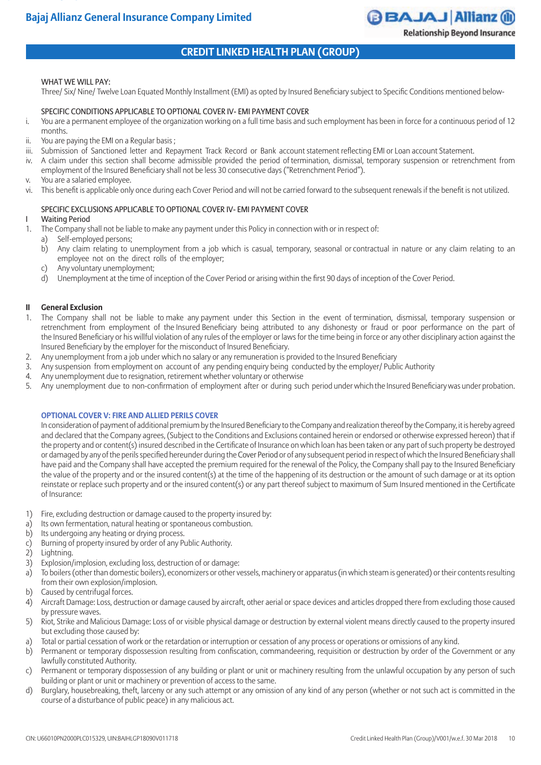WHAT WE WILL PAY:

Three/ Six/ Nine/ Twelve Loan Equated Monthly Installment (EMI) as opted by Insured Beneficiary subject to Specific Conditions mentioned below-

SPECIFIC CONDITIONS APPLICABLE TO OPTIONAL COVER IV- EMI PAYMENT COVER

i. You are a permanent employee of the organization working on a full time basis and such employment has been in force for a continuous period of 12 months.
ii. You are paying the EMI on a Regular basis ;
iii. Submission of Sanctioned letter and Repayment Track Record or Bank account statement reflecting EMI or Loan account Statement.
iv. A claim under this section shall become admissible provided the period of termination, dismissal, temporary suspension or retrenchment from employment of the Insured Beneficiary shall not be less 30 consecutive days ("Retrenchment Period").
v. You are a salaried employee.
vi. This benefit is applicable only once during each Cover Period and will not be carried forward to the subsequent renewals if the benefit is not utilized.

SPECIFIC EXCLUSIONS APPLICABLE TO OPTIONAL COVER IV- EMI PAYMENT COVER

I Waiting Period

1. The Company shall not be liable to make any payment under this Policy in connection with or in respect of:
   a) Self-employed persons;
   b) Any claim relating to unemployment from a job which is casual, temporary, seasonal or contractual in nature or any claim relating to an employee not on the direct rolls of the employer;
   c) Any voluntary unemployment;
   d) Unemployment at the time of inception of the Cover Period or arising within the first 90 days of inception of the Cover Period.

**II General Exclusion**

1. The Company shall not be liable to make any payment under this Section in the event of termination, dismissal, temporary suspension or retrenchment from employment of the Insured Beneficiary being attributed to any dishonesty or fraud or poor performance on the part of the Insured Beneficiary or his willful violation of any rules of the employer or laws for the time being in force or any other disciplinary action against the Insured Beneficiary by the employer for the misconduct of Insured Beneficiary.
2. Any unemployment from a job under which no salary or any remuneration is provided to the Insured Beneficiary
3. Any suspension from employment on account of any pending enquiry being conducted by the employer/ Public Authority
4. Any unemployment due to resignation, retirement whether voluntary or otherwise
5. Any unemployment due to non-confirmation of employment after or during such period under which the Insured Beneficiary was under probation.

**OPTIONAL COVER V: FIRE AND ALLIED PERILS COVER**

In consideration of payment of additional premium by the Insured Beneficiary to the Company and realization thereof by the Company, it is hereby agreed and declared that the Company agrees, (Subject to the Conditions and Exclusions contained herein or endorsed or otherwise expressed hereon) that if the property and or content(s) insured described in the Certificate of Insurance on which loan has been taken or any part of such property be destroyed or damaged by any of the perils specified hereunder during the Cover Period or of any subsequent period in respect of which the Insured Beneficiary shall have paid and the Company shall have accepted the premium required for the renewal of the Policy, the Company shall pay to the Insured Beneficiary the value of the property and or the insured content(s) at the time of the happening of its destruction or the amount of such damage or at its option reinstate or replace such property and or the insured content(s) or any part thereof subject to maximum of Sum Insured mentioned in the Certificate of Insurance:

1) Fire, excluding destruction or damage caused to the property insured by:
   a) Its own fermentation, natural heating or spontaneous combustion.
   b) Its undergoing any heating or drying process.
   c) Burning of property insured by order of any Public Authority.
2) Lightning.
3) Explosion/implosion, excluding loss, destruction of or damage:
   a) To boilers (other than domestic boilers), economizers or other vessels, machinery or apparatus (in which steam is generated) or their contents resulting from their own explosion/implosion.
   b) Caused by centrifugal forces.
4) Aircraft Damage: Loss, destruction or damage caused by aircraft, other aerial or space devices and articles dropped there from excluding those caused by pressure waves.
5) Riot, Strike and Malicious Damage: Loss of or visible physical damage or destruction by external violent means directly caused to the property insured but excluding those caused by:
   a) Total or partial cessation of work or the retardation or interruption or cessation of any process or operations or omissions of any kind.
   b) Permanent or temporary dispossession resulting from confiscation, commandeering, requisition or destruction by order of the Government or any lawfully constituted Authority.
   c) Permanent or temporary dispossession of any building or plant or unit or machinery resulting from the unlawful occupation by any person of such building or plant or unit or machinery or prevention of access to the same.
   d) Burglary, housebreaking, theft, larceny or any such attempt or any omission of any kind of any person (whether or not such act is committed in the course of a disturbance of public peace) in any malicious act.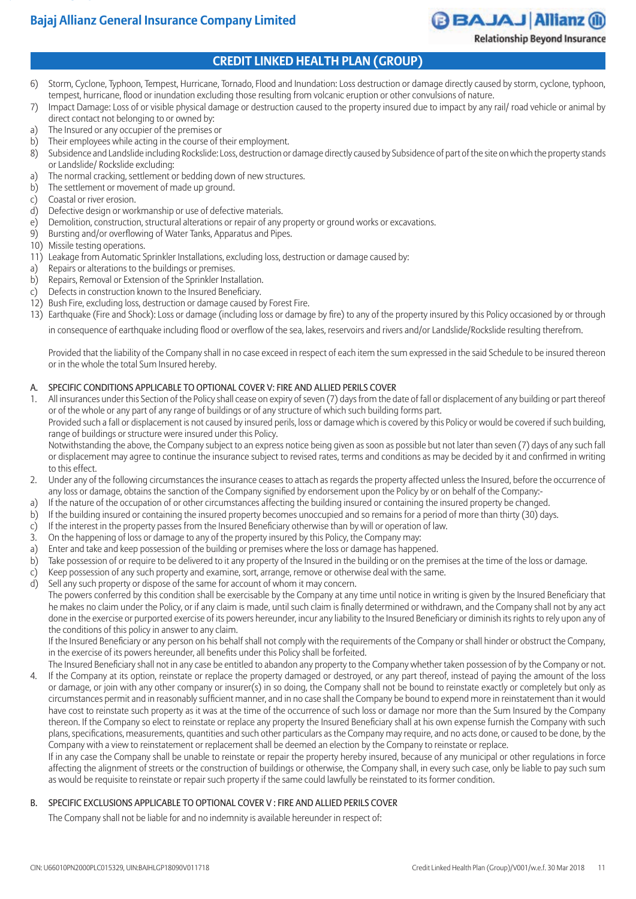6) Storm, Cyclone, Typhoon, Tempest, Hurricane, Tornado, Flood and Inundation: Loss destruction or damage directly caused by storm, cyclone, typhoon, tempest, hurricane, flood or inundation excluding those resulting from volcanic eruption or other convulsions of nature.

7) Impact Damage: Loss of or visible physical damage or destruction caused to the property insured due to impact by any rail/ road vehicle or animal by direct contact not belonging to or owned by:

a) The Insured or any occupier of the premises or

b) Their employees while acting in the course of their employment.

8) Subsidence and Landslide including Rockslide: Loss, destruction or damage directly caused by Subsidence of part of the site on which the property stands or Landslide/ Rockslide excluding:

a) The normal cracking, settlement or bedding down of new structures.

b) The settlement or movement of made up ground.

c) Coastal or river erosion.

d) Defective design or workmanship or use of defective materials.

e) Demolition, construction, structural alterations or repair of any property or ground works or excavations.

9) Bursting and/or overflowing of Water Tanks, Apparatus and Pipes.

10) Missile testing operations.

11) Leakage from Automatic Sprinkler Installations, excluding loss, destruction or damage caused by:

a) Repairs or alterations to the buildings or premises.

b) Repairs, Removal or Extension of the Sprinkler Installation.

c) Defects in construction known to the Insured Beneficiary.

12) Bush Fire, excluding loss, destruction or damage caused by Forest Fire.

13) Earthquake (Fire and Shock): Loss or damage (including loss or damage by fire) to any of the property insured by this Policy occasioned by or through in consequence of earthquake including flood or overflow of the sea, lakes, reservoirs and rivers and/or Landslide/Rockslide resulting therefrom.

Provided that the liability of the Company shall in no case exceed in respect of each item the sum expressed in the said Schedule to be insured thereon or in the whole the total Sum Insured hereby.

### A. SPECIFIC CONDITIONS APPLICABLE TO OPTIONAL COVER V: FIRE AND ALLIED PERILS COVER

1. All insurances under this Section of the Policy shall cease on expiry of seven (7) days from the date of fall or displacement of any building or part thereof or of the whole or any part of any range of buildings or of any structure of which such building forms part.

   Provided such a fall or displacement is not caused by insured perils, loss or damage which is covered by this Policy or would be covered if such building, range of buildings or structure were insured under this Policy.

   Notwithstanding the above, the Company subject to an express notice being given as soon as possible but not later than seven (7) days of any such fall or displacement may agree to continue the insurance subject to revised rates, terms and conditions as may be decided by it and confirmed in writing to this effect.

2. Under any of the following circumstances the insurance ceases to attach as regards the property affected unless the Insured, before the occurrence of any loss or damage, obtains the sanction of the Company signified by endorsement upon the Policy by or on behalf of the Company:-

a) If the nature of the occupation of or other circumstances affecting the building insured or containing the insured property be changed.

b) If the building insured or containing the insured property becomes unoccupied and so remains for a period of more than thirty (30) days.

c) If the interest in the property passes from the Insured Beneficiary otherwise than by will or operation of law.

3. On the happening of loss or damage to any of the property insured by this Policy, the Company may:

a) Enter and take and keep possession of the building or premises where the loss or damage has happened.

b) Take possession of or require to be delivered to it any property of the Insured in the building or on the premises at the time of the loss or damage.

c) Keep possession of any such property and examine, sort, arrange, remove or otherwise deal with the same.

d) Sell any such property or dispose of the same for account of whom it may concern.

   The powers conferred by this condition shall be exercisable by the Company at any time until notice in writing is given by the Insured Beneficiary that he makes no claim under the Policy, or if any claim is made, until such claim is finally determined or withdrawn, and the Company shall not by any act done in the exercise or purported exercise of its powers hereunder, incur any liability to the Insured Beneficiary or diminish its rights to rely upon any of the conditions of this policy in answer to any claim.

   If the Insured Beneficiary or any person on his behalf shall not comply with the requirements of the Company or shall hinder or obstruct the Company, in the exercise of its powers hereunder, all benefits under this Policy shall be forfeited.

   The Insured Beneficiary shall not in any case be entitled to abandon any property to the Company whether taken possession of by the Company or not.

4. If the Company at its option, reinstate or replace the property damaged or destroyed, or any part thereof, instead of paying the amount of the loss or damage, or join with any other company or insurer(s) in so doing, the Company shall not be bound to reinstate exactly or completely but only as circumstances permit and in reasonably sufficient manner, and in no case shall the Company be bound to expend more in reinstatement than it would have cost to reinstate such property as it was at the time of the occurrence of such loss or damage nor more than the Sum Insured by the Company thereon. If the Company so elect to reinstate or replace any property the Insured Beneficiary shall at his own expense furnish the Company with such plans, specifications, measurements, quantities and such other particulars as the Company may require, and no acts done, or caused to be done, by the Company with a view to reinstatement or replacement shall be deemed an election by the Company to reinstate or replace.

   If in any case the Company shall be unable to reinstate or repair the property hereby insured, because of any municipal or other regulations in force affecting the alignment of streets or the construction of buildings or otherwise, the Company shall, in every such case, only be liable to pay such sum as would be requisite to reinstate or repair such property if the same could lawfully be reinstated to its former condition.

### B. SPECIFIC EXCLUSIONS APPLICABLE TO OPTIONAL COVER V : FIRE AND ALLIED PERILS COVER

The Company shall not be liable for and no indemnity is available hereunder in respect of: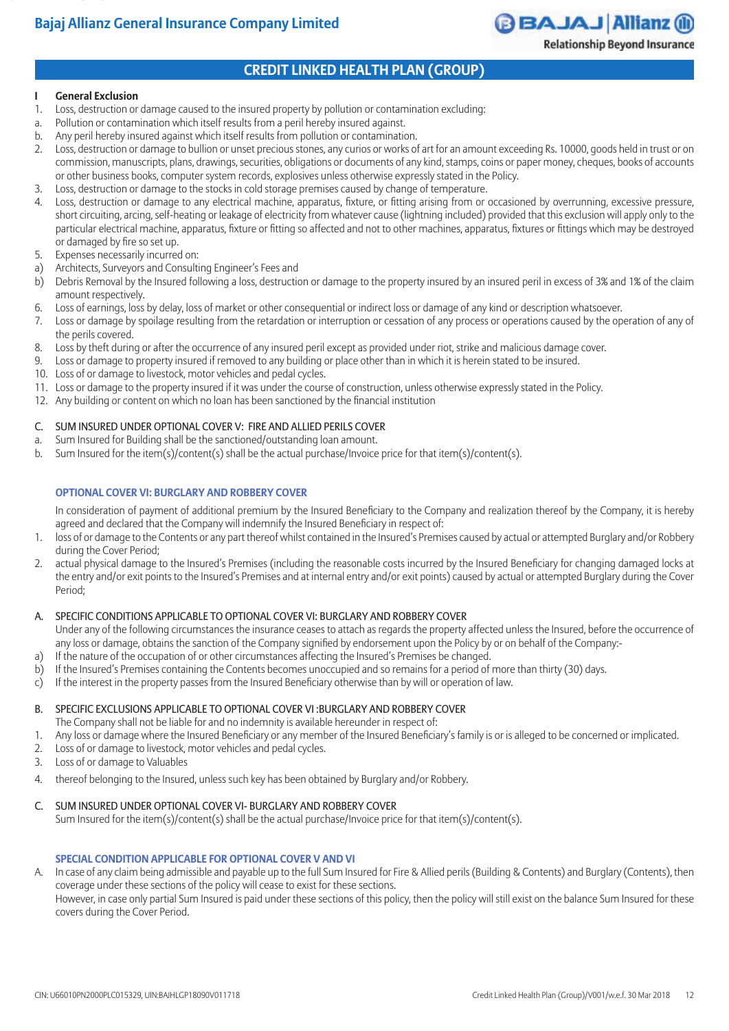## CREDIT LINKED HEALTH PLAN (GROUP)

**I General Exclusion**

1. Loss, destruction or damage caused to the insured property by pollution or contamination excluding:
   a. Pollution or contamination which itself results from a peril hereby insured against.
   b. Any peril hereby insured against which itself results from pollution or contamination.
2. Loss, destruction or damage to bullion or unset precious stones, any curios or works of art for an amount exceeding Rs. 10000, goods held in trust or on commission, manuscripts, plans, drawings, securities, obligations or documents of any kind, stamps, coins or paper money, cheques, books of accounts or other business books, computer system records, explosives unless otherwise expressly stated in the Policy.
3. Loss, destruction or damage to the stocks in cold storage premises caused by change of temperature.
4. Loss, destruction or damage to any electrical machine, apparatus, fixture, or fitting arising from or occasioned by overrunning, excessive pressure, short circuiting, arcing, self-heating or leakage of electricity from whatever cause (lightning included) provided that this exclusion will apply only to the particular electrical machine, apparatus, fixture or fitting so affected and not to other machines, apparatus, fixtures or fittings which may be destroyed or damaged by fire so set up.
5. Expenses necessarily incurred on:
   a) Architects, Surveyors and Consulting Engineer's Fees and
   b) Debris Removal by the Insured following a loss, destruction or damage to the property insured by an insured peril in excess of 3% and 1% of the claim amount respectively.
6. Loss of earnings, loss by delay, loss of market or other consequential or indirect loss or damage of any kind or description whatsoever.
7. Loss or damage by spoilage resulting from the retardation or interruption or cessation of any process or operations caused by the operation of any of the perils covered.
8. Loss by theft during or after the occurrence of any insured peril except as provided under riot, strike and malicious damage cover.
9. Loss or damage to property insured if removed to any building or place other than in which it is herein stated to be insured.
10. Loss of or damage to livestock, motor vehicles and pedal cycles.
11. Loss or damage to the property insured if it was under the course of construction, unless otherwise expressly stated in the Policy.
12. Any building or content on which no loan has been sanctioned by the financial institution

C. SUM INSURED UNDER OPTIONAL COVER V: FIRE AND ALLIED PERILS COVER

a. Sum Insured for Building shall be the sanctioned/outstanding loan amount.
b. Sum Insured for the item(s)/content(s) shall be the actual purchase/Invoice price for that item(s)/content(s).

### OPTIONAL COVER VI: BURGLARY AND ROBBERY COVER

In consideration of payment of additional premium by the Insured Beneficiary to the Company and realization thereof by the Company, it is hereby agreed and declared that the Company will indemnify the Insured Beneficiary in respect of:

1. loss of or damage to the Contents or any part thereof whilst contained in the Insured's Premises caused by actual or attempted Burglary and/or Robbery during the Cover Period;
2. actual physical damage to the Insured's Premises (including the reasonable costs incurred by the Insured Beneficiary for changing damaged locks at the entry and/or exit points to the Insured's Premises and at internal entry and/or exit points) caused by actual or attempted Burglary during the Cover Period;

A. SPECIFIC CONDITIONS APPLICABLE TO OPTIONAL COVER VI: BURGLARY AND ROBBERY COVER

Under any of the following circumstances the insurance ceases to attach as regards the property affected unless the Insured, before the occurrence of any loss or damage, obtains the sanction of the Company signified by endorsement upon the Policy by or on behalf of the Company:-

a) If the nature of the occupation of or other circumstances affecting the Insured's Premises be changed.
b) If the Insured's Premises containing the Contents becomes unoccupied and so remains for a period of more than thirty (30) days.
c) If the interest in the property passes from the Insured Beneficiary otherwise than by will or operation of law.

B. SPECIFIC EXCLUSIONS APPLICABLE TO OPTIONAL COVER VI :BURGLARY AND ROBBERY COVER

The Company shall not be liable for and no indemnity is available hereunder in respect of:

1. Any loss or damage where the Insured Beneficiary or any member of the Insured Beneficiary's family is or is alleged to be concerned or implicated.
2. Loss of or damage to livestock, motor vehicles and pedal cycles.
3. Loss of or damage to Valuables
4. thereof belonging to the Insured, unless such key has been obtained by Burglary and/or Robbery.

C. SUM INSURED UNDER OPTIONAL COVER VI- BURGLARY AND ROBBERY COVER

Sum Insured for the item(s)/content(s) shall be the actual purchase/Invoice price for that item(s)/content(s).

### SPECIAL CONDITION APPLICABLE FOR OPTIONAL COVER V AND VI

A. In case of any claim being admissible and payable up to the full Sum Insured for Fire & Allied perils (Building & Contents) and Burglary (Contents), then coverage under these sections of the policy will cease to exist for these sections.

However, in case only partial Sum Insured is paid under these sections of this policy, then the policy will still exist on the balance Sum Insured for these covers during the Cover Period.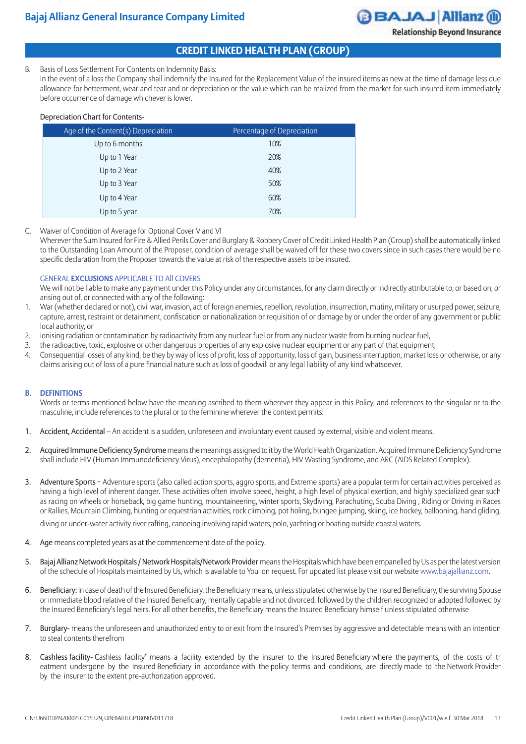B. Basis of Loss Settlement For Contents on Indemnity Basis:

In the event of a loss the Company shall indemnify the Insured for the Replacement Value of the insured items as new at the time of damage less due allowance for betterment, wear and tear and or depreciation or the value which can be realized from the market for such insured item immediately before occurrence of damage whichever is lower.

Depreciation Chart for Contents-

| Age of the Content(s) Depreciation | Percentage of Depreciation |
|---|---|
| Up to 6 months | 10% |
| Up to 1 Year | 20% |
| Up to 2 Year | 40% |
| Up to 3 Year | 50% |
| Up to 4 Year | 60% |
| Up to 5 year | 70% |

C. Waiver of Condition of Average for Optional Cover V and VI

Wherever the Sum Insured for Fire & Allied Perils Cover and Burglary & Robbery Cover of Credit Linked Health Plan (Group) shall be automatically linked to the Outstanding Loan Amount of the Proposer, condition of average shall be waived off for these two covers since in such cases there would be no specific declaration from the Proposer towards the value at risk of the respective assets to be insured.

GENERAL **EXCLUSIONS** APPLICABLE TO All COVERS

We will not be liable to make any payment under this Policy under any circumstances, for any claim directly or indirectly attributable to, or based on, or arising out of, or connected with any of the following:

1. War (whether declared or not), civil war, invasion, act of foreign enemies, rebellion, revolution, insurrection, mutiny, military or usurped power, seizure, capture, arrest, restraint or detainment, confiscation or nationalization or requisition of or damage by or under the order of any government or public local authority, or
2. ionising radiation or contamination by radioactivity from any nuclear fuel or from any nuclear waste from burning nuclear fuel,
3. the radioactive, toxic, explosive or other dangerous properties of any explosive nuclear equipment or any part of that equipment,
4. Consequential losses of any kind, be they by way of loss of profit, loss of opportunity, loss of gain, business interruption, market loss or otherwise, or any claims arising out of loss of a pure financial nature such as loss of goodwill or any legal liability of any kind whatsoever.

## B. DEFINITIONS

Words or terms mentioned below have the meaning ascribed to them wherever they appear in this Policy, and references to the singular or to the masculine, include references to the plural or to the feminine wherever the context permits:

1. Accident, Accidental – An accident is a sudden, unforeseen and involuntary event caused by external, visible and violent means.

2. Acquired Immune Deficiency Syndrome means the meanings assigned to it by the World Health Organization. Acquired Immune Deficiency Syndrome shall include HIV (Human Immunodeficiency Virus), encephalopathy (dementia), HIV Wasting Syndrome, and ARC (AIDS Related Complex).

3. Adventure Sports - Adventure sports (also called action sports, aggro sports, and Extreme sports) are a popular term for certain activities perceived as having a high level of inherent danger. These activities often involve speed, height, a high level of physical exertion, and highly specialized gear such as racing on wheels or horseback, big game hunting, mountaineering, winter sports, Skydiving, Parachuting, Scuba Diving , Riding or Driving in Races or Rallies, Mountain Climbing, hunting or equestrian activities, rock climbing, pot holing, bungee jumping, skiing, ice hockey, ballooning, hand gliding, diving or under-water activity river rafting, canoeing involving rapid waters, polo, yachting or boating outside coastal waters.

4. Age means completed years as at the commencement date of the policy.

5. Bajaj Allianz Network Hospitals / Network Hospitals/Network Provider means the Hospitals which have been empanelled by Us as per the latest version of the schedule of Hospitals maintained by Us, which is available to You on request. For updated list please visit our website www.bajajallianz.com.

6. Beneficiary: In case of death of the Insured Beneficiary, the Beneficiary means, unless stipulated otherwise by the Insured Beneficiary, the surviving Spouse or immediate blood relative of the Insured Beneficiary, mentally capable and not divorced, followed by the children recognized or adopted followed by the Insured Beneficiary's legal heirs. For all other benefits, the Beneficiary means the Insured Beneficiary himself unless stipulated otherwise

7. Burglary- means the unforeseen and unauthorized entry to or exit from the Insured's Premises by aggressive and detectable means with an intention to steal contents therefrom

8. Cashless facility- Cashless facility" means a facility extended by the insurer to the Insured Beneficiary where the payments, of the costs of tr eatment undergone by the Insured Beneficiary in accordance with the policy terms and conditions, are directly made to the Network Provider by the insurer to the extent pre-authorization approved.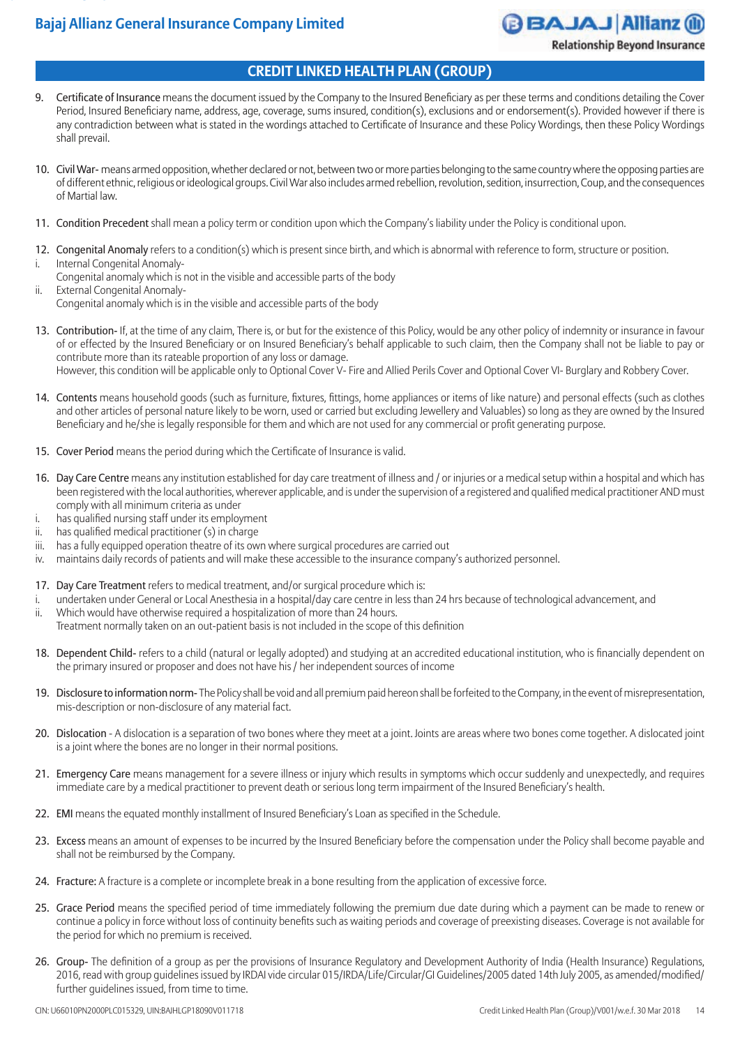## CREDIT LINKED HEALTH PLAN (GROUP)

9. **Certificate of Insurance** means the document issued by the Company to the Insured Beneficiary as per these terms and conditions detailing the Cover Period, Insured Beneficiary name, address, age, coverage, sums insured, condition(s), exclusions and or endorsement(s). Provided however if there is any contradiction between what is stated in the wordings attached to Certificate of Insurance and these Policy Wordings, then these Policy Wordings shall prevail.

10. **Civil War**- means armed opposition, whether declared or not, between two or more parties belonging to the same country where the opposing parties are of different ethnic, religious or ideological groups. Civil War also includes armed rebellion, revolution, sedition, insurrection, Coup, and the consequences of Martial law.

11. **Condition Precedent** shall mean a policy term or condition upon which the Company's liability under the Policy is conditional upon.

12. **Congenital Anomaly** refers to a condition(s) which is present since birth, and which is abnormal with reference to form, structure or position.
    i. Internal Congenital Anomaly-
    Congenital anomaly which is not in the visible and accessible parts of the body
    ii. External Congenital Anomaly-
    Congenital anomaly which is in the visible and accessible parts of the body

13. **Contribution**- If, at the time of any claim, There is, or but for the existence of this Policy, would be any other policy of indemnity or insurance in favour of or effected by the Insured Beneficiary or on Insured Beneficiary's behalf applicable to such claim, then the Company shall not be liable to pay or contribute more than its rateable proportion of any loss or damage.
    However, this condition will be applicable only to Optional Cover V- Fire and Allied Perils Cover and Optional Cover VI- Burglary and Robbery Cover.

14. **Contents** means household goods (such as furniture, fixtures, fittings, home appliances or items of like nature) and personal effects (such as clothes and other articles of personal nature likely to be worn, used or carried but excluding Jewellery and Valuables) so long as they are owned by the Insured Beneficiary and he/she is legally responsible for them and which are not used for any commercial or profit generating purpose.

15. **Cover Period** means the period during which the Certificate of Insurance is valid.

16. **Day Care Centre** means any institution established for day care treatment of illness and / or injuries or a medical setup within a hospital and which has been registered with the local authorities, wherever applicable, and is under the supervision of a registered and qualified medical practitioner AND must comply with all minimum criteria as under
    i. has qualified nursing staff under its employment
    ii. has qualified medical practitioner (s) in charge
    iii. has a fully equipped operation theatre of its own where surgical procedures are carried out
    iv. maintains daily records of patients and will make these accessible to the insurance company's authorized personnel.

17. **Day Care Treatment** refers to medical treatment, and/or surgical procedure which is:
    i. undertaken under General or Local Anesthesia in a hospital/day care centre in less than 24 hrs because of technological advancement, and
    ii. Which would have otherwise required a hospitalization of more than 24 hours.
    Treatment normally taken on an out-patient basis is not included in the scope of this definition

18. **Dependent Child**- refers to a child (natural or legally adopted) and studying at an accredited educational institution, who is financially dependent on the primary insured or proposer and does not have his / her independent sources of income

19. **Disclosure to information norm**- The Policy shall be void and all premium paid hereon shall be forfeited to the Company, in the event of misrepresentation, mis-description or non-disclosure of any material fact.

20. **Dislocation** - A dislocation is a separation of two bones where they meet at a joint. Joints are areas where two bones come together. A dislocated joint is a joint where the bones are no longer in their normal positions.

21. **Emergency Care** means management for a severe illness or injury which results in symptoms which occur suddenly and unexpectedly, and requires immediate care by a medical practitioner to prevent death or serious long term impairment of the Insured Beneficiary's health.

22. **EMI** means the equated monthly installment of Insured Beneficiary's Loan as specified in the Schedule.

23. **Excess** means an amount of expenses to be incurred by the Insured Beneficiary before the compensation under the Policy shall become payable and shall not be reimbursed by the Company.

24. **Fracture**: A fracture is a complete or incomplete break in a bone resulting from the application of excessive force.

25. **Grace Period** means the specified period of time immediately following the premium due date during which a payment can be made to renew or continue a policy in force without loss of continuity benefits such as waiting periods and coverage of preexisting diseases. Coverage is not available for the period for which no premium is received.

26. **Group**- The definition of a group as per the provisions of Insurance Regulatory and Development Authority of India (Health Insurance) Regulations, 2016, read with group guidelines issued by IRDAI vide circular 015/IRDA/Life/Circular/GI Guidelines/2005 dated 14th July 2005, as amended/modified/ further guidelines issued, from time to time.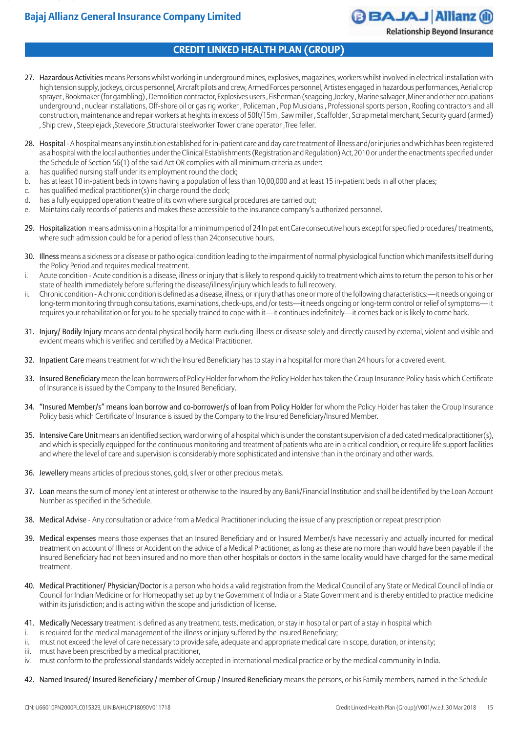27. **Hazardous Activities** means Persons whilst working in underground mines, explosives, magazines, workers whilst involved in electrical installation with high tension supply, jockeys, circus personnel, Aircraft pilots and crew, Armed Forces personnel, Artistes engaged in hazardous performances, Aerial crop sprayer , Bookmaker (for gambling) , Demolition contractor, Explosives users , Fisherman (seagoing ,Jockey , Marine salvager ,Miner and other occupations underground , nuclear installations, Off-shore oil or gas rig worker , Policeman , Pop Musicians , Professional sports person , Roofing contractors and all construction, maintenance and repair workers at heights in excess of 50ft/15m , Saw miller , Scaffolder , Scrap metal merchant, Security guard (armed) , Ship crew , Steeplejack ,Stevedore ,Structural steelworker Tower crane operator ,Tree feller.

28. **Hospital** - A hospital means any institution established for in-patient care and day care treatment of illness and/or injuries and which has been registered as a hospital with the local authorities under the Clinical Establishments (Registration and Regulation) Act, 2010 or under the enactments specified under the Schedule of Section 56(1) of the said Act OR complies with all minimum criteria as under:

   a. has qualified nursing staff under its employment round the clock;
   b. has at least 10 in-patient beds in towns having a population of less than 10,00,000 and at least 15 in-patient beds in all other places;
   c. has qualified medical practitioner(s) in charge round the clock;
   d. has a fully equipped operation theatre of its own where surgical procedures are carried out;
   e. Maintains daily records of patients and makes these accessible to the insurance company's authorized personnel.

29. **Hospitalization** means admission in a Hospital for a minimum period of 24 In patient Care consecutive hours except for specified procedures/ treatments, where such admission could be for a period of less than 24consecutive hours.

30. **Illness** means a sickness or a disease or pathological condition leading to the impairment of normal physiological function which manifests itself during the Policy Period and requires medical treatment.

   i. Acute condition - Acute condition is a disease, illness or injury that is likely to respond quickly to treatment which aims to return the person to his or her state of health immediately before suffering the disease/illness/injury which leads to full recovery.
   ii. Chronic condition - A chronic condition is defined as a disease, illness, or injury that has one or more of the following characteristics:—it needs ongoing or long-term monitoring through consultations, examinations, check-ups, and /or tests—it needs ongoing or long-term control or relief of symptoms— it requires your rehabilitation or for you to be specially trained to cope with it—it continues indefinitely—it comes back or is likely to come back.

31. **Injury/ Bodily Injury** means accidental physical bodily harm excluding illness or disease solely and directly caused by external, violent and visible and evident means which is verified and certified by a Medical Practitioner.

32. **Inpatient Care** means treatment for which the Insured Beneficiary has to stay in a hospital for more than 24 hours for a covered event.

33. **Insured Beneficiary** mean the loan borrowers of Policy Holder for whom the Policy Holder has taken the Group Insurance Policy basis which Certificate of Insurance is issued by the Company to the Insured Beneficiary.

34. **"Insured Member/s" means loan borrow and co-borrower/s of loan from Policy Holder** for whom the Policy Holder has taken the Group Insurance Policy basis which Certificate of Insurance is issued by the Company to the Insured Beneficiary/Insured Member.

35. **Intensive Care Unit** means an identified section, ward or wing of a hospital which is under the constant supervision of a dedicated medical practitioner(s), and which is specially equipped for the continuous monitoring and treatment of patients who are in a critical condition, or require life support facilities and where the level of care and supervision is considerably more sophisticated and intensive than in the ordinary and other wards.

36. **Jewellery** means articles of precious stones, gold, silver or other precious metals.

37. **Loan** means the sum of money lent at interest or otherwise to the Insured by any Bank/Financial Institution and shall be identified by the Loan Account Number as specified in the Schedule.

38. **Medical Advise** - Any consultation or advice from a Medical Practitioner including the issue of any prescription or repeat prescription

39. **Medical expenses** means those expenses that an Insured Beneficiary and or Insured Member/s have necessarily and actually incurred for medical treatment on account of Illness or Accident on the advice of a Medical Practitioner, as long as these are no more than would have been payable if the Insured Beneficiary had not been insured and no more than other hospitals or doctors in the same locality would have charged for the same medical treatment.

40. **Medical Practitioner/ Physician/Doctor** is a person who holds a valid registration from the Medical Council of any State or Medical Council of India or Council for Indian Medicine or for Homeopathy set up by the Government of India or a State Government and is thereby entitled to practice medicine within its jurisdiction; and is acting within the scope and jurisdiction of license.

41. **Medically Necessary** treatment is defined as any treatment, tests, medication, or stay in hospital or part of a stay in hospital which

   i. is required for the medical management of the illness or injury suffered by the Insured Beneficiary;
   ii. must not exceed the level of care necessary to provide safe, adequate and appropriate medical care in scope, duration, or intensity;
   iii. must have been prescribed by a medical practitioner,
   iv. must conform to the professional standards widely accepted in international medical practice or by the medical community in India.

42. **Named Insured/ Insured Beneficiary / member of Group / Insured Beneficiary** means the persons, or his Family members, named in the Schedule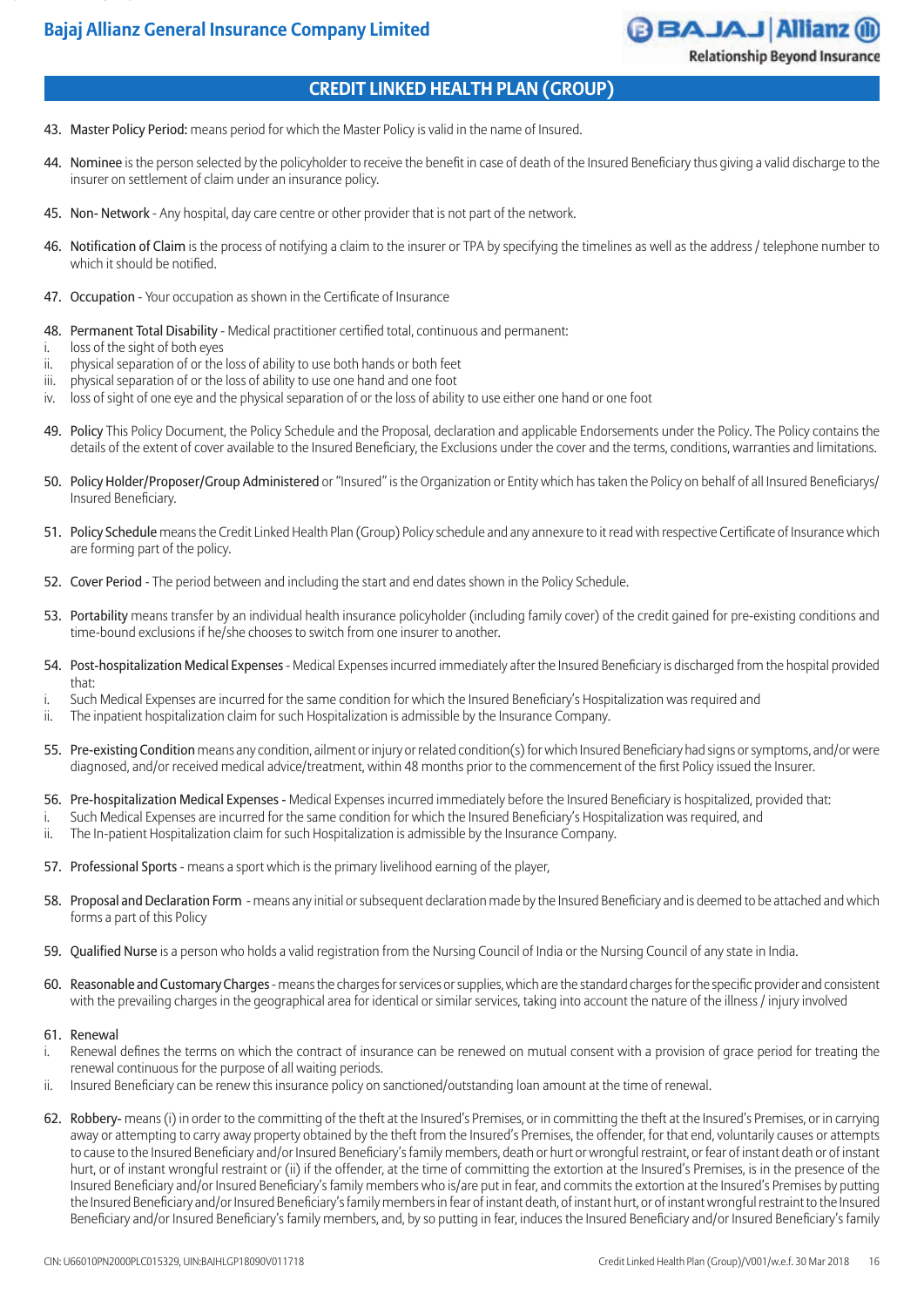43. **Master Policy Period:** means period for which the Master Policy is valid in the name of Insured.

44. **Nominee** is the person selected by the policyholder to receive the benefit in case of death of the Insured Beneficiary thus giving a valid discharge to the insurer on settlement of claim under an insurance policy.

45. **Non- Network** - Any hospital, day care centre or other provider that is not part of the network.

46. **Notification of Claim** is the process of notifying a claim to the insurer or TPA by specifying the timelines as well as the address / telephone number to which it should be notified.

47. **Occupation** - Your occupation as shown in the Certificate of Insurance

48. **Permanent Total Disability** - Medical practitioner certified total, continuous and permanent:
    i. loss of the sight of both eyes
    ii. physical separation of or the loss of ability to use both hands or both feet
    iii. physical separation of or the loss of ability to use one hand and one foot
    iv. loss of sight of one eye and the physical separation of or the loss of ability to use either one hand or one foot

49. **Policy** This Policy Document, the Policy Schedule and the Proposal, declaration and applicable Endorsements under the Policy. The Policy contains the details of the extent of cover available to the Insured Beneficiary, the Exclusions under the cover and the terms, conditions, warranties and limitations.

50. **Policy Holder/Proposer/Group Administered** or "Insured" is the Organization or Entity which has taken the Policy on behalf of all Insured Beneficiarys/ Insured Beneficiary.

51. **Policy Schedule** means the Credit Linked Health Plan (Group) Policy schedule and any annexure to it read with respective Certificate of Insurance which are forming part of the policy.

52. **Cover Period** - The period between and including the start and end dates shown in the Policy Schedule.

53. **Portability** means transfer by an individual health insurance policyholder (including family cover) of the credit gained for pre-existing conditions and time-bound exclusions if he/she chooses to switch from one insurer to another.

54. **Post-hospitalization Medical Expenses** - Medical Expenses incurred immediately after the Insured Beneficiary is discharged from the hospital provided that:
    i. Such Medical Expenses are incurred for the same condition for which the Insured Beneficiary's Hospitalization was required and
    ii. The inpatient hospitalization claim for such Hospitalization is admissible by the Insurance Company.

55. **Pre-existing Condition** means any condition, ailment or injury or related condition(s) for which Insured Beneficiary had signs or symptoms, and/or were diagnosed, and/or received medical advice/treatment, within 48 months prior to the commencement of the first Policy issued the Insurer.

56. **Pre-hospitalization Medical Expenses** - Medical Expenses incurred immediately before the Insured Beneficiary is hospitalized, provided that:
    i. Such Medical Expenses are incurred for the same condition for which the Insured Beneficiary's Hospitalization was required, and
    ii. The In-patient Hospitalization claim for such Hospitalization is admissible by the Insurance Company.

57. **Professional Sports** - means a sport which is the primary livelihood earning of the player,

58. **Proposal and Declaration Form** - means any initial or subsequent declaration made by the Insured Beneficiary and is deemed to be attached and which forms a part of this Policy

59. **Qualified Nurse** is a person who holds a valid registration from the Nursing Council of India or the Nursing Council of any state in India.

60. **Reasonable and Customary Charges** - means the charges for services or supplies, which are the standard charges for the specific provider and consistent with the prevailing charges in the geographical area for identical or similar services, taking into account the nature of the illness / injury involved

61. **Renewal**
    i. Renewal defines the terms on which the contract of insurance can be renewed on mutual consent with a provision of grace period for treating the renewal continuous for the purpose of all waiting periods.
    ii. Insured Beneficiary can be renew this insurance policy on sanctioned/outstanding loan amount at the time of renewal.

62. **Robbery-** means (i) in order to the committing of the theft at the Insured's Premises, or in committing the theft at the Insured's Premises, or in carrying away or attempting to carry away property obtained by the theft from the Insured's Premises, the offender, for that end, voluntarily causes or attempts to cause to the Insured Beneficiary and/or Insured Beneficiary's family members, death or hurt or wrongful restraint, or fear of instant death or of instant hurt, or of instant wrongful restraint or (ii) if the offender, at the time of committing the extortion at the Insured's Premises, is in the presence of the Insured Beneficiary and/or Insured Beneficiary's family members who is/are put in fear, and commits the extortion at the Insured's Premises by putting the Insured Beneficiary and/or Insured Beneficiary's family members in fear of instant death, of instant hurt, or of instant wrongful restraint to the Insured Beneficiary and/or Insured Beneficiary's family members, and, by so putting in fear, induces the Insured Beneficiary and/or Insured Beneficiary's family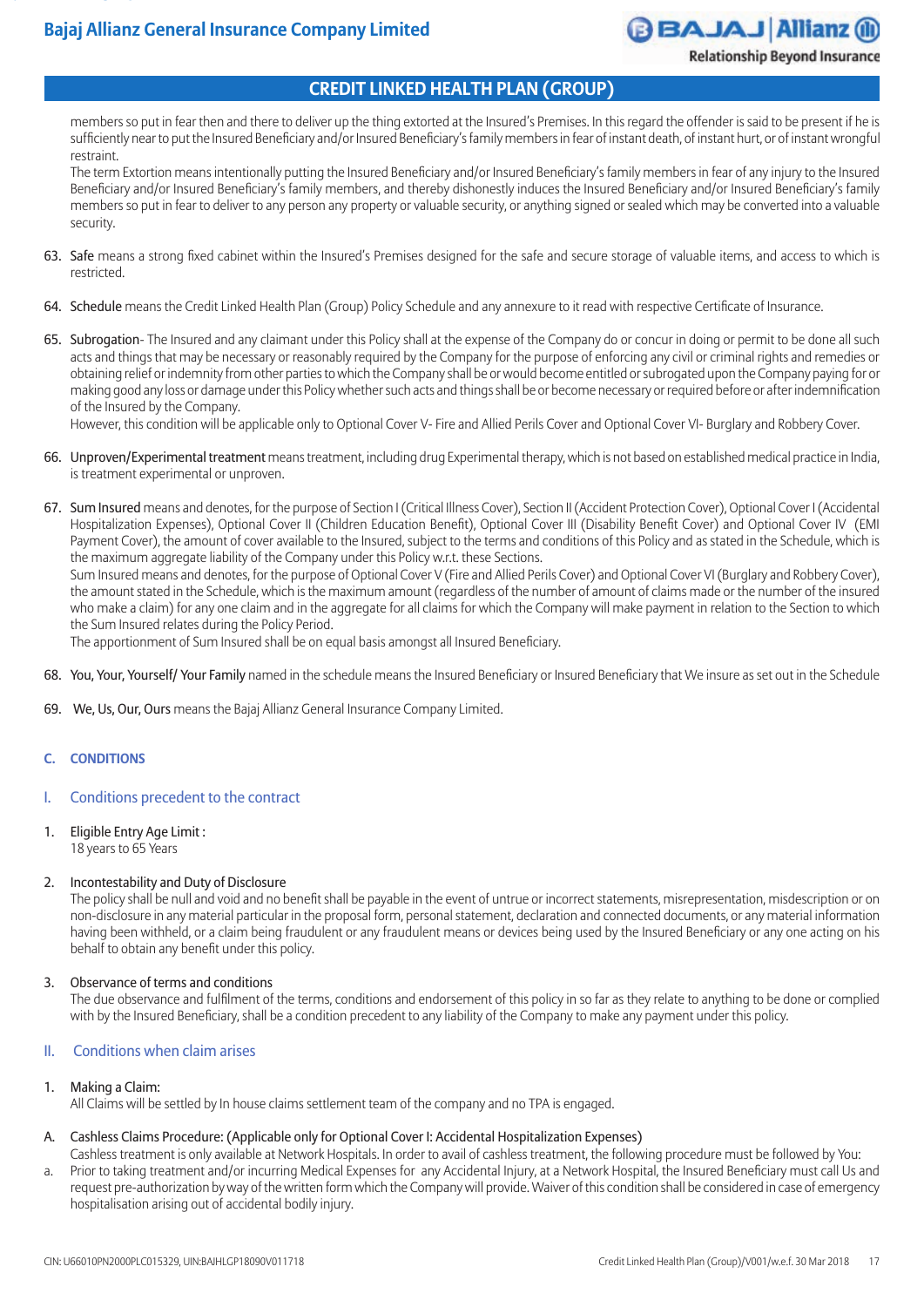members so put in fear then and there to deliver up the thing extorted at the Insured's Premises. In this regard the offender is said to be present if he is sufficiently near to put the Insured Beneficiary and/or Insured Beneficiary's family members in fear of instant death, of instant hurt, or of instant wrongful restraint.

The term Extortion means intentionally putting the Insured Beneficiary and/or Insured Beneficiary's family members in fear of any injury to the Insured Beneficiary and/or Insured Beneficiary's family members, and thereby dishonestly induces the Insured Beneficiary and/or Insured Beneficiary's family members so put in fear to deliver to any person any property or valuable security, or anything signed or sealed which may be converted into a valuable security.

63. **Safe** means a strong fixed cabinet within the Insured's Premises designed for the safe and secure storage of valuable items, and access to which is restricted.

64. **Schedule** means the Credit Linked Health Plan (Group) Policy Schedule and any annexure to it read with respective Certificate of Insurance.

65. **Subrogation**- The Insured and any claimant under this Policy shall at the expense of the Company do or concur in doing or permit to be done all such acts and things that may be necessary or reasonably required by the Company for the purpose of enforcing any civil or criminal rights and remedies or obtaining relief or indemnity from other parties to which the Company shall be or would become entitled or subrogated upon the Company paying for or making good any loss or damage under this Policy whether such acts and things shall be or become necessary or required before or after indemnification of the Insured by the Company.

    However, this condition will be applicable only to Optional Cover V- Fire and Allied Perils Cover and Optional Cover VI- Burglary and Robbery Cover.

66. **Unproven/Experimental treatment** means treatment, including drug Experimental therapy, which is not based on established medical practice in India, is treatment experimental or unproven.

67. **Sum Insured** means and denotes, for the purpose of Section I (Critical Illness Cover), Section II (Accident Protection Cover), Optional Cover I (Accidental Hospitalization Expenses), Optional Cover II (Children Education Benefit), Optional Cover III (Disability Benefit Cover) and Optional Cover IV (EMI Payment Cover), the amount of cover available to the Insured, subject to the terms and conditions of this Policy and as stated in the Schedule, which is the maximum aggregate liability of the Company under this Policy w.r.t. these Sections.

    Sum Insured means and denotes, for the purpose of Optional Cover V (Fire and Allied Perils Cover) and Optional Cover VI (Burglary and Robbery Cover), the amount stated in the Schedule, which is the maximum amount (regardless of the number of amount of claims made or the number of the insured who make a claim) for any one claim and in the aggregate for all claims for which the Company will make payment in relation to the Section to which the Sum Insured relates during the Policy Period.

    The apportionment of Sum Insured shall be on equal basis amongst all Insured Beneficiary.

68. **You, Your, Yourself/ Your Family** named in the schedule means the Insured Beneficiary or Insured Beneficiary that We insure as set out in the Schedule

69. **We, Us, Our, Ours** means the Bajaj Allianz General Insurance Company Limited.

## C. CONDITIONS

### I. Conditions precedent to the contract

1. Eligible Entry Age Limit :
   18 years to 65 Years

2. Incontestability and Duty of Disclosure
   The policy shall be null and void and no benefit shall be payable in the event of untrue or incorrect statements, misrepresentation, misdescription or on non-disclosure in any material particular in the proposal form, personal statement, declaration and connected documents, or any material information having been withheld, or a claim being fraudulent or any fraudulent means or devices being used by the Insured Beneficiary or any one acting on his behalf to obtain any benefit under this policy.

3. Observance of terms and conditions
   The due observance and fulfilment of the terms, conditions and endorsement of this policy in so far as they relate to anything to be done or complied with by the Insured Beneficiary, shall be a condition precedent to any liability of the Company to make any payment under this policy.

### II. Conditions when claim arises

1. Making a Claim:
   All Claims will be settled by In house claims settlement team of the company and no TPA is engaged.

A. Cashless Claims Procedure: (Applicable only for Optional Cover I: Accidental Hospitalization Expenses)
   Cashless treatment is only available at Network Hospitals. In order to avail of cashless treatment, the following procedure must be followed by You:

a. Prior to taking treatment and/or incurring Medical Expenses for any Accidental Injury, at a Network Hospital, the Insured Beneficiary must call Us and request pre-authorization by way of the written form which the Company will provide. Waiver of this condition shall be considered in case of emergency hospitalisation arising out of accidental bodily injury.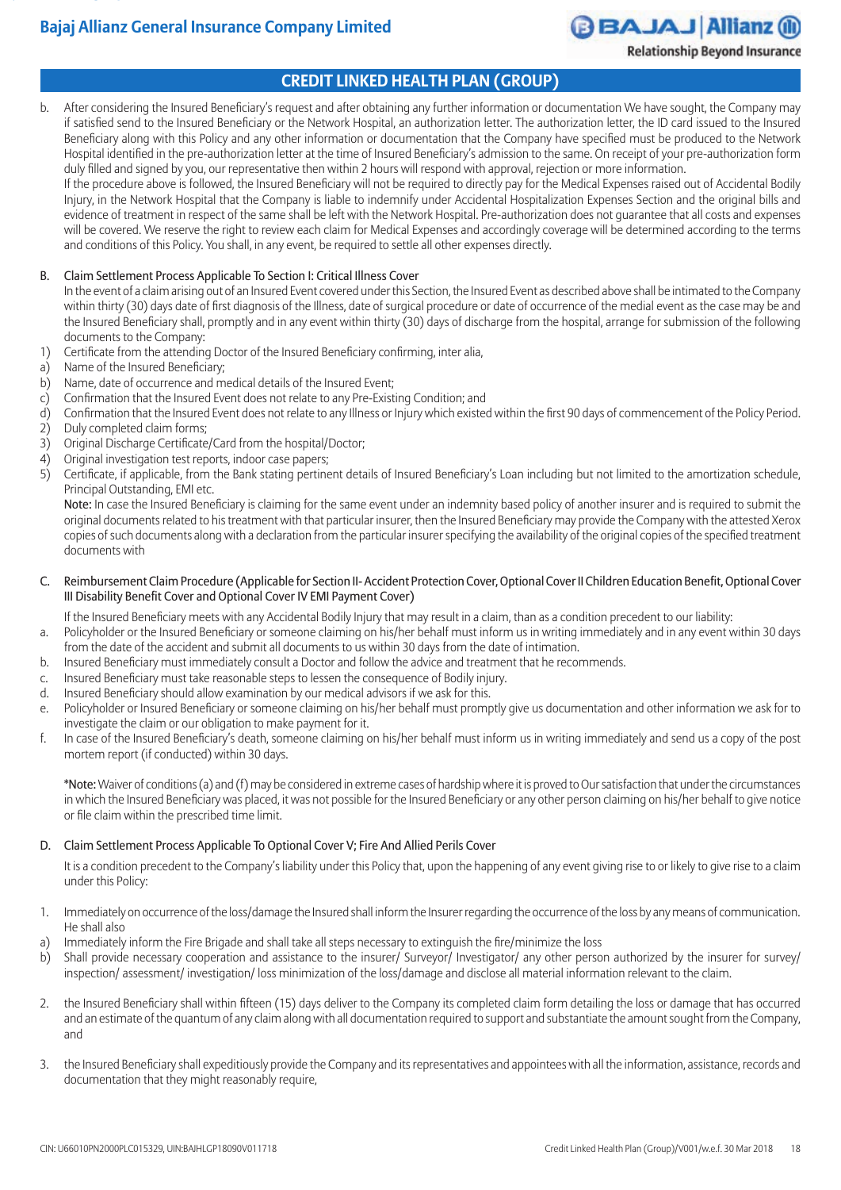b. After considering the Insured Beneficiary's request and after obtaining any further information or documentation We have sought, the Company may if satisfied send to the Insured Beneficiary or the Network Hospital, an authorization letter. The authorization letter, the ID card issued to the Insured Beneficiary along with this Policy and any other information or documentation that the Company have specified must be produced to the Network Hospital identified in the pre-authorization letter at the time of Insured Beneficiary's admission to the same. On receipt of your pre-authorization form duly filled and signed by you, our representative then within 2 hours will respond with approval, rejection or more information.

   If the procedure above is followed, the Insured Beneficiary will not be required to directly pay for the Medical Expenses raised out of Accidental Bodily Injury, in the Network Hospital that the Company is liable to indemnify under Accidental Hospitalization Expenses Section and the original bills and evidence of treatment in respect of the same shall be left with the Network Hospital. Pre-authorization does not guarantee that all costs and expenses will be covered. We reserve the right to review each claim for Medical Expenses and accordingly coverage will be determined according to the terms and conditions of this Policy. You shall, in any event, be required to settle all other expenses directly.

B. Claim Settlement Process Applicable To Section I: Critical Illness Cover

In the event of a claim arising out of an Insured Event covered under this Section, the Insured Event as described above shall be intimated to the Company within thirty (30) days date of first diagnosis of the Illness, date of surgical procedure or date of occurrence of the medial event as the case may be and the Insured Beneficiary shall, promptly and in any event within thirty (30) days of discharge from the hospital, arrange for submission of the following documents to the Company:

1) Certificate from the attending Doctor of the Insured Beneficiary confirming, inter alia,
   a) Name of the Insured Beneficiary;
   b) Name, date of occurrence and medical details of the Insured Event;
   c) Confirmation that the Insured Event does not relate to any Pre-Existing Condition; and
   d) Confirmation that the Insured Event does not relate to any Illness or Injury which existed within the first 90 days of commencement of the Policy Period.
2) Duly completed claim forms;
3) Original Discharge Certificate/Card from the hospital/Doctor;
4) Original investigation test reports, indoor case papers;
5) Certificate, if applicable, from the Bank stating pertinent details of Insured Beneficiary's Loan including but not limited to the amortization schedule, Principal Outstanding, EMI etc.

   Note: In case the Insured Beneficiary is claiming for the same event under an indemnity based policy of another insurer and is required to submit the original documents related to his treatment with that particular insurer, then the Insured Beneficiary may provide the Company with the attested Xerox copies of such documents along with a declaration from the particular insurer specifying the availability of the original copies of the specified treatment documents with

C. Reimbursement Claim Procedure (Applicable for Section II- Accident Protection Cover, Optional Cover II Children Education Benefit, Optional Cover III Disability Benefit Cover and Optional Cover IV EMI Payment Cover)

If the Insured Beneficiary meets with any Accidental Bodily Injury that may result in a claim, than as a condition precedent to our liability:

a. Policyholder or the Insured Beneficiary or someone claiming on his/her behalf must inform us in writing immediately and in any event within 30 days from the date of the accident and submit all documents to us within 30 days from the date of intimation.
b. Insured Beneficiary must immediately consult a Doctor and follow the advice and treatment that he recommends.
c. Insured Beneficiary must take reasonable steps to lessen the consequence of Bodily injury.
d. Insured Beneficiary should allow examination by our medical advisors if we ask for this.
e. Policyholder or Insured Beneficiary or someone claiming on his/her behalf must promptly give us documentation and other information we ask for to investigate the claim or our obligation to make payment for it.
f. In case of the Insured Beneficiary's death, someone claiming on his/her behalf must inform us in writing immediately and send us a copy of the post mortem report (if conducted) within 30 days.

*Note: Waiver of conditions (a) and (f) may be considered in extreme cases of hardship where it is proved to Our satisfaction that under the circumstances in which the Insured Beneficiary was placed, it was not possible for the Insured Beneficiary or any other person claiming on his/her behalf to give notice or file claim within the prescribed time limit.

D. Claim Settlement Process Applicable To Optional Cover V; Fire And Allied Perils Cover

It is a condition precedent to the Company's liability under this Policy that, upon the happening of any event giving rise to or likely to give rise to a claim under this Policy:

1. Immediately on occurrence of the loss/damage the Insured shall inform the Insurer regarding the occurrence of the loss by any means of communication. He shall also
   a) Immediately inform the Fire Brigade and shall take all steps necessary to extinguish the fire/minimize the loss
   b) Shall provide necessary cooperation and assistance to the insurer/ Surveyor/ Investigator/ any other person authorized by the insurer for survey/ inspection/ assessment/ investigation/ loss minimization of the loss/damage and disclose all material information relevant to the claim.

2. the Insured Beneficiary shall within fifteen (15) days deliver to the Company its completed claim form detailing the loss or damage that has occurred and an estimate of the quantum of any claim along with all documentation required to support and substantiate the amount sought from the Company, and

3. the Insured Beneficiary shall expeditiously provide the Company and its representatives and appointees with all the information, assistance, records and documentation that they might reasonably require,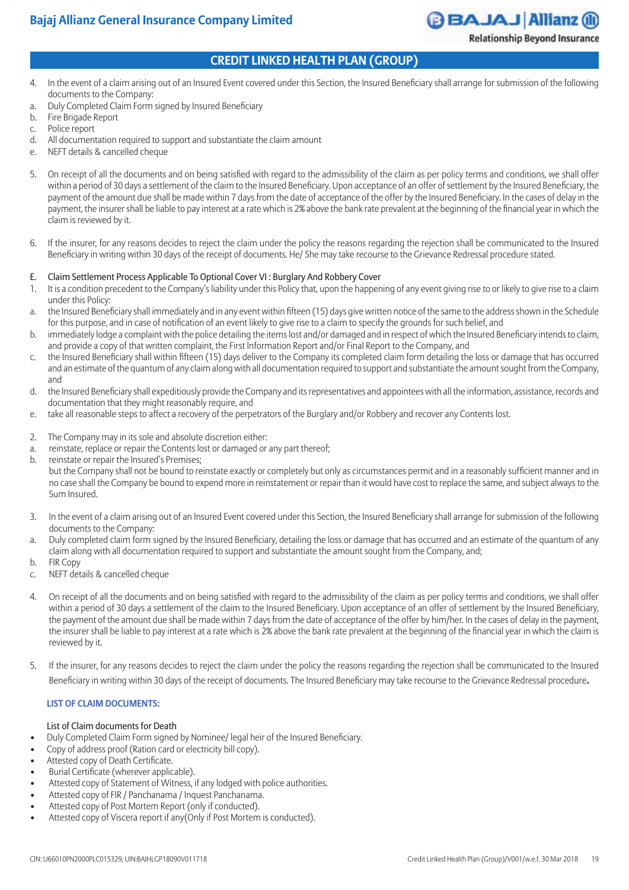4. In the event of a claim arising out of an Insured Event covered under this Section, the Insured Beneficiary shall arrange for submission of the following documents to the Company:
   a. Duly Completed Claim Form signed by Insured Beneficiary
   b. Fire Brigade Report
   c. Police report
   d. All documentation required to support and substantiate the claim amount
   e. NEFT details & cancelled cheque

5. On receipt of all the documents and on being satisfied with regard to the admissibility of the claim as per policy terms and conditions, we shall offer within a period of 30 days a settlement of the claim to the Insured Beneficiary. Upon acceptance of an offer of settlement by the Insured Beneficiary, the payment of the amount due shall be made within 7 days from the date of acceptance of the offer by the Insured Beneficiary. In the cases of delay in the payment, the insurer shall be liable to pay interest at a rate which is 2% above the bank rate prevalent at the beginning of the financial year in which the claim is reviewed by it.

6. If the insurer, for any reasons decides to reject the claim under the policy the reasons regarding the rejection shall be communicated to the Insured Beneficiary in writing within 30 days of the receipt of documents. He/ She may take recourse to the Grievance Redressal procedure stated.

E. Claim Settlement Process Applicable To Optional Cover VI : Burglary And Robbery Cover

1. It is a condition precedent to the Company's liability under this Policy that, upon the happening of any event giving rise to or likely to give rise to a claim under this Policy:
   a. the Insured Beneficiary shall immediately and in any event within fifteen (15) days give written notice of the same to the address shown in the Schedule for this purpose, and in case of notification of an event likely to give rise to a claim to specify the grounds for such belief, and
   b. immediately lodge a complaint with the police detailing the items lost and/or damaged and in respect of which the Insured Beneficiary intends to claim, and provide a copy of that written complaint, the First Information Report and/or Final Report to the Company, and
   c. the Insured Beneficiary shall within fifteen (15) days deliver to the Company its completed claim form detailing the loss or damage that has occurred and an estimate of the quantum of any claim along with all documentation required to support and substantiate the amount sought from the Company, and
   d. the Insured Beneficiary shall expeditiously provide the Company and its representatives and appointees with all the information, assistance, records and documentation that they might reasonably require, and
   e. take all reasonable steps to affect a recovery of the perpetrators of the Burglary and/or Robbery and recover any Contents lost.

2. The Company may in its sole and absolute discretion either:
   a. reinstate, replace or repair the Contents lost or damaged or any part thereof;
   b. reinstate or repair the Insured's Premises;

   but the Company shall not be bound to reinstate exactly or completely but only as circumstances permit and in a reasonably sufficient manner and in no case shall the Company be bound to expend more in reinstatement or repair than it would have cost to replace the same, and subject always to the Sum Insured.

3. In the event of a claim arising out of an Insured Event covered under this Section, the Insured Beneficiary shall arrange for submission of the following documents to the Company:
   a. Duly completed claim form signed by the Insured Beneficiary, detailing the loss or damage that has occurred and an estimate of the quantum of any claim along with all documentation required to support and substantiate the amount sought from the Company, and;
   b. FIR Copy
   c. NEFT details & cancelled cheque

4. On receipt of all the documents and on being satisfied with regard to the admissibility of the claim as per policy terms and conditions, we shall offer within a period of 30 days a settlement of the claim to the Insured Beneficiary. Upon acceptance of an offer of settlement by the Insured Beneficiary, the payment of the amount due shall be made within 7 days from the date of acceptance of the offer by him/her. In the cases of delay in the payment, the insurer shall be liable to pay interest at a rate which is 2% above the bank rate prevalent at the beginning of the financial year in which the claim is reviewed by it.

5. If the insurer, for any reasons decides to reject the claim under the policy the reasons regarding the rejection shall be communicated to the Insured Beneficiary in writing within 30 days of the receipt of documents. The Insured Beneficiary may take recourse to the Grievance Redressal procedure**.**

**LIST OF CLAIM DOCUMENTS:**

List of Claim documents for Death

- Duly Completed Claim Form signed by Nominee/ legal heir of the Insured Beneficiary.
- Copy of address proof (Ration card or electricity bill copy).
- Attested copy of Death Certificate.
- Burial Certificate (wherever applicable).
- Attested copy of Statement of Witness, if any lodged with police authorities.
- Attested copy of FIR / Panchanama / Inquest Panchanama.
- Attested copy of Post Mortem Report (only if conducted).
- Attested copy of Viscera report if any(Only if Post Mortem is conducted).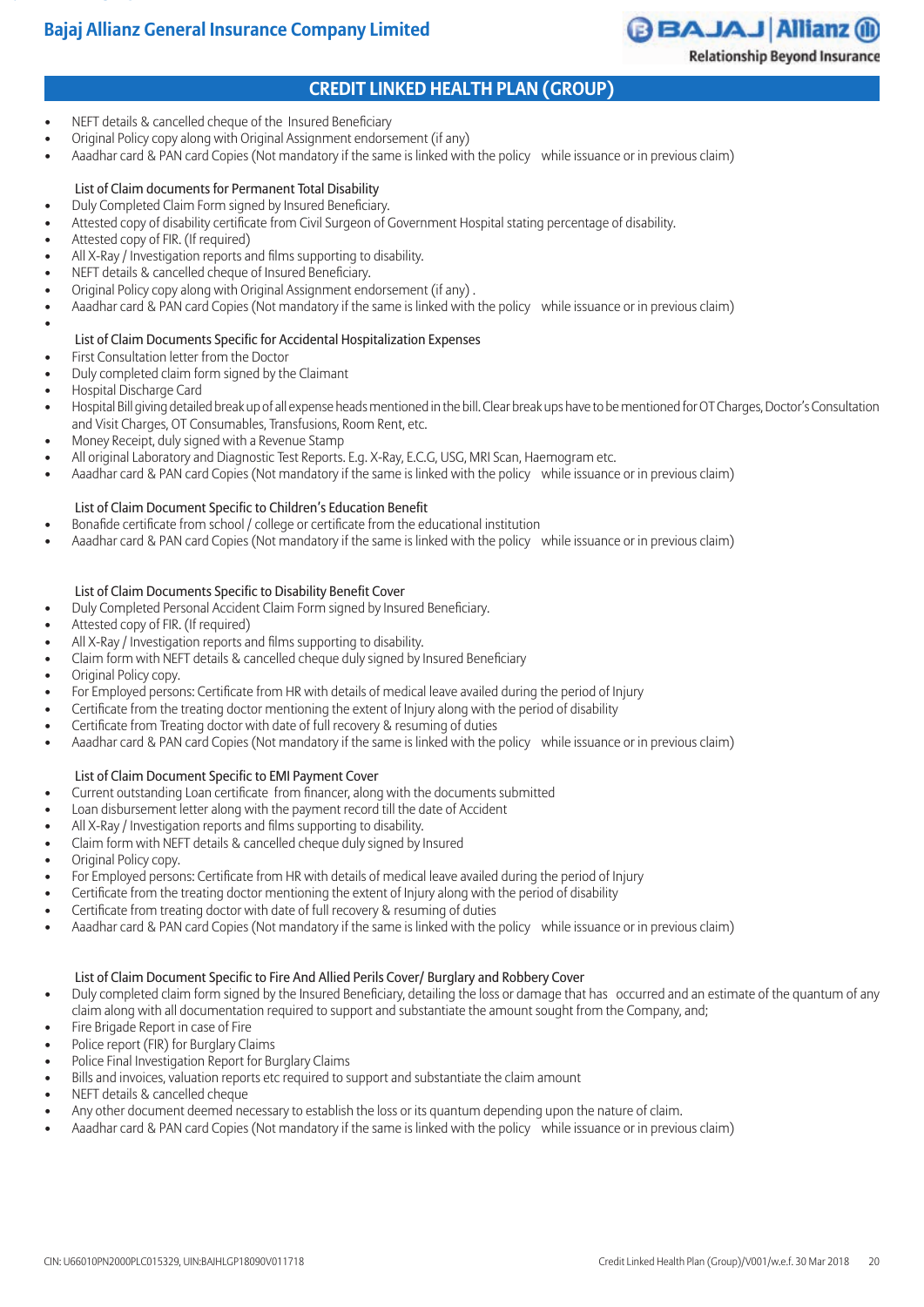- NEFT details & cancelled cheque of the Insured Beneficiary
- Original Policy copy along with Original Assignment endorsement (if any)
- Aaadhar card & PAN card Copies (Not mandatory if the same is linked with the policy while issuance or in previous claim)

List of Claim documents for Permanent Total Disability

- Duly Completed Claim Form signed by Insured Beneficiary.
- Attested copy of disability certificate from Civil Surgeon of Government Hospital stating percentage of disability.
- Attested copy of FIR. (If required)
- All X-Ray / Investigation reports and films supporting to disability.
- NEFT details & cancelled cheque of Insured Beneficiary.
- Original Policy copy along with Original Assignment endorsement (if any) .
- Aaadhar card & PAN card Copies (Not mandatory if the same is linked with the policy while issuance or in previous claim)

List of Claim Documents Specific for Accidental Hospitalization Expenses

- First Consultation letter from the Doctor
- Duly completed claim form signed by the Claimant
- Hospital Discharge Card
- Hospital Bill giving detailed break up of all expense heads mentioned in the bill. Clear break ups have to be mentioned for OT Charges, Doctor's Consultation and Visit Charges, OT Consumables, Transfusions, Room Rent, etc.
- Money Receipt, duly signed with a Revenue Stamp
- All original Laboratory and Diagnostic Test Reports. E.g. X-Ray, E.C.G, USG, MRI Scan, Haemogram etc.
- Aaadhar card & PAN card Copies (Not mandatory if the same is linked with the policy while issuance or in previous claim)

List of Claim Document Specific to Children's Education Benefit

- Bonafide certificate from school / college or certificate from the educational institution
- Aaadhar card & PAN card Copies (Not mandatory if the same is linked with the policy while issuance or in previous claim)

List of Claim Documents Specific to Disability Benefit Cover

- Duly Completed Personal Accident Claim Form signed by Insured Beneficiary.
- Attested copy of FIR. (If required)
- All X-Ray / Investigation reports and films supporting to disability.
- Claim form with NEFT details & cancelled cheque duly signed by Insured Beneficiary
- Original Policy copy.
- For Employed persons: Certificate from HR with details of medical leave availed during the period of Injury
- Certificate from the treating doctor mentioning the extent of Injury along with the period of disability
- Certificate from Treating doctor with date of full recovery & resuming of duties
- Aaadhar card & PAN card Copies (Not mandatory if the same is linked with the policy while issuance or in previous claim)

List of Claim Document Specific to EMI Payment Cover

- Current outstanding Loan certificate from financer, along with the documents submitted
- Loan disbursement letter along with the payment record till the date of Accident
- All X-Ray / Investigation reports and films supporting to disability.
- Claim form with NEFT details & cancelled cheque duly signed by Insured
- Original Policy copy.
- For Employed persons: Certificate from HR with details of medical leave availed during the period of Injury
- Certificate from the treating doctor mentioning the extent of Injury along with the period of disability
- Certificate from treating doctor with date of full recovery & resuming of duties
- Aaadhar card & PAN card Copies (Not mandatory if the same is linked with the policy while issuance or in previous claim)

List of Claim Document Specific to Fire And Allied Perils Cover/ Burglary and Robbery Cover

- Duly completed claim form signed by the Insured Beneficiary, detailing the loss or damage that has occurred and an estimate of the quantum of any claim along with all documentation required to support and substantiate the amount sought from the Company, and;
- Fire Brigade Report in case of Fire
- Police report (FIR) for Burglary Claims
- Police Final Investigation Report for Burglary Claims
- Bills and invoices, valuation reports etc required to support and substantiate the claim amount
- NEFT details & cancelled cheque
- Any other document deemed necessary to establish the loss or its quantum depending upon the nature of claim.
- Aaadhar card & PAN card Copies (Not mandatory if the same is linked with the policy while issuance or in previous claim)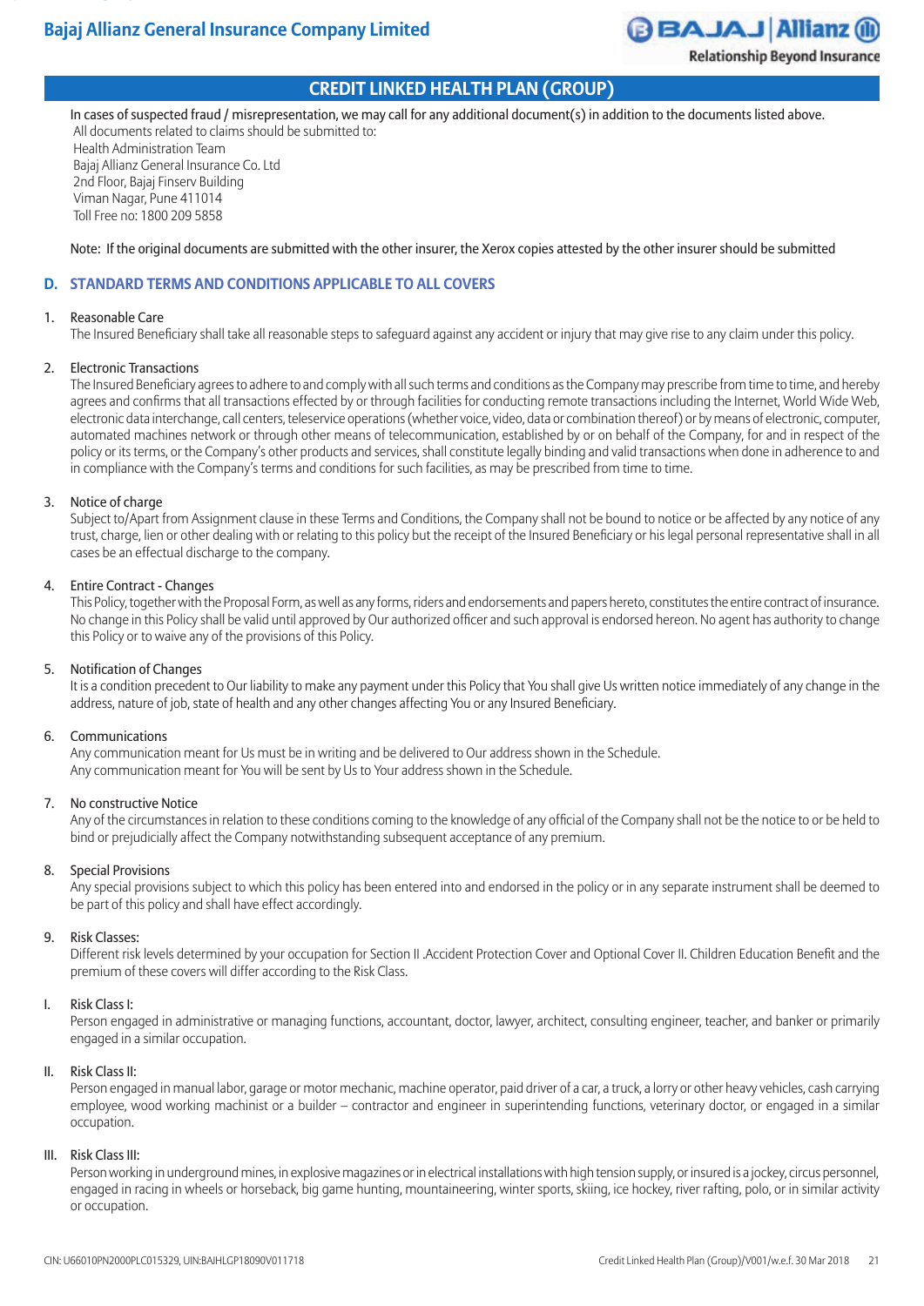In cases of suspected fraud / misrepresentation, we may call for any additional document(s) in addition to the documents listed above.

All documents related to claims should be submitted to:
Health Administration Team
Bajaj Allianz General Insurance Co. Ltd
2nd Floor, Bajaj Finserv Building
Viman Nagar, Pune 411014
Toll Free no: 1800 209 5858

Note: If the original documents are submitted with the other insurer, the Xerox copies attested by the other insurer should be submitted

## D. STANDARD TERMS AND CONDITIONS APPLICABLE TO ALL COVERS

1. Reasonable Care
The Insured Beneficiary shall take all reasonable steps to safeguard against any accident or injury that may give rise to any claim under this policy.

2. Electronic Transactions
The Insured Beneficiary agrees to adhere to and comply with all such terms and conditions as the Company may prescribe from time to time, and hereby agrees and confirms that all transactions effected by or through facilities for conducting remote transactions including the Internet, World Wide Web, electronic data interchange, call centers, teleservice operations (whether voice, video, data or combination thereof) or by means of electronic, computer, automated machines network or through other means of telecommunication, established by or on behalf of the Company, for and in respect of the policy or its terms, or the Company's other products and services, shall constitute legally binding and valid transactions when done in adherence to and in compliance with the Company's terms and conditions for such facilities, as may be prescribed from time to time.

3. Notice of charge
Subject to/Apart from Assignment clause in these Terms and Conditions, the Company shall not be bound to notice or be affected by any notice of any trust, charge, lien or other dealing with or relating to this policy but the receipt of the Insured Beneficiary or his legal personal representative shall in all cases be an effectual discharge to the company.

4. Entire Contract - Changes
This Policy, together with the Proposal Form, as well as any forms, riders and endorsements and papers hereto, constitutes the entire contract of insurance. No change in this Policy shall be valid until approved by Our authorized officer and such approval is endorsed hereon. No agent has authority to change this Policy or to waive any of the provisions of this Policy.

5. Notification of Changes
It is a condition precedent to Our liability to make any payment under this Policy that You shall give Us written notice immediately of any change in the address, nature of job, state of health and any other changes affecting You or any Insured Beneficiary.

6. Communications
Any communication meant for Us must be in writing and be delivered to Our address shown in the Schedule.
Any communication meant for You will be sent by Us to Your address shown in the Schedule.

7. No constructive Notice
Any of the circumstances in relation to these conditions coming to the knowledge of any official of the Company shall not be the notice to or be held to bind or prejudicially affect the Company notwithstanding subsequent acceptance of any premium.

8. Special Provisions
Any special provisions subject to which this policy has been entered into and endorsed in the policy or in any separate instrument shall be deemed to be part of this policy and shall have effect accordingly.

9. Risk Classes:
Different risk levels determined by your occupation for Section II .Accident Protection Cover and Optional Cover II. Children Education Benefit and the premium of these covers will differ according to the Risk Class.

I. Risk Class I:
Person engaged in administrative or managing functions, accountant, doctor, lawyer, architect, consulting engineer, teacher, and banker or primarily engaged in a similar occupation.

II. Risk Class II:
Person engaged in manual labor, garage or motor mechanic, machine operator, paid driver of a car, a truck, a lorry or other heavy vehicles, cash carrying employee, wood working machinist or a builder – contractor and engineer in superintending functions, veterinary doctor, or engaged in a similar occupation.

III. Risk Class III:
Person working in underground mines, in explosive magazines or in electrical installations with high tension supply, or insured is a jockey, circus personnel, engaged in racing in wheels or horseback, big game hunting, mountaineering, winter sports, skiing, ice hockey, river rafting, polo, or in similar activity or occupation.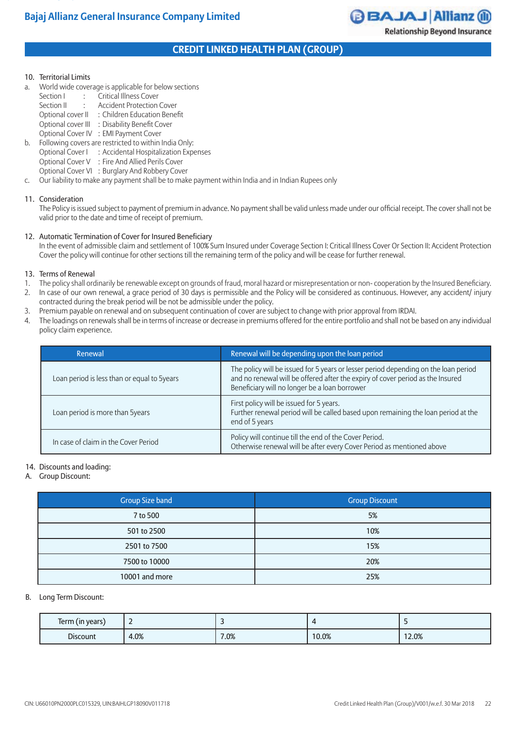10. Territorial Limits

a. World wide coverage is applicable for below sections

   Section I : Critical Illness Cover

   Section II : Accident Protection Cover

   Optional cover II : Children Education Benefit

   Optional cover III : Disability Benefit Cover

   Optional Cover IV : EMI Payment Cover

b. Following covers are restricted to within India Only:

   Optional Cover I : Accidental Hospitalization Expenses

   Optional Cover V : Fire And Allied Perils Cover

   Optional Cover VI : Burglary And Robbery Cover

c. Our liability to make any payment shall be to make payment within India and in Indian Rupees only

11. Consideration

The Policy is issued subject to payment of premium in advance. No payment shall be valid unless made under our official receipt. The cover shall not be valid prior to the date and time of receipt of premium.

12. Automatic Termination of Cover for Insured Beneficiary

In the event of admissible claim and settlement of 100% Sum Insured under Coverage Section I: Critical Illness Cover Or Section II: Accident Protection Cover the policy will continue for other sections till the remaining term of the policy and will be cease for further renewal.

13. Terms of Renewal

1. The policy shall ordinarily be renewable except on grounds of fraud, moral hazard or misrepresentation or non- cooperation by the Insured Beneficiary.
2. In case of our own renewal, a grace period of 30 days is permissible and the Policy will be considered as continuous. However, any accident/ injury contracted during the break period will be not be admissible under the policy.
3. Premium payable on renewal and on subsequent continuation of cover are subject to change with prior approval from IRDAI.
4. The loadings on renewals shall be in terms of increase or decrease in premiums offered for the entire portfolio and shall not be based on any individual policy claim experience.

| Renewal | Renewal will be depending upon the loan period |
|---|---|
| Loan period is less than or equal to 5years | The policy will be issued for 5 years or lesser period depending on the loan period and no renewal will be offered after the expiry of cover period as the Insured Beneficiary will no longer be a loan borrower |
| Loan period is more than 5years | First policy will be issued for 5 years.<br>Further renewal period will be called based upon remaining the loan period at the end of 5 years |
| In case of claim in the Cover Period | Policy will continue till the end of the Cover Period.<br>Otherwise renewal will be after every Cover Period as mentioned above |

14. Discounts and loading:

A. Group Discount:

| Group Size band | Group Discount |
|---|---|
| 7 to 500 | 5% |
| 501 to 2500 | 10% |
| 2501 to 7500 | 15% |
| 7500 to 10000 | 20% |
| 10001 and more | 25% |

B. Long Term Discount:

| Term (in years) | 2 | 3 | 4 | 5 |
|---|---|---|---|---|
| Discount | 4.0% | 7.0% | 10.0% | 12.0% |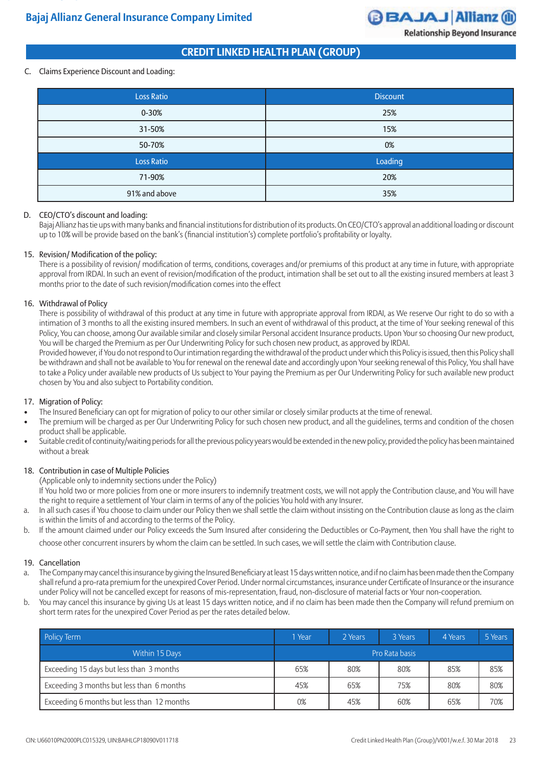## CREDIT LINKED HEALTH PLAN (GROUP)

C. Claims Experience Discount and Loading:

| Loss Ratio | Discount |
|---|---|
| 0-30% | 25% |
| 31-50% | 15% |
| 50-70% | 0% |
| Loss Ratio | Loading |
| 71-90% | 20% |
| 91% and above | 35% |

D. CEO/CTO's discount and loading:

Bajaj Allianz has tie ups with many banks and financial institutions for distribution of its products. On CEO/CTO's approval an additional loading or discount up to 10% will be provide based on the bank's (financial institution's) complete portfolio's profitability or loyalty.

15. Revision/ Modification of the policy:

There is a possibility of revision/ modification of terms, conditions, coverages and/or premiums of this product at any time in future, with appropriate approval from IRDAI. In such an event of revision/modification of the product, intimation shall be set out to all the existing insured members at least 3 months prior to the date of such revision/modification comes into the effect

16. Withdrawal of Policy

There is possibility of withdrawal of this product at any time in future with appropriate approval from IRDAI, as We reserve Our right to do so with a intimation of 3 months to all the existing insured members. In such an event of withdrawal of this product, at the time of Your seeking renewal of this Policy, You can choose, among Our available similar and closely similar Personal accident Insurance products. Upon Your so choosing Our new product, You will be charged the Premium as per Our Underwriting Policy for such chosen new product, as approved by IRDAI.

Provided however, if You do not respond to Our intimation regarding the withdrawal of the product under which this Policy is issued, then this Policy shall be withdrawn and shall not be available to You for renewal on the renewal date and accordingly upon Your seeking renewal of this Policy, You shall have to take a Policy under available new products of Us subject to Your paying the Premium as per Our Underwriting Policy for such available new product chosen by You and also subject to Portability condition.

17. Migration of Policy:

- The Insured Beneficiary can opt for migration of policy to our other similar or closely similar products at the time of renewal.
- The premium will be charged as per Our Underwriting Policy for such chosen new product, and all the guidelines, terms and condition of the chosen product shall be applicable.
- Suitable credit of continuity/waiting periods for all the previous policy years would be extended in the new policy, provided the policy has been maintained without a break

18. Contribution in case of Multiple Policies

(Applicable only to indemnity sections under the Policy)

If You hold two or more policies from one or more insurers to indemnify treatment costs, we will not apply the Contribution clause, and You will have the right to require a settlement of Your claim in terms of any of the policies You hold with any Insurer.

a. In all such cases if You choose to claim under our Policy then we shall settle the claim without insisting on the Contribution clause as long as the claim is within the limits of and according to the terms of the Policy.

b. If the amount claimed under our Policy exceeds the Sum Insured after considering the Deductibles or Co-Payment, then You shall have the right to choose other concurrent insurers by whom the claim can be settled. In such cases, we will settle the claim with Contribution clause.

19. Cancellation

a. The Company may cancel this insurance by giving the Insured Beneficiary at least 15 days written notice, and if no claim has been made then the Company shall refund a pro-rata premium for the unexpired Cover Period. Under normal circumstances, insurance under Certificate of Insurance or the insurance under Policy will not be cancelled except for reasons of mis-representation, fraud, non-disclosure of material facts or Your non-cooperation.

b. You may cancel this insurance by giving Us at least 15 days written notice, and if no claim has been made then the Company will refund premium on short term rates for the unexpired Cover Period as per the rates detailed below.

| Policy Term | 1 Year | 2 Years | 3 Years | 4 Years | 5 Years |
|---|---|---|---|---|---|
| Within 15 Days | Pro Rata basis | | | | |
| Exceeding 15 days but less than 3 months | 65% | 80% | 80% | 85% | 85% |
| Exceeding 3 months but less than 6 months | 45% | 65% | 75% | 80% | 80% |
| Exceeding 6 months but less than 12 months | 0% | 45% | 60% | 65% | 70% |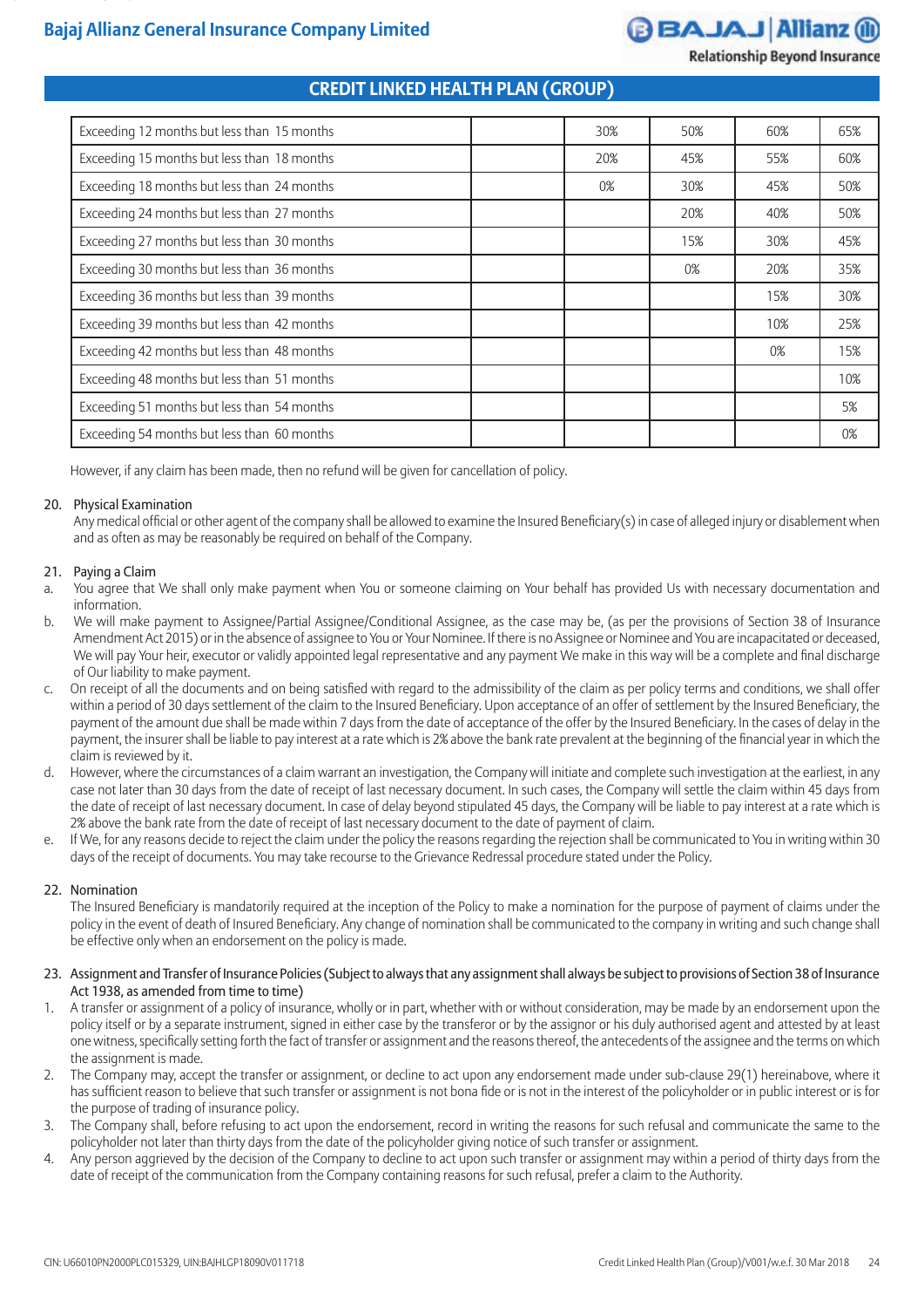| | | | | | |
|---|---|---|---|---|---|
| Exceeding 12 months but less than 15 months | | 30% | 50% | 60% | 65% |
| Exceeding 15 months but less than 18 months | | 20% | 45% | 55% | 60% |
| Exceeding 18 months but less than 24 months | | 0% | 30% | 45% | 50% |
| Exceeding 24 months but less than 27 months | | | 20% | 40% | 50% |
| Exceeding 27 months but less than 30 months | | | 15% | 30% | 45% |
| Exceeding 30 months but less than 36 months | | | 0% | 20% | 35% |
| Exceeding 36 months but less than 39 months | | | | 15% | 30% |
| Exceeding 39 months but less than 42 months | | | | 10% | 25% |
| Exceeding 42 months but less than 48 months | | | | 0% | 15% |
| Exceeding 48 months but less than 51 months | | | | | 10% |
| Exceeding 51 months but less than 54 months | | | | | 5% |
| Exceeding 54 months but less than 60 months | | | | | 0% |

However, if any claim has been made, then no refund will be given for cancellation of policy.

20. Physical Examination

Any medical official or other agent of the company shall be allowed to examine the Insured Beneficiary(s) in case of alleged injury or disablement when and as often as may be reasonably be required on behalf of the Company.

21. Paying a Claim

a. You agree that We shall only make payment when You or someone claiming on Your behalf has provided Us with necessary documentation and information.

b. We will make payment to Assignee/Partial Assignee/Conditional Assignee, as the case may be, (as per the provisions of Section 38 of Insurance Amendment Act 2015) or in the absence of assignee to You or Your Nominee. If there is no Assignee or Nominee and You are incapacitated or deceased, We will pay Your heir, executor or validly appointed legal representative and any payment We make in this way will be a complete and final discharge of Our liability to make payment.

c. On receipt of all the documents and on being satisfied with regard to the admissibility of the claim as per policy terms and conditions, we shall offer within a period of 30 days settlement of the claim to the Insured Beneficiary. Upon acceptance of an offer of settlement by the Insured Beneficiary, the payment of the amount due shall be made within 7 days from the date of acceptance of the offer by the Insured Beneficiary. In the cases of delay in the payment, the insurer shall be liable to pay interest at a rate which is 2% above the bank rate prevalent at the beginning of the financial year in which the claim is reviewed by it.

d. However, where the circumstances of a claim warrant an investigation, the Company will initiate and complete such investigation at the earliest, in any case not later than 30 days from the date of receipt of last necessary document. In such cases, the Company will settle the claim within 45 days from the date of receipt of last necessary document. In case of delay beyond stipulated 45 days, the Company will be liable to pay interest at a rate which is 2% above the bank rate from the date of receipt of last necessary document to the date of payment of claim.

e. If We, for any reasons decide to reject the claim under the policy the reasons regarding the rejection shall be communicated to You in writing within 30 days of the receipt of documents. You may take recourse to the Grievance Redressal procedure stated under the Policy.

22. Nomination

The Insured Beneficiary is mandatorily required at the inception of the Policy to make a nomination for the purpose of payment of claims under the policy in the event of death of Insured Beneficiary. Any change of nomination shall be communicated to the company in writing and such change shall be effective only when an endorsement on the policy is made.

23. Assignment and Transfer of Insurance Policies (Subject to always that any assignment shall always be subject to provisions of Section 38 of Insurance Act 1938, as amended from time to time)

1. A transfer or assignment of a policy of insurance, wholly or in part, whether with or without consideration, may be made by an endorsement upon the policy itself or by a separate instrument, signed in either case by the transferor or by the assignor or his duly authorised agent and attested by at least one witness, specifically setting forth the fact of transfer or assignment and the reasons thereof, the antecedents of the assignee and the terms on which the assignment is made.

2. The Company may, accept the transfer or assignment, or decline to act upon any endorsement made under sub-clause 29(1) hereinabove, where it has sufficient reason to believe that such transfer or assignment is not bona fide or is not in the interest of the policyholder or in public interest or is for the purpose of trading of insurance policy.

3. The Company shall, before refusing to act upon the endorsement, record in writing the reasons for such refusal and communicate the same to the policyholder not later than thirty days from the date of the policyholder giving notice of such transfer or assignment.

4. Any person aggrieved by the decision of the Company to decline to act upon such transfer or assignment may within a period of thirty days from the date of receipt of the communication from the Company containing reasons for such refusal, prefer a claim to the Authority.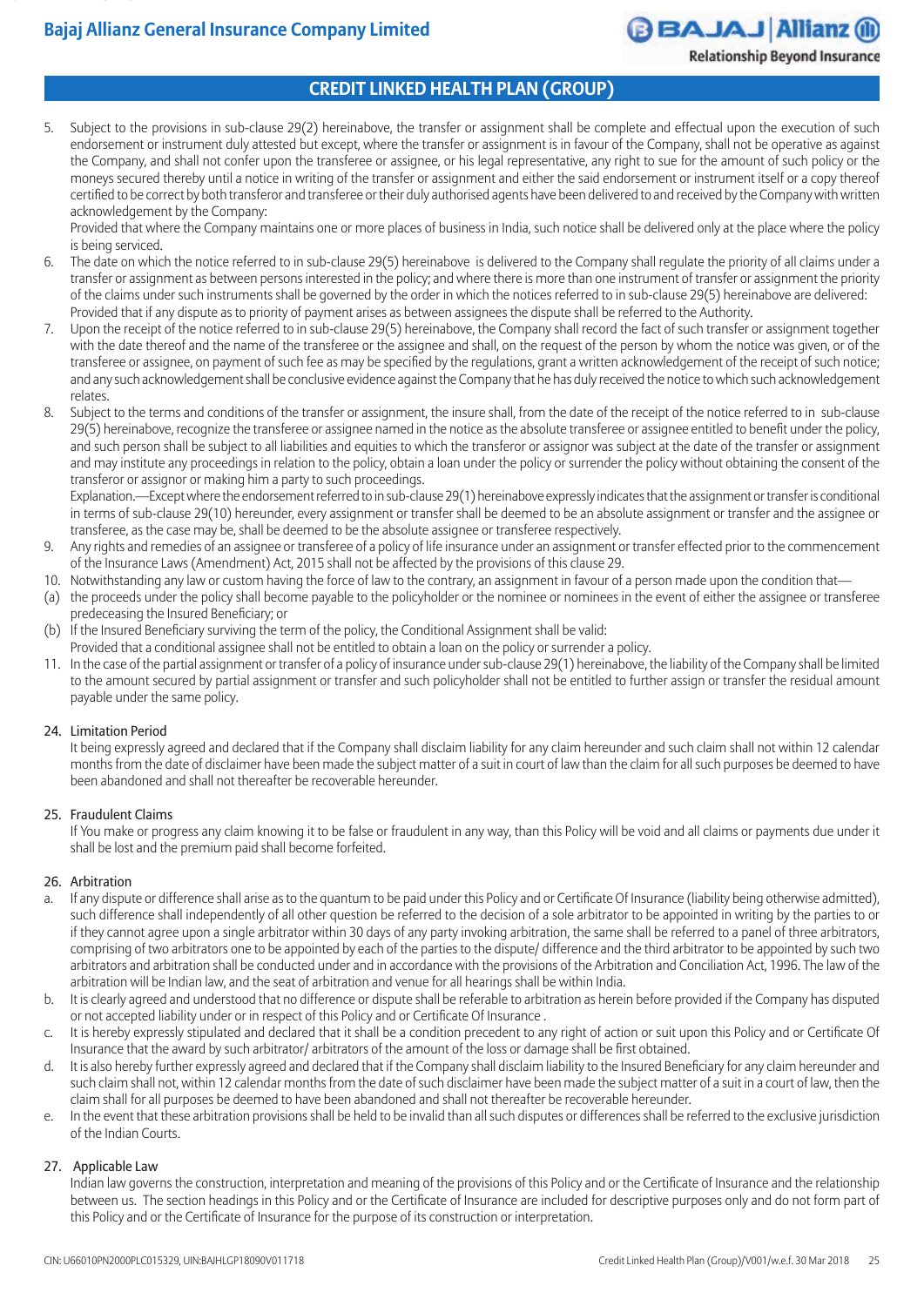## CREDIT LINKED HEALTH PLAN (GROUP)

5. Subject to the provisions in sub-clause 29(2) hereinabove, the transfer or assignment shall be complete and effectual upon the execution of such endorsement or instrument duly attested but except, where the transfer or assignment is in favour of the Company, shall not be operative as against the Company, and shall not confer upon the transferee or assignee, or his legal representative, any right to sue for the amount of such policy or the moneys secured thereby until a notice in writing of the transfer or assignment and either the said endorsement or instrument itself or a copy thereof certified to be correct by both transferor and transferee or their duly authorised agents have been delivered to and received by the Company with written acknowledgement by the Company:

   Provided that where the Company maintains one or more places of business in India, such notice shall be delivered only at the place where the policy is being serviced.
6. The date on which the notice referred to in sub-clause 29(5) hereinabove is delivered to the Company shall regulate the priority of all claims under a transfer or assignment as between persons interested in the policy; and where there is more than one instrument of transfer or assignment the priority of the claims under such instruments shall be governed by the order in which the notices referred to in sub-clause 29(5) hereinabove are delivered: Provided that if any dispute as to priority of payment arises as between assignees the dispute shall be referred to the Authority.
7. Upon the receipt of the notice referred to in sub-clause 29(5) hereinabove, the Company shall record the fact of such transfer or assignment together with the date thereof and the name of the transferee or the assignee and shall, on the request of the person by whom the notice was given, or of the transferee or assignee, on payment of such fee as may be specified by the regulations, grant a written acknowledgement of the receipt of such notice; and any such acknowledgement shall be conclusive evidence against the Company that he has duly received the notice to which such acknowledgement relates.
8. Subject to the terms and conditions of the transfer or assignment, the insure shall, from the date of the receipt of the notice referred to in sub-clause 29(5) hereinabove, recognize the transferee or assignee named in the notice as the absolute transferee or assignee entitled to benefit under the policy, and such person shall be subject to all liabilities and equities to which the transferor or assignor was subject at the date of the transfer or assignment and may institute any proceedings in relation to the policy, obtain a loan under the policy or surrender the policy without obtaining the consent of the transferor or assignor or making him a party to such proceedings.

   Explanation.—Except where the endorsement referred to in sub-clause 29(1) hereinabove expressly indicates that the assignment or transfer is conditional in terms of sub-clause 29(10) hereunder, every assignment or transfer shall be deemed to be an absolute assignment or transfer and the assignee or transferee, as the case may be, shall be deemed to be the absolute assignee or transferee respectively.
9. Any rights and remedies of an assignee or transferee of a policy of life insurance under an assignment or transfer effected prior to the commencement of the Insurance Laws (Amendment) Act, 2015 shall not be affected by the provisions of this clause 29.
10. Notwithstanding any law or custom having the force of law to the contrary, an assignment in favour of a person made upon the condition that—

(a) the proceeds under the policy shall become payable to the policyholder or the nominee or nominees in the event of either the assignee or transferee predeceasing the Insured Beneficiary; or

(b) If the Insured Beneficiary surviving the term of the policy, the Conditional Assignment shall be valid:

   Provided that a conditional assignee shall not be entitled to obtain a loan on the policy or surrender a policy.

11. In the case of the partial assignment or transfer of a policy of insurance under sub-clause 29(1) hereinabove, the liability of the Company shall be limited to the amount secured by partial assignment or transfer and such policyholder shall not be entitled to further assign or transfer the residual amount payable under the same policy.

### 24. Limitation Period

It being expressly agreed and declared that if the Company shall disclaim liability for any claim hereunder and such claim shall not within 12 calendar months from the date of disclaimer have been made the subject matter of a suit in court of law than the claim for all such purposes be deemed to have been abandoned and shall not thereafter be recoverable hereunder.

### 25. Fraudulent Claims

If You make or progress any claim knowing it to be false or fraudulent in any way, than this Policy will be void and all claims or payments due under it shall be lost and the premium paid shall become forfeited.

### 26. Arbitration

a. If any dispute or difference shall arise as to the quantum to be paid under this Policy and or Certificate Of Insurance (liability being otherwise admitted), such difference shall independently of all other question be referred to the decision of a sole arbitrator to be appointed in writing by the parties to or if they cannot agree upon a single arbitrator within 30 days of any party invoking arbitration, the same shall be referred to a panel of three arbitrators, comprising of two arbitrators one to be appointed by each of the parties to the dispute/ difference and the third arbitrator to be appointed by such two arbitrators and arbitration shall be conducted under and in accordance with the provisions of the Arbitration and Conciliation Act, 1996. The law of the arbitration will be Indian law, and the seat of arbitration and venue for all hearings shall be within India.
b. It is clearly agreed and understood that no difference or dispute shall be referable to arbitration as herein before provided if the Company has disputed or not accepted liability under or in respect of this Policy and or Certificate Of Insurance .
c. It is hereby expressly stipulated and declared that it shall be a condition precedent to any right of action or suit upon this Policy and or Certificate Of Insurance that the award by such arbitrator/ arbitrators of the amount of the loss or damage shall be first obtained.
d. It is also hereby further expressly agreed and declared that if the Company shall disclaim liability to the Insured Beneficiary for any claim hereunder and such claim shall not, within 12 calendar months from the date of such disclaimer have been made the subject matter of a suit in a court of law, then the claim shall for all purposes be deemed to have been abandoned and shall not thereafter be recoverable hereunder.
e. In the event that these arbitration provisions shall be held to be invalid than all such disputes or differences shall be referred to the exclusive jurisdiction of the Indian Courts.

### 27. Applicable Law

Indian law governs the construction, interpretation and meaning of the provisions of this Policy and or the Certificate of Insurance and the relationship between us. The section headings in this Policy and or the Certificate of Insurance are included for descriptive purposes only and do not form part of this Policy and or the Certificate of Insurance for the purpose of its construction or interpretation.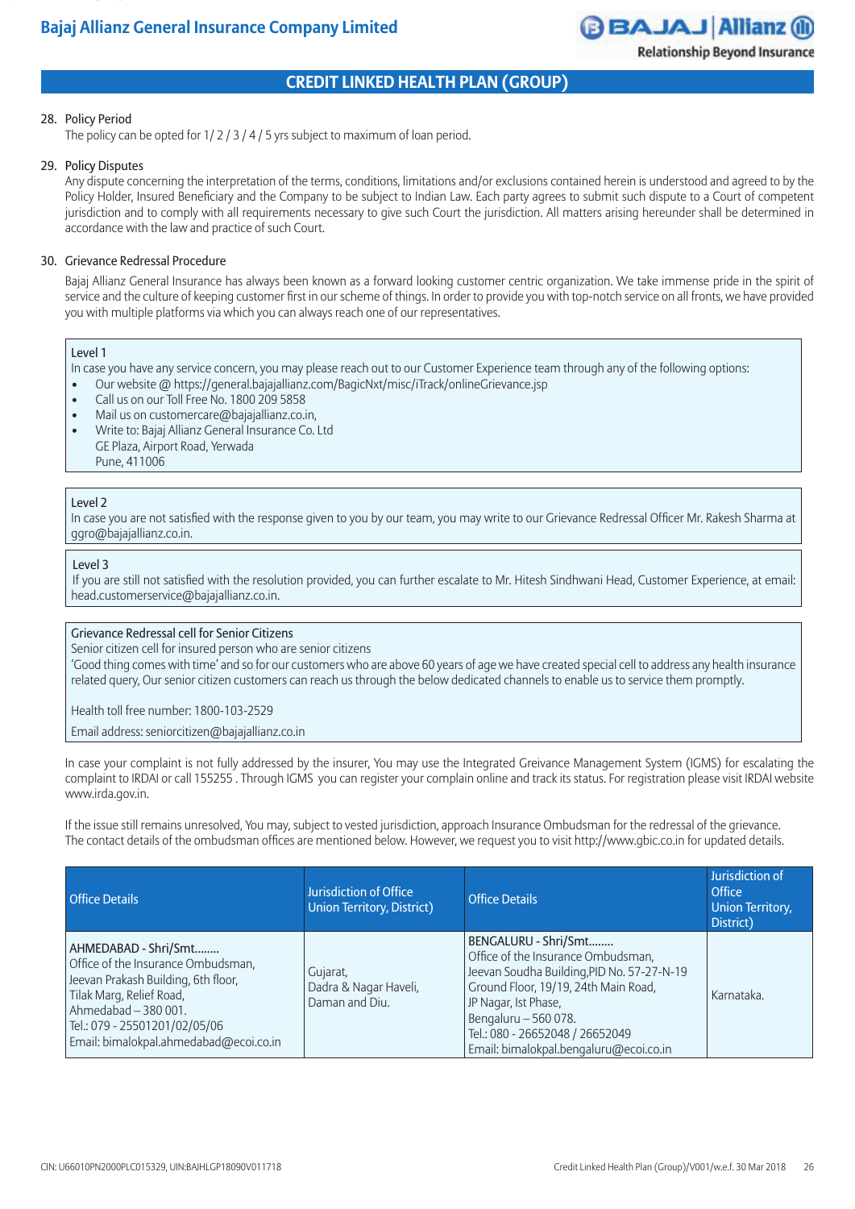28. Policy Period

The policy can be opted for 1 / 2 / 3 / 4 / 5 yrs subject to maximum of loan period.

29. Policy Disputes

Any dispute concerning the interpretation of the terms, conditions, limitations and/or exclusions contained herein is understood and agreed to by the Policy Holder, Insured Beneficiary and the Company to be subject to Indian Law. Each party agrees to submit such dispute to a Court of competent jurisdiction and to comply with all requirements necessary to give such Court the jurisdiction. All matters arising hereunder shall be determined in accordance with the law and practice of such Court.

30. Grievance Redressal Procedure

Bajaj Allianz General Insurance has always been known as a forward looking customer centric organization. We take immense pride in the spirit of service and the culture of keeping customer first in our scheme of things. In order to provide you with top-notch service on all fronts, we have provided you with multiple platforms via which you can always reach one of our representatives.

Level 1

In case you have any service concern, you may please reach out to our Customer Experience team through any of the following options:

- Our website @ https://general.bajajallianz.com/BagicNxt/misc/iTrack/onlineGrievance.jsp
- Call us on our Toll Free No. 1800 209 5858
- Mail us on customercare@bajajallianz.co.in,
- Write to: Bajaj Allianz General Insurance Co. Ltd
  GE Plaza, Airport Road, Yerwada
  Pune, 411006

Level 2

In case you are not satisfied with the response given to you by our team, you may write to our Grievance Redressal Officer Mr. Rakesh Sharma at ggro@bajajallianz.co.in.

Level 3

If you are still not satisfied with the resolution provided, you can further escalate to Mr. Hitesh Sindhwani Head, Customer Experience, at email: head.customerservice@bajajallianz.co.in.

Grievance Redressal cell for Senior Citizens

Senior citizen cell for insured person who are senior citizens

'Good thing comes with time' and so for our customers who are above 60 years of age we have created special cell to address any health insurance related query, Our senior citizen customers can reach us through the below dedicated channels to enable us to service them promptly.

Health toll free number: 1800-103-2529

Email address: seniorcitizen@bajajallianz.co.in

In case your complaint is not fully addressed by the insurer, You may use the Integrated Greivance Management System (IGMS) for escalating the complaint to IRDAI or call 155255 . Through IGMS you can register your complain online and track its status. For registration please visit IRDAI website www.irda.gov.in.

If the issue still remains unresolved, You may, subject to vested jurisdiction, approach Insurance Ombudsman for the redressal of the grievance. The contact details of the ombudsman offices are mentioned below. However, we request you to visit http://www.gbic.co.in for updated details.

| Office Details | Jurisdiction of Office Union Territory, District) | Office Details | Jurisdiction of Office Union Territory, District) |
|---|---|---|---|
| AHMEDABAD - Shri/Smt........<br>Office of the Insurance Ombudsman,<br>Jeevan Prakash Building, 6th floor,<br>Tilak Marg, Relief Road,<br>Ahmedabad – 380 001.<br>Tel.: 079 - 25501201/02/05/06<br>Email: bimalokpal.ahmedabad@ecoi.co.in | Gujarat,<br>Dadra & Nagar Haveli,<br>Daman and Diu. | BENGALURU - Shri/Smt........<br>Office of the Insurance Ombudsman,<br>Jeevan Soudha Building,PID No. 57-27-N-19<br>Ground Floor, 19/19, 24th Main Road,<br>JP Nagar, Ist Phase,<br>Bengaluru – 560 078.<br>Tel.: 080 - 26652048 / 26652049<br>Email: bimalokpal.bengaluru@ecoi.co.in | Karnataka. |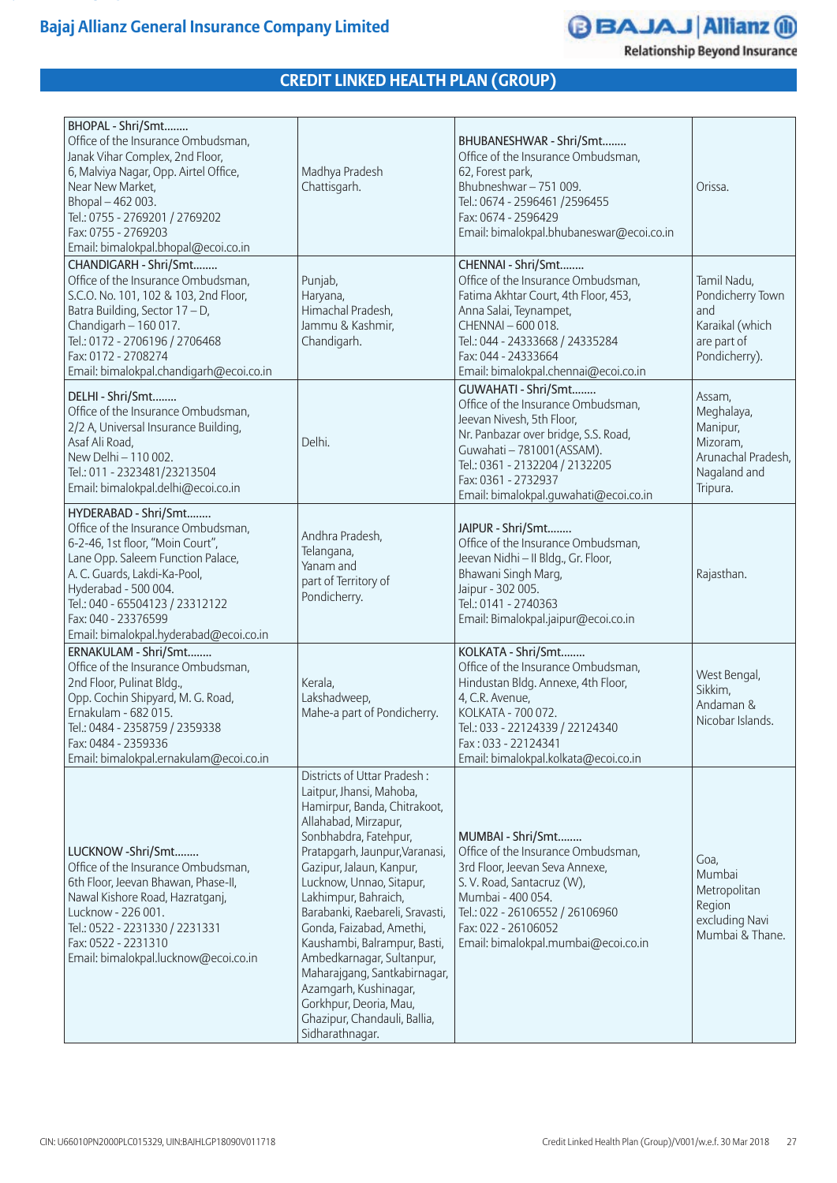## CREDIT LINKED HEALTH PLAN (GROUP)

| | | | |
|---|---|---|---|
| BHOPAL - Shri/Smt........<br>Office of the Insurance Ombudsman,<br>Janak Vihar Complex, 2nd Floor,<br>6, Malviya Nagar, Opp. Airtel Office,<br>Near New Market,<br>Bhopal – 462 003.<br>Tel.: 0755 - 2769201 / 2769202<br>Fax: 0755 - 2769203<br>Email: bimalokpal.bhopal@ecoi.co.in | Madhya Pradesh<br>Chattisgarh. | BHUBANESHWAR - Shri/Smt........<br>Office of the Insurance Ombudsman,<br>62, Forest park,<br>Bhubneshwar – 751 009.<br>Tel.: 0674 - 2596461 /2596455<br>Fax: 0674 - 2596429<br>Email: bimalokpal.bhubaneswar@ecoi.co.in | Orissa. |
| CHANDIGARH - Shri/Smt........<br>Office of the Insurance Ombudsman,<br>S.C.O. No. 101, 102 & 103, 2nd Floor,<br>Batra Building, Sector 17 – D,<br>Chandigarh – 160 017.<br>Tel.: 0172 - 2706196 / 2706468<br>Fax: 0172 - 2708274<br>Email: bimalokpal.chandigarh@ecoi.co.in | Punjab,<br>Haryana,<br>Himachal Pradesh,<br>Jammu & Kashmir,<br>Chandigarh. | CHENNAI - Shri/Smt........<br>Office of the Insurance Ombudsman,<br>Fatima Akhtar Court, 4th Floor, 453,<br>Anna Salai, Teynampet,<br>CHENNAI – 600 018.<br>Tel.: 044 - 24333668 / 24335284<br>Fax: 044 - 24333664<br>Email: bimalokpal.chennai@ecoi.co.in | Tamil Nadu,<br>Pondicherry Town<br>and<br>Karaikal (which<br>are part of<br>Pondicherry). |
| DELHI - Shri/Smt........<br>Office of the Insurance Ombudsman,<br>2/2 A, Universal Insurance Building,<br>Asaf Ali Road,<br>New Delhi – 110 002.<br>Tel.: 011 - 2323481/23213504<br>Email: bimalokpal.delhi@ecoi.co.in | Delhi. | GUWAHATI - Shri/Smt........<br>Office of the Insurance Ombudsman,<br>Jeevan Nivesh, 5th Floor,<br>Nr. Panbazar over bridge, S.S. Road,<br>Guwahati – 781001(ASSAM).<br>Tel.: 0361 - 2132204 / 2132205<br>Fax: 0361 - 2732937<br>Email: bimalokpal.guwahati@ecoi.co.in | Assam,<br>Meghalaya,<br>Manipur,<br>Mizoram,<br>Arunachal Pradesh,<br>Nagaland and<br>Tripura. |
| HYDERABAD - Shri/Smt........<br>Office of the Insurance Ombudsman,<br>6-2-46, 1st floor, "Moin Court",<br>Lane Opp. Saleem Function Palace,<br>A. C. Guards, Lakdi-Ka-Pool,<br>Hyderabad - 500 004.<br>Tel.: 040 - 65504123 / 23312122<br>Fax: 040 - 23376599<br>Email: bimalokpal.hyderabad@ecoi.co.in | Andhra Pradesh,<br>Telangana,<br>Yanam and<br>part of Territory of<br>Pondicherry. | JAIPUR - Shri/Smt........<br>Office of the Insurance Ombudsman,<br>Jeevan Nidhi – II Bldg., Gr. Floor,<br>Bhawani Singh Marg,<br>Jaipur - 302 005.<br>Tel.: 0141 - 2740363<br>Email: Bimalokpal.jaipur@ecoi.co.in | Rajasthan. |
| ERNAKULAM - Shri/Smt........<br>Office of the Insurance Ombudsman,<br>2nd Floor, Pulinat Bldg.,<br>Opp. Cochin Shipyard, M. G. Road,<br>Ernakulam - 682 015.<br>Tel.: 0484 - 2358759 / 2359338<br>Fax: 0484 - 2359336<br>Email: bimalokpal.ernakulam@ecoi.co.in | Kerala,<br>Lakshadweep,<br>Mahe-a part of Pondicherry. | KOLKATA - Shri/Smt........<br>Office of the Insurance Ombudsman,<br>Hindustan Bldg. Annexe, 4th Floor,<br>4, C.R. Avenue,<br>KOLKATA - 700 072.<br>Tel.: 033 - 22124339 / 22124340<br>Fax : 033 - 22124341<br>Email: bimalokpal.kolkata@ecoi.co.in | West Bengal,<br>Sikkim,<br>Andaman &<br>Nicobar Islands. |
| LUCKNOW -Shri/Smt........<br>Office of the Insurance Ombudsman,<br>6th Floor, Jeevan Bhawan, Phase-II,<br>Nawal Kishore Road, Hazratganj,<br>Lucknow - 226 001.<br>Tel.: 0522 - 2231330 / 2231331<br>Fax: 0522 - 2231310<br>Email: bimalokpal.lucknow@ecoi.co.in | Districts of Uttar Pradesh :<br>Laitpur, Jhansi, Mahoba,<br>Hamirpur, Banda, Chitrakoot,<br>Allahabad, Mirzapur,<br>Sonbhabdra, Fatehpur,<br>Pratapgarh, Jaunpur,Varanasi,<br>Gazipur, Jalaun, Kanpur,<br>Lucknow, Unnao, Sitapur,<br>Lakhimpur, Bahraich,<br>Barabanki, Raebareli, Sravasti,<br>Gonda, Faizabad, Amethi,<br>Kaushambi, Balrampur, Basti,<br>Ambedkarnagar, Sultanpur,<br>Maharajgang, Santkabirnagar,<br>Azamgarh, Kushinagar,<br>Gorkhpur, Deoria, Mau,<br>Ghazipur, Chandauli, Ballia,<br>Sidharathnagar. | MUMBAI - Shri/Smt........<br>Office of the Insurance Ombudsman,<br>3rd Floor, Jeevan Seva Annexe,<br>S. V. Road, Santacruz (W),<br>Mumbai - 400 054.<br>Tel.: 022 - 26106552 / 26106960<br>Fax: 022 - 26106052<br>Email: bimalokpal.mumbai@ecoi.co.in | Goa,<br>Mumbai<br>Metropolitan<br>Region<br>excluding Navi<br>Mumbai & Thane. |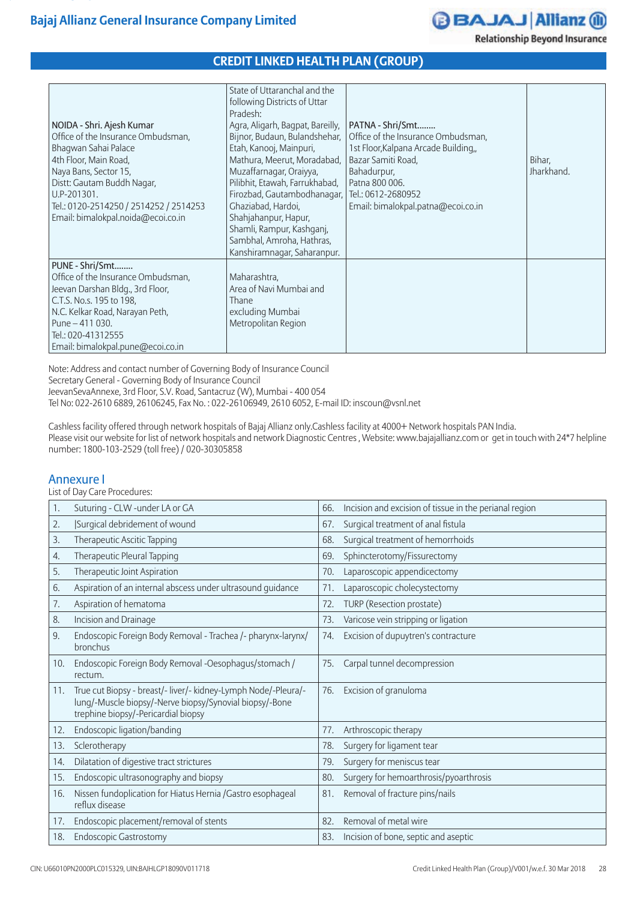| | | | |
|---|---|---|---|
| NOIDA - Shri. Ajesh Kumar<br>Office of the Insurance Ombudsman,<br>Bhagwan Sahai Palace<br>4th Floor, Main Road,<br>Naya Bans, Sector 15,<br>Distt: Gautam Buddh Nagar,<br>U.P-201301.<br>Tel.: 0120-2514250 / 2514252 / 2514253<br>Email: bimalokpal.noida@ecoi.co.in | State of Uttaranchal and the following Districts of Uttar Pradesh:<br>Agra, Aligarh, Bagpat, Bareilly, Bijnor, Budaun, Bulandshehar, Etah, Kanooj, Mainpuri, Mathura, Meerut, Moradabad, Muzaffarnagar, Oraiyya, Pilibhit, Etawah, Farrukhabad, Firozbad, Gautambodhanagar, Ghaziabad, Hardoi, Shahjahanpur, Hapur, Shamli, Rampur, Kashganj, Sambhal, Amroha, Hathras, Kanshiramnagar, Saharanpur. | PATNA - Shri/Smt........<br>Office of the Insurance Ombudsman,<br>1st Floor,Kalpana Arcade Building,,<br>Bazar Samiti Road,<br>Bahadurpur,<br>Patna 800 006.<br>Tel.: 0612-2680952<br>Email: bimalokpal.patna@ecoi.co.in | Bihar,<br>Jharkhand. |
| PUNE - Shri/Smt........<br>Office of the Insurance Ombudsman,<br>Jeevan Darshan Bldg., 3rd Floor,<br>C.T.S. No.s. 195 to 198,<br>N.C. Kelkar Road, Narayan Peth,<br>Pune – 411 030.<br>Tel.: 020-41312555<br>Email: bimalokpal.pune@ecoi.co.in | Maharashtra,<br>Area of Navi Mumbai and Thane<br>excluding Mumbai Metropolitan Region | | |

Note: Address and contact number of Governing Body of Insurance Council
Secretary General - Governing Body of Insurance Council
JeevanSevaAnnexe, 3rd Floor, S.V. Road, Santacruz (W), Mumbai - 400 054
Tel No: 022-2610 6889, 26106245, Fax No. : 022-26106949, 2610 6052, E-mail ID: inscoun@vsnl.net

Cashless facility offered through network hospitals of Bajaj Allianz only.Cashless facility at 4000+ Network hospitals PAN India.
Please visit our website for list of network hospitals and network Diagnostic Centres , Website: www.bajajallianz.com or get in touch with 24*7 helpline number: 1800-103-2529 (toll free) / 020-30305858

## Annexure I

List of Day Care Procedures:

| | | | |
|---|---|---|---|
| 1. | Suturing - CLW -under LA or GA | 66. | Incision and excision of tissue in the perianal region |
| 2. | \|Surgical debridement of wound | 67. | Surgical treatment of anal fistula |
| 3. | Therapeutic Ascitic Tapping | 68. | Surgical treatment of hemorrhoids |
| 4. | Therapeutic Pleural Tapping | 69. | Sphincterotomy/Fissurectomy |
| 5. | Therapeutic Joint Aspiration | 70. | Laparoscopic appendicectomy |
| 6. | Aspiration of an internal abscess under ultrasound guidance | 71. | Laparoscopic cholecystectomy |
| 7. | Aspiration of hematoma | 72. | TURP (Resection prostate) |
| 8. | Incision and Drainage | 73. | Varicose vein stripping or ligation |
| 9. | Endoscopic Foreign Body Removal - Trachea /- pharynx-larynx/ bronchus | 74. | Excision of dupuytren's contracture |
| 10. | Endoscopic Foreign Body Removal -Oesophagus/stomach / rectum. | 75. | Carpal tunnel decompression |
| 11. | True cut Biopsy - breast/- liver/- kidney-Lymph Node/-Pleura/- lung/-Muscle biopsy/-Nerve biopsy/Synovial biopsy/-Bone trephine biopsy/-Pericardial biopsy | 76. | Excision of granuloma |
| 12. | Endoscopic ligation/banding | 77. | Arthroscopic therapy |
| 13. | Sclerotherapy | 78. | Surgery for ligament tear |
| 14. | Dilatation of digestive tract strictures | 79. | Surgery for meniscus tear |
| 15. | Endoscopic ultrasonography and biopsy | 80. | Surgery for hemoarthrosis/pyoarthrosis |
| 16. | Nissen fundoplication for Hiatus Hernia /Gastro esophageal reflux disease | 81. | Removal of fracture pins/nails |
| 17. | Endoscopic placement/removal of stents | 82. | Removal of metal wire |
| 18. | Endoscopic Gastrostomy | 83. | Incision of bone, septic and aseptic |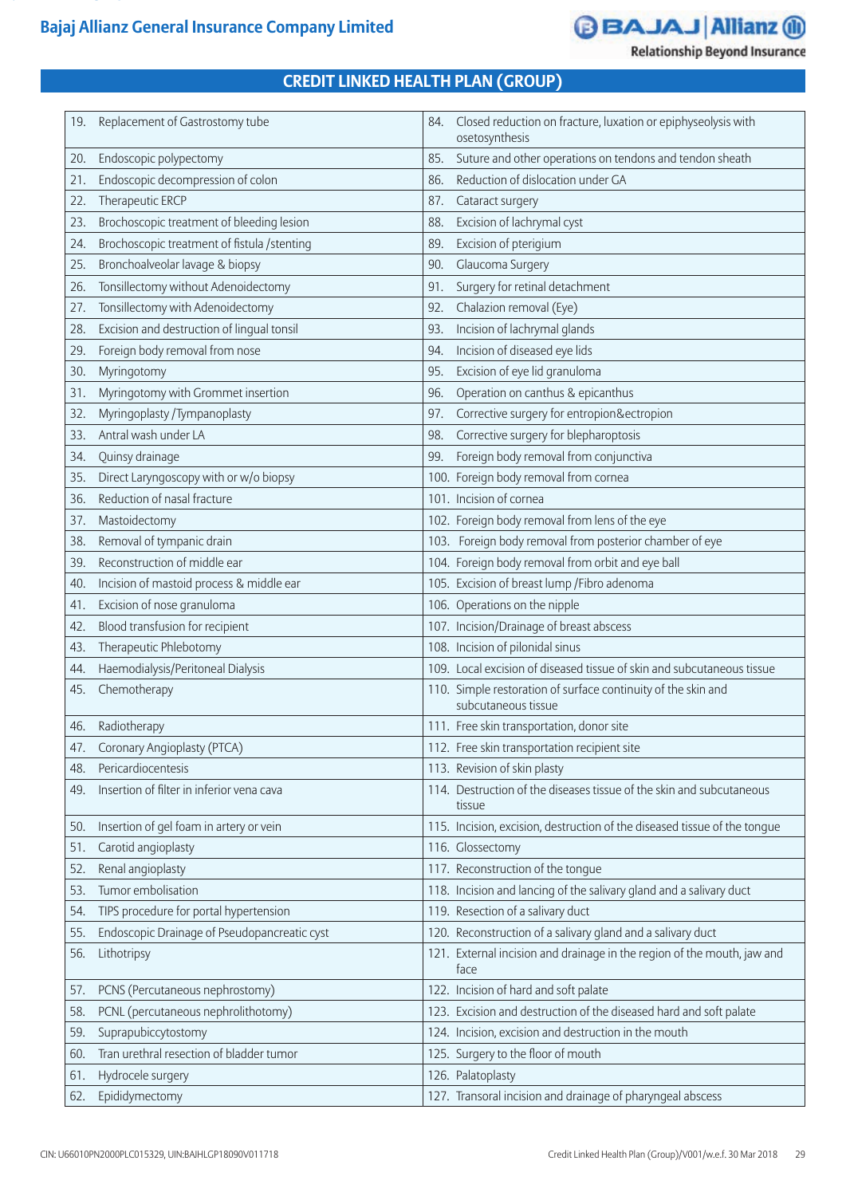## CREDIT LINKED HEALTH PLAN (GROUP)

| | |
|---|---|
| 19. Replacement of Gastrostomy tube | 84. Closed reduction on fracture, luxation or epiphyseolysis with osetosynthesis |
| 20. Endoscopic polypectomy | 85. Suture and other operations on tendons and tendon sheath |
| 21. Endoscopic decompression of colon | 86. Reduction of dislocation under GA |
| 22. Therapeutic ERCP | 87. Cataract surgery |
| 23. Brochoscopic treatment of bleeding lesion | 88. Excision of lachrymal cyst |
| 24. Brochoscopic treatment of fistula /stenting | 89. Excision of pterigium |
| 25. Bronchoalveolar lavage & biopsy | 90. Glaucoma Surgery |
| 26. Tonsillectomy without Adenoidectomy | 91. Surgery for retinal detachment |
| 27. Tonsillectomy with Adenoidectomy | 92. Chalazion removal (Eye) |
| 28. Excision and destruction of lingual tonsil | 93. Incision of lachrymal glands |
| 29. Foreign body removal from nose | 94. Incision of diseased eye lids |
| 30. Myringotomy | 95. Excision of eye lid granuloma |
| 31. Myringotomy with Grommet insertion | 96. Operation on canthus & epicanthus |
| 32. Myringoplasty /Tympanoplasty | 97. Corrective surgery for entropion&ectropion |
| 33. Antral wash under LA | 98. Corrective surgery for blepharoptosis |
| 34. Quinsy drainage | 99. Foreign body removal from conjunctiva |
| 35. Direct Laryngoscopy with or w/o biopsy | 100. Foreign body removal from cornea |
| 36. Reduction of nasal fracture | 101. Incision of cornea |
| 37. Mastoidectomy | 102. Foreign body removal from lens of the eye |
| 38. Removal of tympanic drain | 103. Foreign body removal from posterior chamber of eye |
| 39. Reconstruction of middle ear | 104. Foreign body removal from orbit and eye ball |
| 40. Incision of mastoid process & middle ear | 105. Excision of breast lump /Fibro adenoma |
| 41. Excision of nose granuloma | 106. Operations on the nipple |
| 42. Blood transfusion for recipient | 107. Incision/Drainage of breast abscess |
| 43. Therapeutic Phlebotomy | 108. Incision of pilonidal sinus |
| 44. Haemodialysis/Peritoneal Dialysis | 109. Local excision of diseased tissue of skin and subcutaneous tissue |
| 45. Chemotherapy | 110. Simple restoration of surface continuity of the skin and subcutaneous tissue |
| 46. Radiotherapy | 111. Free skin transportation, donor site |
| 47. Coronary Angioplasty (PTCA) | 112. Free skin transportation recipient site |
| 48. Pericardiocentesis | 113. Revision of skin plasty |
| 49. Insertion of filter in inferior vena cava | 114. Destruction of the diseases tissue of the skin and subcutaneous tissue |
| 50. Insertion of gel foam in artery or vein | 115. Incision, excision, destruction of the diseased tissue of the tongue |
| 51. Carotid angioplasty | 116. Glossectomy |
| 52. Renal angioplasty | 117. Reconstruction of the tongue |
| 53. Tumor embolisation | 118. Incision and lancing of the salivary gland and a salivary duct |
| 54. TIPS procedure for portal hypertension | 119. Resection of a salivary duct |
| 55. Endoscopic Drainage of Pseudopancreatic cyst | 120. Reconstruction of a salivary gland and a salivary duct |
| 56. Lithotripsy | 121. External incision and drainage in the region of the mouth, jaw and face |
| 57. PCNS (Percutaneous nephrostomy) | 122. Incision of hard and soft palate |
| 58. PCNL (percutaneous nephrolithotomy) | 123. Excision and destruction of the diseased hard and soft palate |
| 59. Suprapubiccytostomy | 124. Incision, excision and destruction in the mouth |
| 60. Tran urethral resection of bladder tumor | 125. Surgery to the floor of mouth |
| 61. Hydrocele surgery | 126. Palatoplasty |
| 62. Epididymectomy | 127. Transoral incision and drainage of pharyngeal abscess |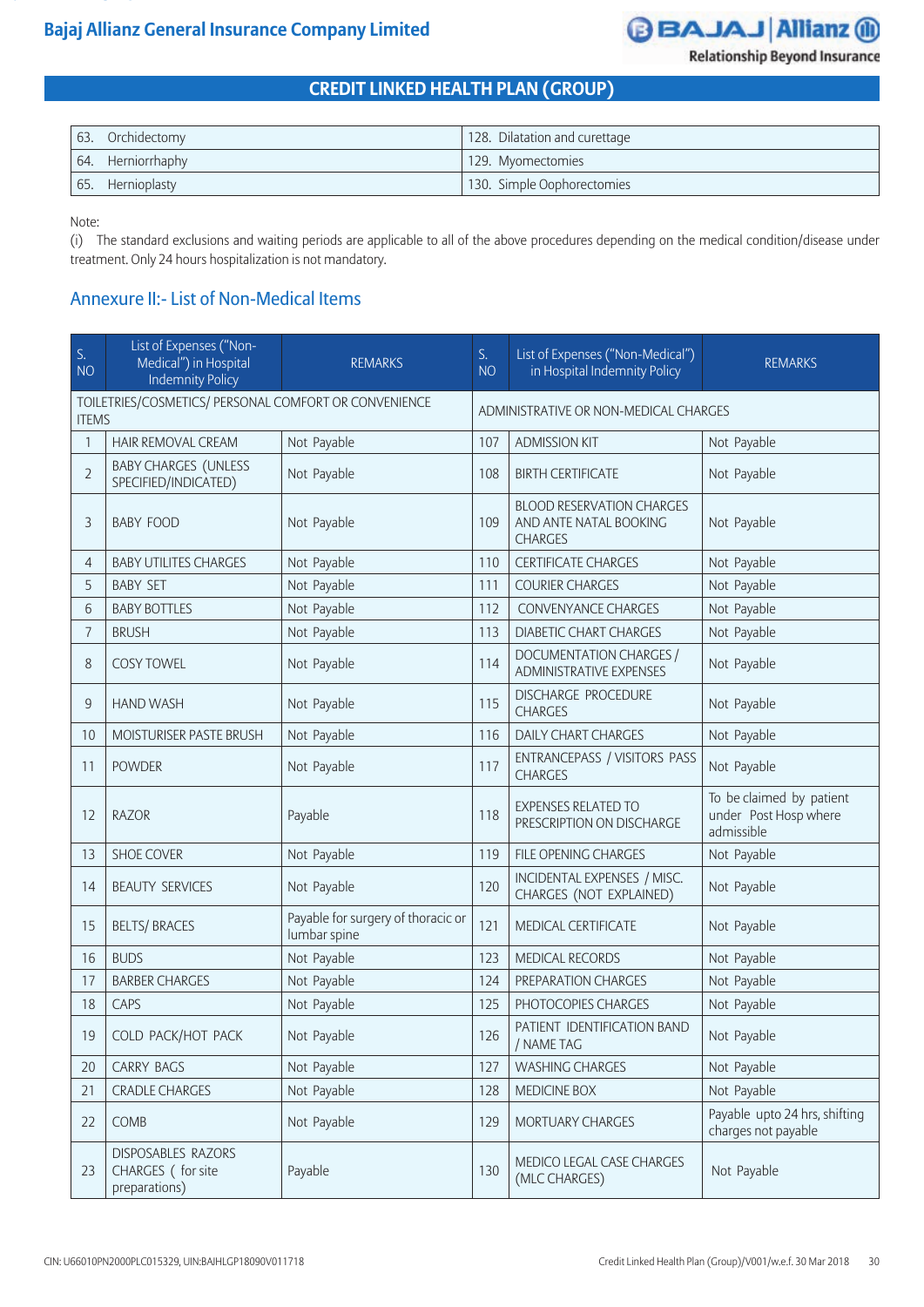| | |
|---|---|
| 63. Orchidectomy | 128. Dilatation and curettage |
| 64. Herniorrhaphy | 129. Myomectomies |
| 65. Hernioplasty | 130. Simple Oophorectomies |

Note:

(i) The standard exclusions and waiting periods are applicable to all of the above procedures depending on the medical condition/disease under treatment. Only 24 hours hospitalization is not mandatory.

## Annexure II:- List of Non-Medical Items

| S. NO | List of Expenses ("Non-Medical") in Hospital Indemnity Policy | REMARKS | S. NO | List of Expenses ("Non-Medical") in Hospital Indemnity Policy | REMARKS |
|---|---|---|---|---|---|
| TOILETRIES/COSMETICS/ PERSONAL COMFORT OR CONVENIENCE ITEMS | | | ADMINISTRATIVE OR NON-MEDICAL CHARGES | | |
| 1 | HAIR REMOVAL CREAM | Not Payable | 107 | ADMISSION KIT | Not Payable |
| 2 | BABY CHARGES (UNLESS SPECIFIED/INDICATED) | Not Payable | 108 | BIRTH CERTIFICATE | Not Payable |
| 3 | BABY FOOD | Not Payable | 109 | BLOOD RESERVATION CHARGES AND ANTE NATAL BOOKING CHARGES | Not Payable |
| 4 | BABY UTILITES CHARGES | Not Payable | 110 | CERTIFICATE CHARGES | Not Payable |
| 5 | BABY SET | Not Payable | 111 | COURIER CHARGES | Not Payable |
| 6 | BABY BOTTLES | Not Payable | 112 | CONVENYANCE CHARGES | Not Payable |
| 7 | BRUSH | Not Payable | 113 | DIABETIC CHART CHARGES | Not Payable |
| 8 | COSY TOWEL | Not Payable | 114 | DOCUMENTATION CHARGES / ADMINISTRATIVE EXPENSES | Not Payable |
| 9 | HAND WASH | Not Payable | 115 | DISCHARGE PROCEDURE CHARGES | Not Payable |
| 10 | MOISTURISER PASTE BRUSH | Not Payable | 116 | DAILY CHART CHARGES | Not Payable |
| 11 | POWDER | Not Payable | 117 | ENTRANCEPASS / VISITORS PASS CHARGES | Not Payable |
| 12 | RAZOR | Payable | 118 | EXPENSES RELATED TO PRESCRIPTION ON DISCHARGE | To be claimed by patient under Post Hosp where admissible |
| 13 | SHOE COVER | Not Payable | 119 | FILE OPENING CHARGES | Not Payable |
| 14 | BEAUTY SERVICES | Not Payable | 120 | INCIDENTAL EXPENSES / MISC. CHARGES (NOT EXPLAINED) | Not Payable |
| 15 | BELTS/ BRACES | Payable for surgery of thoracic or lumbar spine | 121 | MEDICAL CERTIFICATE | Not Payable |
| 16 | BUDS | Not Payable | 123 | MEDICAL RECORDS | Not Payable |
| 17 | BARBER CHARGES | Not Payable | 124 | PREPARATION CHARGES | Not Payable |
| 18 | CAPS | Not Payable | 125 | PHOTOCOPIES CHARGES | Not Payable |
| 19 | COLD PACK/HOT PACK | Not Payable | 126 | PATIENT IDENTIFICATION BAND / NAME TAG | Not Payable |
| 20 | CARRY BAGS | Not Payable | 127 | WASHING CHARGES | Not Payable |
| 21 | CRADLE CHARGES | Not Payable | 128 | MEDICINE BOX | Not Payable |
| 22 | COMB | Not Payable | 129 | MORTUARY CHARGES | Payable upto 24 hrs, shifting charges not payable |
| 23 | DISPOSABLES RAZORS CHARGES ( for site preparations) | Payable | 130 | MEDICO LEGAL CASE CHARGES (MLC CHARGES) | Not Payable |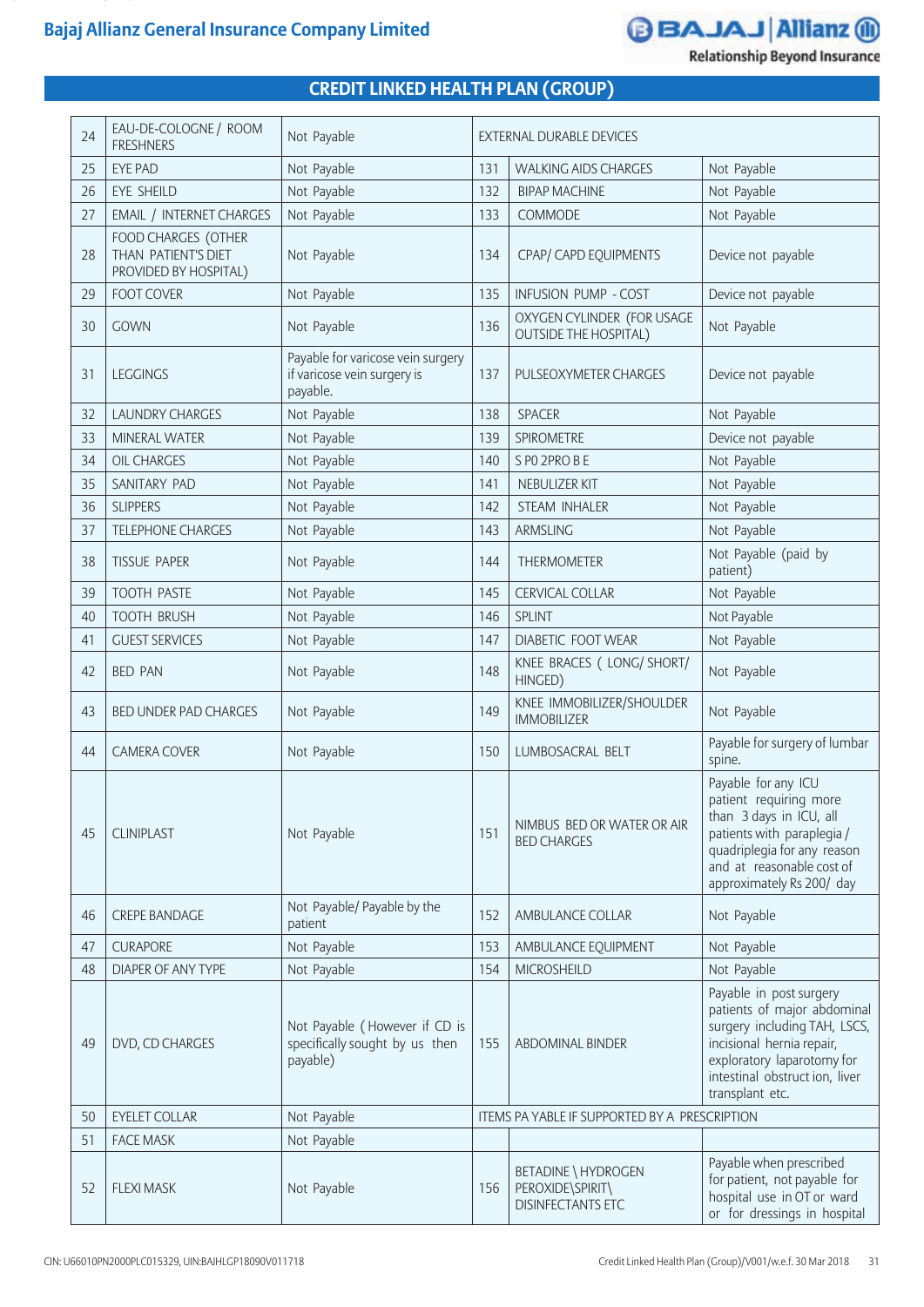# CREDIT LINKED HEALTH PLAN (GROUP)

| | | | | | |
|---|---|---|---|---|---|
| 24 | EAU-DE-COLOGNE / ROOM FRESHNERS | Not Payable | EXTERNAL DURABLE DEVICES | | |
| 25 | EYE PAD | Not Payable | 131 | WALKING AIDS CHARGES | Not Payable |
| 26 | EYE SHEILD | Not Payable | 132 | BIPAP MACHINE | Not Payable |
| 27 | EMAIL / INTERNET CHARGES | Not Payable | 133 | COMMODE | Not Payable |
| 28 | FOOD CHARGES (OTHER THAN PATIENT'S DIET PROVIDED BY HOSPITAL) | Not Payable | 134 | CPAP/ CAPD EQUIPMENTS | Device not payable |
| 29 | FOOT COVER | Not Payable | 135 | INFUSION PUMP - COST | Device not payable |
| 30 | GOWN | Not Payable | 136 | OXYGEN CYLINDER (FOR USAGE OUTSIDE THE HOSPITAL) | Not Payable |
| 31 | LEGGINGS | Payable for varicose vein surgery if varicose vein surgery is payable. | 137 | PULSEOXYMETER CHARGES | Device not payable |
| 32 | LAUNDRY CHARGES | Not Payable | 138 | SPACER | Not Payable |
| 33 | MINERAL WATER | Not Payable | 139 | SPIROMETRE | Device not payable |
| 34 | OIL CHARGES | Not Payable | 140 | S P0 2PRO B E | Not Payable |
| 35 | SANITARY PAD | Not Payable | 141 | NEBULIZER KIT | Not Payable |
| 36 | SLIPPERS | Not Payable | 142 | STEAM INHALER | Not Payable |
| 37 | TELEPHONE CHARGES | Not Payable | 143 | ARMSLING | Not Payable |
| 38 | TISSUE PAPER | Not Payable | 144 | THERMOMETER | Not Payable (paid by patient) |
| 39 | TOOTH PASTE | Not Payable | 145 | CERVICAL COLLAR | Not Payable |
| 40 | TOOTH BRUSH | Not Payable | 146 | SPLINT | Not Payable |
| 41 | GUEST SERVICES | Not Payable | 147 | DIABETIC FOOT WEAR | Not Payable |
| 42 | BED PAN | Not Payable | 148 | KNEE BRACES ( LONG/ SHORT/ HINGED) | Not Payable |
| 43 | BED UNDER PAD CHARGES | Not Payable | 149 | KNEE IMMOBILIZER/SHOULDER IMMOBILIZER | Not Payable |
| 44 | CAMERA COVER | Not Payable | 150 | LUMBOSACRAL BELT | Payable for surgery of lumbar spine. |
| 45 | CLINIPLAST | Not Payable | 151 | NIMBUS BED OR WATER OR AIR BED CHARGES | Payable for any ICU patient requiring more than 3 days in ICU, all patients with paraplegia / quadriplegia for any reason and at reasonable cost of approximately Rs 200/ day |
| 46 | CREPE BANDAGE | Not Payable/ Payable by the patient | 152 | AMBULANCE COLLAR | Not Payable |
| 47 | CURAPORE | Not Payable | 153 | AMBULANCE EQUIPMENT | Not Payable |
| 48 | DIAPER OF ANY TYPE | Not Payable | 154 | MICROSHEILD | Not Payable |
| 49 | DVD, CD CHARGES | Not Payable ( However if CD is specifically sought by us then payable) | 155 | ABDOMINAL BINDER | Payable in post surgery patients of major abdominal surgery including TAH, LSCS, incisional hernia repair, exploratory laparotomy for intestinal obstruct ion, liver transplant etc. |
| 50 | EYELET COLLAR | Not Payable | ITEMS PA YABLE IF SUPPORTED BY A PRESCRIPTION | | |
| 51 | FACE MASK | Not Payable | | | |
| 52 | FLEXI MASK | Not Payable | 156 | BETADINE \ HYDROGEN PEROXIDE\SPIRIT\ DISINFECTANTS ETC | Payable when prescribed for patient, not payable for hospital use in OT or ward or for dressings in hospital |

CIN: U66010PN2000PLC015329, UIN:BAJHLGP18090V011718

Credit Linked Health Plan (Group)/V001/w.e.f. 30 Mar 2018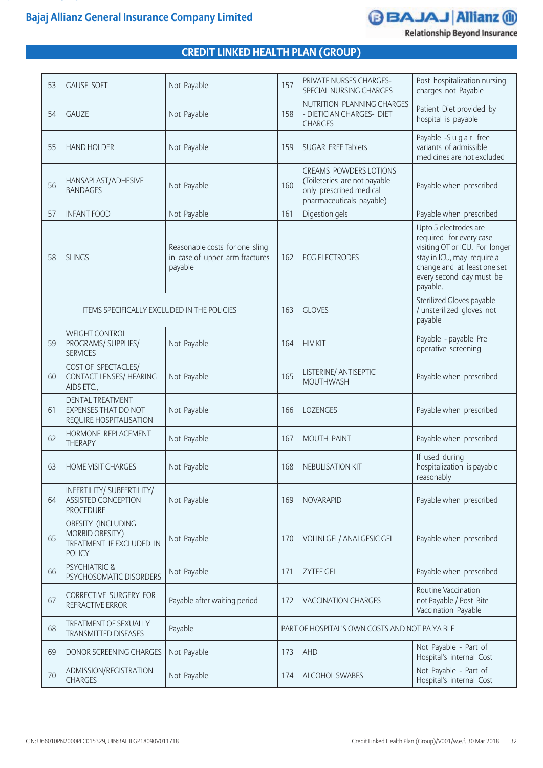# CREDIT LINKED HEALTH PLAN (GROUP)

| | | | | | |
|---|---|---|---|---|---|
| 53 | GAUSE SOFT | Not Payable | 157 | PRIVATE NURSES CHARGES- SPECIAL NURSING CHARGES | Post hospitalization nursing charges not Payable |
| 54 | GAUZE | Not Payable | 158 | NUTRITION PLANNING CHARGES - DIETICIAN CHARGES- DIET CHARGES | Patient Diet provided by hospital is payable |
| 55 | HAND HOLDER | Not Payable | 159 | SUGAR FREE Tablets | Payable -Sugar free variants of admissible medicines are not excluded |
| 56 | HANSAPLAST/ADHESIVE BANDAGES | Not Payable | 160 | CREAMS POWDERS LOTIONS (Toileteries are not payable only prescribed medical pharmaceuticals payable) | Payable when prescribed |
| 57 | INFANT FOOD | Not Payable | 161 | Digestion gels | Payable when prescribed |
| 58 | SLINGS | Reasonable costs for one sling in case of upper arm fractures payable | 162 | ECG ELECTRODES | Upto 5 electrodes are required for every case visiting OT or ICU. For longer stay in ICU, may require a change and at least one set every second day must be payable. |
| ITEMS SPECIFICALLY EXCLUDED IN THE POLICIES | | | 163 | GLOVES | Sterilized Gloves payable / unsterilized gloves not payable |
| 59 | WEIGHT CONTROL PROGRAMS/ SUPPLIES/ SERVICES | Not Payable | 164 | HIV KIT | Payable - payable Pre operative screening |
| 60 | COST OF SPECTACLES/ CONTACT LENSES/ HEARING AIDS ETC., | Not Payable | 165 | LISTERINE/ ANTISEPTIC MOUTHWASH | Payable when prescribed |
| 61 | DENTAL TREATMENT EXPENSES THAT DO NOT REQUIRE HOSPITALISATION | Not Payable | 166 | LOZENGES | Payable when prescribed |
| 62 | HORMONE REPLACEMENT THERAPY | Not Payable | 167 | MOUTH PAINT | Payable when prescribed |
| 63 | HOME VISIT CHARGES | Not Payable | 168 | NEBULISATION KIT | If used during hospitalization is payable reasonably |
| 64 | INFERTILITY/ SUBFERTILITY/ ASSISTED CONCEPTION PROCEDURE | Not Payable | 169 | NOVARAPID | Payable when prescribed |
| 65 | OBESITY (INCLUDING MORBID OBESITY) TREATMENT IF EXCLUDED IN POLICY | Not Payable | 170 | VOLINI GEL/ ANALGESIC GEL | Payable when prescribed |
| 66 | PSYCHIATRIC & PSYCHOSOMATIC DISORDERS | Not Payable | 171 | ZYTEE GEL | Payable when prescribed |
| 67 | CORRECTIVE SURGERY FOR REFRACTIVE ERROR | Payable after waiting period | 172 | VACCINATION CHARGES | Routine Vaccination not Payable / Post Bite Vaccination Payable |
| 68 | TREATMENT OF SEXUALLY TRANSMITTED DISEASES | Payable | PART OF HOSPITAL'S OWN COSTS AND NOT PAYABLE | | |
| 69 | DONOR SCREENING CHARGES | Not Payable | 173 | AHD | Not Payable - Part of Hospital's internal Cost |
| 70 | ADMISSION/REGISTRATION CHARGES | Not Payable | 174 | ALCOHOL SWABES | Not Payable - Part of Hospital's internal Cost |

CIN: U66010PN2000PLC015329, UIN:BAJHLGP18090V011718

Credit Linked Health Plan (Group)/V001/w.e.f. 30 Mar 2018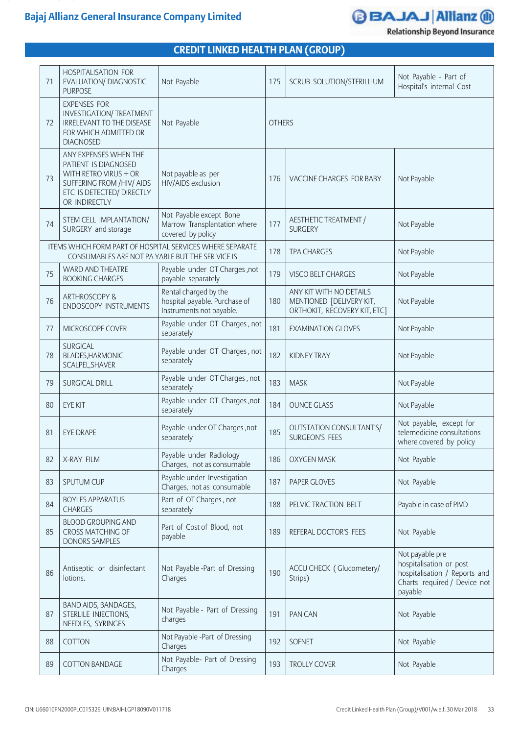## CREDIT LINKED HEALTH PLAN (GROUP)

| | | | | | |
|---|---|---|---|---|---|
| 71 | HOSPITALISATION FOR EVALUATION/ DIAGNOSTIC PURPOSE | Not Payable | 175 | SCRUB SOLUTION/STERILLIUM | Not Payable - Part of Hospital's internal Cost |
| 72 | EXPENSES FOR INVESTIGATION/ TREATMENT IRRELEVANT TO THE DISEASE FOR WHICH ADMITTED OR DIAGNOSED | Not Payable | OTHERS | | |
| 73 | ANY EXPENSES WHEN THE PATIENT IS DIAGNOSED WITH RETRO VIRUS + OR SUFFERING FROM /HIV/ AIDS ETC IS DETECTED/ DIRECTLY OR INDIRECTLY | Not payable as per HIV/AIDS exclusion | 176 | VACCINE CHARGES FOR BABY | Not Payable |
| 74 | STEM CELL IMPLANTATION/ SURGERY and storage | Not Payable except Bone Marrow Transplantation where covered by policy | 177 | AESTHETIC TREATMENT / SURGERY | Not Payable |
| ITEMS WHICH FORM PART OF HOSPITAL SERVICES WHERE SEPARATE CONSUMABLES ARE NOT PA YABLE BUT THE SER VICE IS | | | 178 | TPA CHARGES | Not Payable |
| 75 | WARD AND THEATRE BOOKING CHARGES | Payable under OT Charges ,not payable separately | 179 | VISCO BELT CHARGES | Not Payable |
| 76 | ARTHROSCOPY & ENDOSCOPY INSTRUMENTS | Rental charged by the hospital payable. Purchase of Instruments not payable. | 180 | ANY KIT WITH NO DETAILS MENTIONED [DELIVERY KIT, ORTHOKIT, RECOVERY KIT, ETC] | Not Payable |
| 77 | MICROSCOPE COVER | Payable under OT Charges , not separately | 181 | EXAMINATION GLOVES | Not Payable |
| 78 | SURGICAL BLADES,HARMONIC SCALPEL,SHAVER | Payable under OT Charges , not separately | 182 | KIDNEY TRAY | Not Payable |
| 79 | SURGICAL DRILL | Payable under OT Charges , not separately | 183 | MASK | Not Payable |
| 80 | EYE KIT | Payable under OT Charges ,not separately | 184 | OUNCE GLASS | Not Payable |
| 81 | EYE DRAPE | Payable under OT Charges ,not separately | 185 | OUTSTATION CONSULTANT'S/ SURGEON'S FEES | Not payable, except for telemedicine consultations where covered by policy |
| 82 | X-RAY FILM | Payable under Radiology Charges, not as consumable | 186 | OXYGEN MASK | Not Payable |
| 83 | SPUTUM CUP | Payable under Investigation Charges, not as consumable | 187 | PAPER GLOVES | Not Payable |
| 84 | BOYLES APPARATUS CHARGES | Part of OT Charges , not separately | 188 | PELVIC TRACTION BELT | Payable in case of PIVD |
| 85 | BLOOD GROUPING AND CROSS MATCHING OF DONORS SAMPLES | Part of Cost of Blood, not payable | 189 | REFERAL DOCTOR'S FEES | Not Payable |
| 86 | Antiseptic or disinfectant lotions. | Not Payable -Part of Dressing Charges | 190 | ACCU CHECK ( Glucometery/ Strips) | Not payable pre hospitalisation or post hospitalisation / Reports and Charts required / Device not payable |
| 87 | BAND AIDS, BANDAGES, STERLILE INJECTIONS, NEEDLES, SYRINGES | Not Payable - Part of Dressing charges | 191 | PAN CAN | Not Payable |
| 88 | COTTON | Not Payable -Part of Dressing Charges | 192 | SOFNET | Not Payable |
| 89 | COTTON BANDAGE | Not Payable- Part of Dressing Charges | 193 | TROLLY COVER | Not Payable |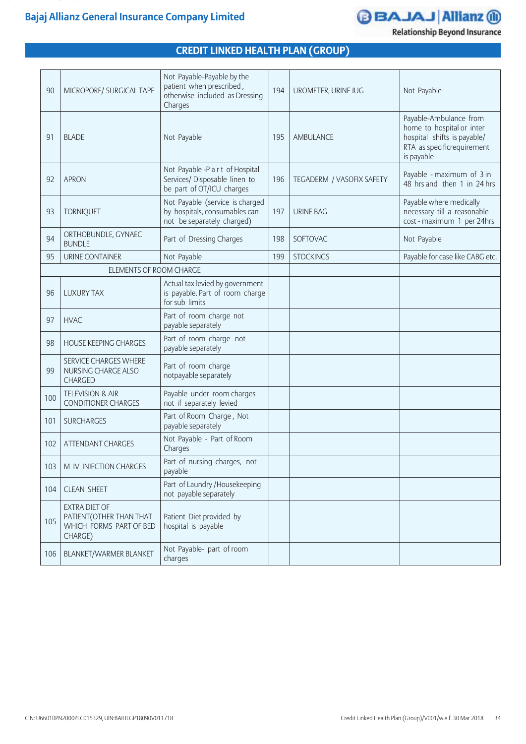## CREDIT LINKED HEALTH PLAN (GROUP)

| | | | | | |
|---|---|---|---|---|---|
| 90 | MICROPORE/ SURGICAL TAPE | Not Payable-Payable by the patient when prescribed , otherwise included as Dressing Charges | 194 | UROMETER, URINE JUG | Not Payable |
| 91 | BLADE | Not Payable | 195 | AMBULANCE | Payable-Ambulance from home to hospital or inter hospital shifts is payable/ RTA as specificrequirement is payable |
| 92 | APRON | Not Payable -P a r t of Hospital Services/ Disposable linen to be part of OT/ICU charges | 196 | TEGADERM / VASOFIX SAFETY | Payable - maximum of 3 in 48 hrs and then 1 in 24 hrs |
| 93 | TORNIQUET | Not Payable (service is charged by hospitals, consumables can not be separately charged) | 197 | URINE BAG | Payable where medically necessary till a reasonable cost - maximum 1 per 24hrs |
| 94 | ORTHOBUNDLE, GYNAEC BUNDLE | Part of Dressing Charges | 198 | SOFTOVAC | Not Payable |
| 95 | URINE CONTAINER | Not Payable | 199 | STOCKINGS | Payable for case like CABG etc. |
| | ELEMENTS OF ROOM CHARGE | | | | |
| 96 | LUXURY TAX | Actual tax levied by government is payable. Part of room charge for sub limits | | | |
| 97 | HVAC | Part of room charge not payable separately | | | |
| 98 | HOUSE KEEPING CHARGES | Part of room charge not payable separately | | | |
| 99 | SERVICE CHARGES WHERE NURSING CHARGE ALSO CHARGED | Part of room charge notpayable separately | | | |
| 100 | TELEVISION & AIR CONDITIONER CHARGES | Payable under room charges not if separately levied | | | |
| 101 | SURCHARGES | Part of Room Charge , Not payable separately | | | |
| 102 | ATTENDANT CHARGES | Not Payable - Part of Room Charges | | | |
| 103 | M IV INJECTION CHARGES | Part of nursing charges, not payable | | | |
| 104 | CLEAN SHEET | Part of Laundry /Housekeeping not payable separately | | | |
| 105 | EXTRA DIET OF PATIENT(OTHER THAN THAT WHICH FORMS PART OF BED CHARGE) | Patient Diet provided by hospital is payable | | | |
| 106 | BLANKET/WARMER BLANKET | Not Payable- part of room charges | | | |

CIN: U66010PN2000PLC015329, UIN:BAJHLGP18090V011718

Credit Linked Health Plan (Group)/V001/w.e.f. 30 Mar 2018